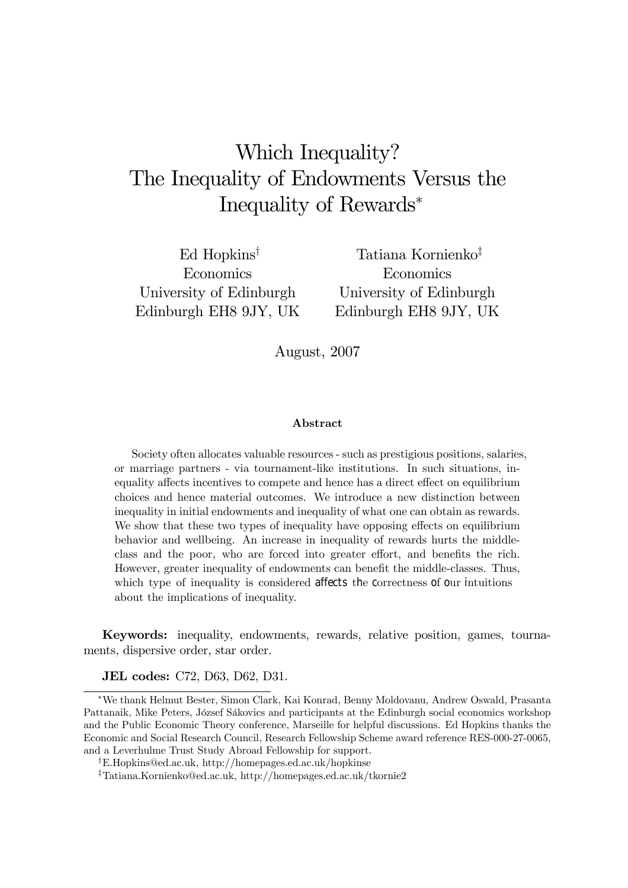# Which Inequality? The Inequality of Endowments Versus the Inequality of Rewards*

Ed Hopkins[†]
Economics
University of Edinburgh
Edinburgh EH8 9JY, UK

Tatiana Kornienko[‡]
Economics
University of Edinburgh
Edinburgh EH8 9JY, UK

August, 2007

**Abstract**

Society often allocates valuable resources - such as prestigious positions, salaries, or marriage partners - via tournament-like institutions. In such situations, inequality affects incentives to compete and hence has a direct effect on equilibrium choices and hence material outcomes. We introduce a new distinction between inequality in initial endowments and inequality of what one can obtain as rewards. We show that these two types of inequality have opposing effects on equilibrium behavior and wellbeing. An increase in inequality of rewards hurts the middle-class and the poor, who are forced into greater effort, and benefits the rich. However, greater inequality of endowments can benefit the middle-classes. Thus, which type of inequality is considered affects the correctness of our intuitions about the implications of inequality.

**Keywords:** inequality, endowments, rewards, relative position, games, tournaments, dispersive order, star order.

**JEL codes:** C72, D63, D62, D31.

---

*We thank Helmut Bester, Simon Clark, Kai Konrad, Benny Moldovanu, Andrew Oswald, Prasanta Pattanaik, Mike Peters, József Sákovics and participants at the Edinburgh social economics workshop and the Public Economic Theory conference, Marseille for helpful discussions. Ed Hopkins thanks the Economic and Social Research Council, Research Fellowship Scheme award reference RES-000-27-0065, and a Leverhulme Trust Study Abroad Fellowship for support.

[†]E.Hopkins@ed.ac.uk, http://homepages.ed.ac.uk/hopkinse

[‡]Tatiana.Kornienko@ed.ac.uk, http://homepages.ed.ac.uk/tkornie2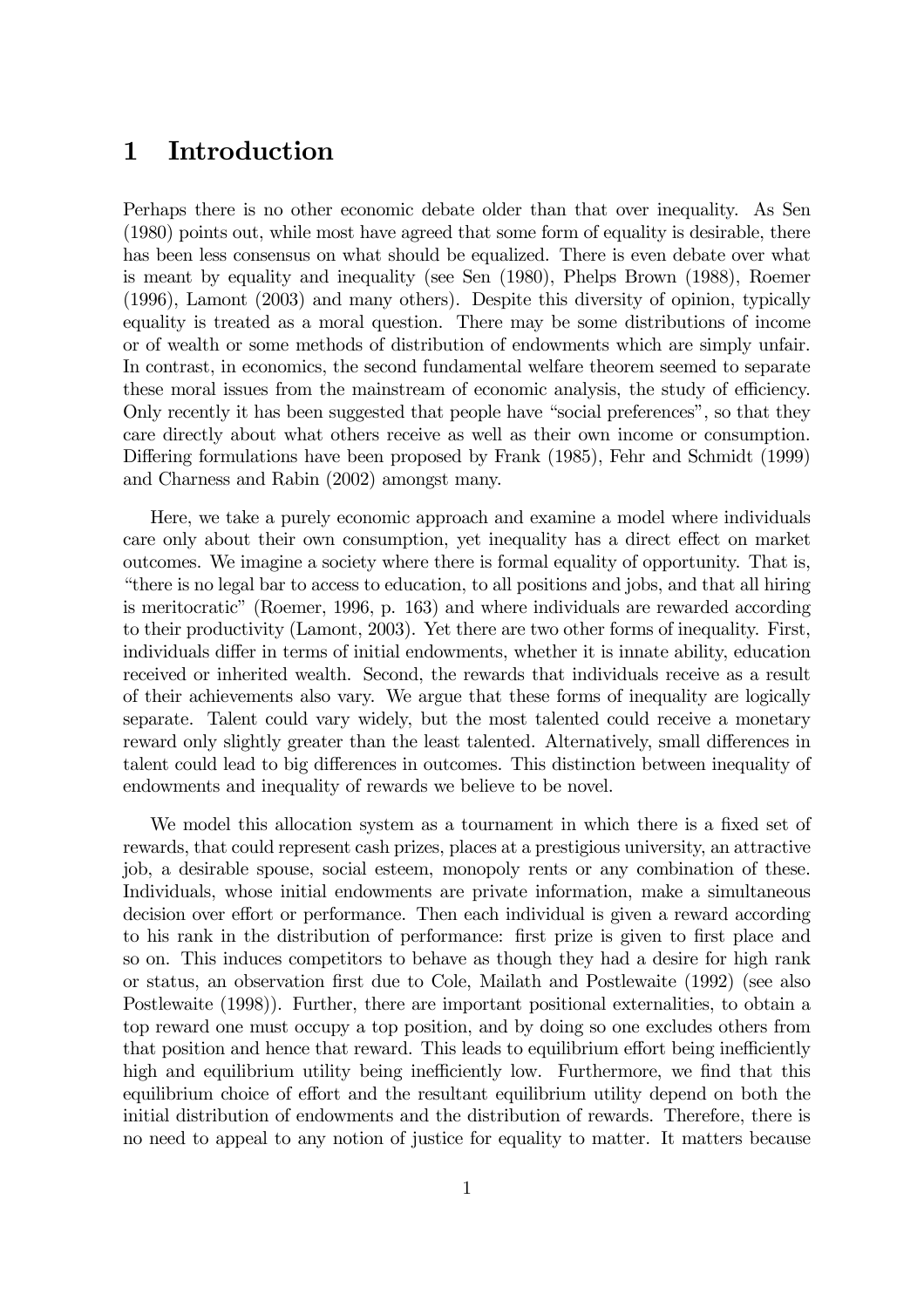# 1 Introduction

Perhaps there is no other economic debate older than that over inequality. As Sen (1980) points out, while most have agreed that some form of equality is desirable, there has been less consensus on what should be equalized. There is even debate over what is meant by equality and inequality (see Sen (1980), Phelps Brown (1988), Roemer (1996), Lamont (2003) and many others). Despite this diversity of opinion, typically equality is treated as a moral question. There may be some distributions of income or of wealth or some methods of distribution of endowments which are simply unfair. In contrast, in economics, the second fundamental welfare theorem seemed to separate these moral issues from the mainstream of economic analysis, the study of efficiency. Only recently it has been suggested that people have "social preferences", so that they care directly about what others receive as well as their own income or consumption. Differing formulations have been proposed by Frank (1985), Fehr and Schmidt (1999) and Charness and Rabin (2002) amongst many.

Here, we take a purely economic approach and examine a model where individuals care only about their own consumption, yet inequality has a direct effect on market outcomes. We imagine a society where there is formal equality of opportunity. That is, "there is no legal bar to access to education, to all positions and jobs, and that all hiring is meritocratic" (Roemer, 1996, p. 163) and where individuals are rewarded according to their productivity (Lamont, 2003). Yet there are two other forms of inequality. First, individuals differ in terms of initial endowments, whether it is innate ability, education received or inherited wealth. Second, the rewards that individuals receive as a result of their achievements also vary. We argue that these forms of inequality are logically separate. Talent could vary widely, but the most talented could receive a monetary reward only slightly greater than the least talented. Alternatively, small differences in talent could lead to big differences in outcomes. This distinction between inequality of endowments and inequality of rewards we believe to be novel.

We model this allocation system as a tournament in which there is a fixed set of rewards, that could represent cash prizes, places at a prestigious university, an attractive job, a desirable spouse, social esteem, monopoly rents or any combination of these. Individuals, whose initial endowments are private information, make a simultaneous decision over effort or performance. Then each individual is given a reward according to his rank in the distribution of performance: first prize is given to first place and so on. This induces competitors to behave as though they had a desire for high rank or status, an observation first due to Cole, Mailath and Postlewaite (1992) (see also Postlewaite (1998)). Further, there are important positional externalities, to obtain a top reward one must occupy a top position, and by doing so one excludes others from that position and hence that reward. This leads to equilibrium effort being inefficiently high and equilibrium utility being inefficiently low. Furthermore, we find that this equilibrium choice of effort and the resultant equilibrium utility depend on both the initial distribution of endowments and the distribution of rewards. Therefore, there is no need to appeal to any notion of justice for equality to matter. It matters because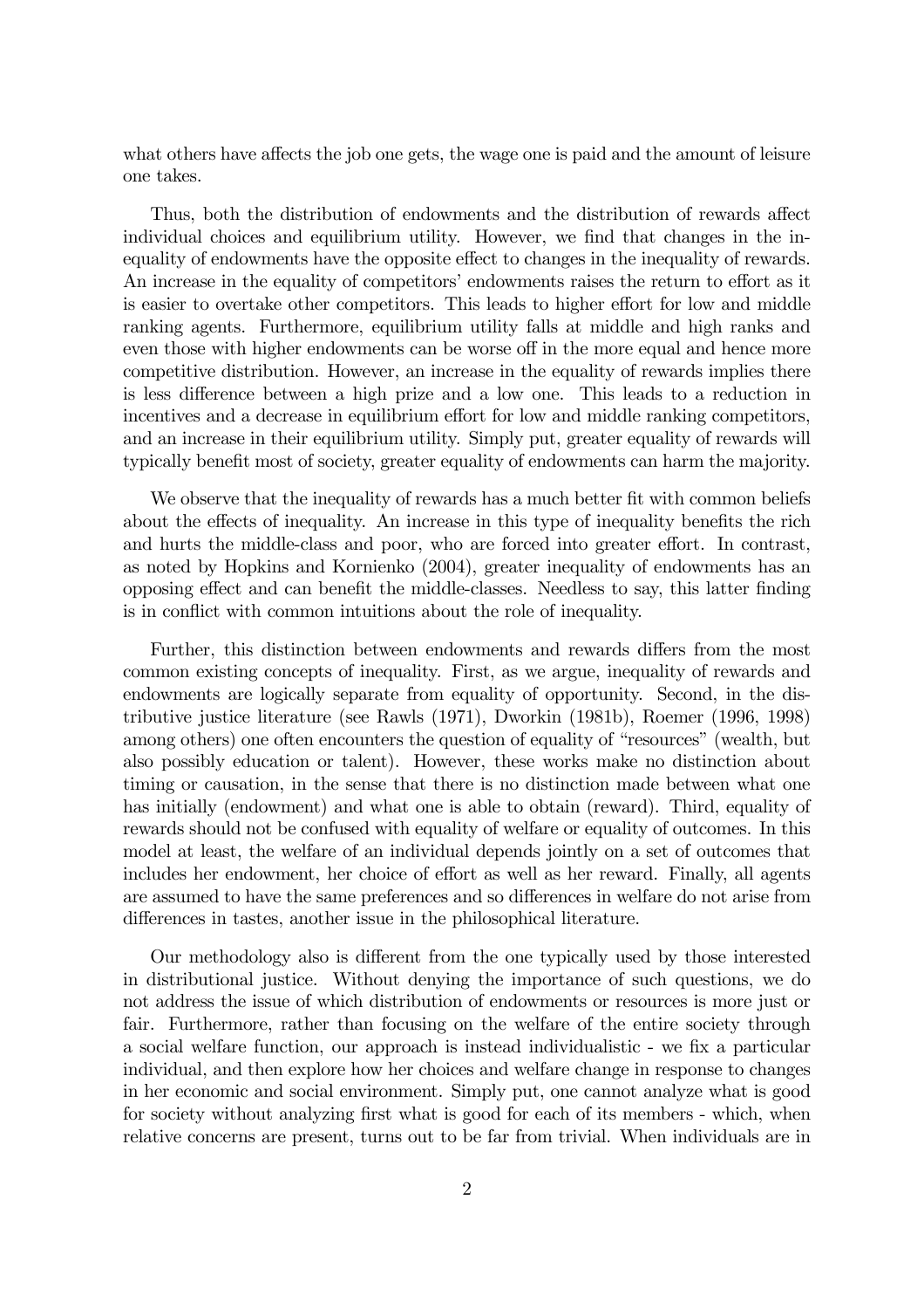what others have affects the job one gets, the wage one is paid and the amount of leisure one takes.

Thus, both the distribution of endowments and the distribution of rewards affect individual choices and equilibrium utility. However, we find that changes in the inequality of endowments have the opposite effect to changes in the inequality of rewards. An increase in the equality of competitors' endowments raises the return to effort as it is easier to overtake other competitors. This leads to higher effort for low and middle ranking agents. Furthermore, equilibrium utility falls at middle and high ranks and even those with higher endowments can be worse off in the more equal and hence more competitive distribution. However, an increase in the equality of rewards implies there is less difference between a high prize and a low one. This leads to a reduction in incentives and a decrease in equilibrium effort for low and middle ranking competitors, and an increase in their equilibrium utility. Simply put, greater equality of rewards will typically benefit most of society, greater equality of endowments can harm the majority.

We observe that the inequality of rewards has a much better fit with common beliefs about the effects of inequality. An increase in this type of inequality benefits the rich and hurts the middle-class and poor, who are forced into greater effort. In contrast, as noted by Hopkins and Kornienko (2004), greater inequality of endowments has an opposing effect and can benefit the middle-classes. Needless to say, this latter finding is in conflict with common intuitions about the role of inequality.

Further, this distinction between endowments and rewards differs from the most common existing concepts of inequality. First, as we argue, inequality of rewards and endowments are logically separate from equality of opportunity. Second, in the distributive justice literature (see Rawls (1971), Dworkin (1981b), Roemer (1996, 1998) among others) one often encounters the question of equality of "resources" (wealth, but also possibly education or talent). However, these works make no distinction about timing or causation, in the sense that there is no distinction made between what one has initially (endowment) and what one is able to obtain (reward). Third, equality of rewards should not be confused with equality of welfare or equality of outcomes. In this model at least, the welfare of an individual depends jointly on a set of outcomes that includes her endowment, her choice of effort as well as her reward. Finally, all agents are assumed to have the same preferences and so differences in welfare do not arise from differences in tastes, another issue in the philosophical literature.

Our methodology also is different from the one typically used by those interested in distributional justice. Without denying the importance of such questions, we do not address the issue of which distribution of endowments or resources is more just or fair. Furthermore, rather than focusing on the welfare of the entire society through a social welfare function, our approach is instead individualistic - we fix a particular individual, and then explore how her choices and welfare change in response to changes in her economic and social environment. Simply put, one cannot analyze what is good for society without analyzing first what is good for each of its members - which, when relative concerns are present, turns out to be far from trivial. When individuals are in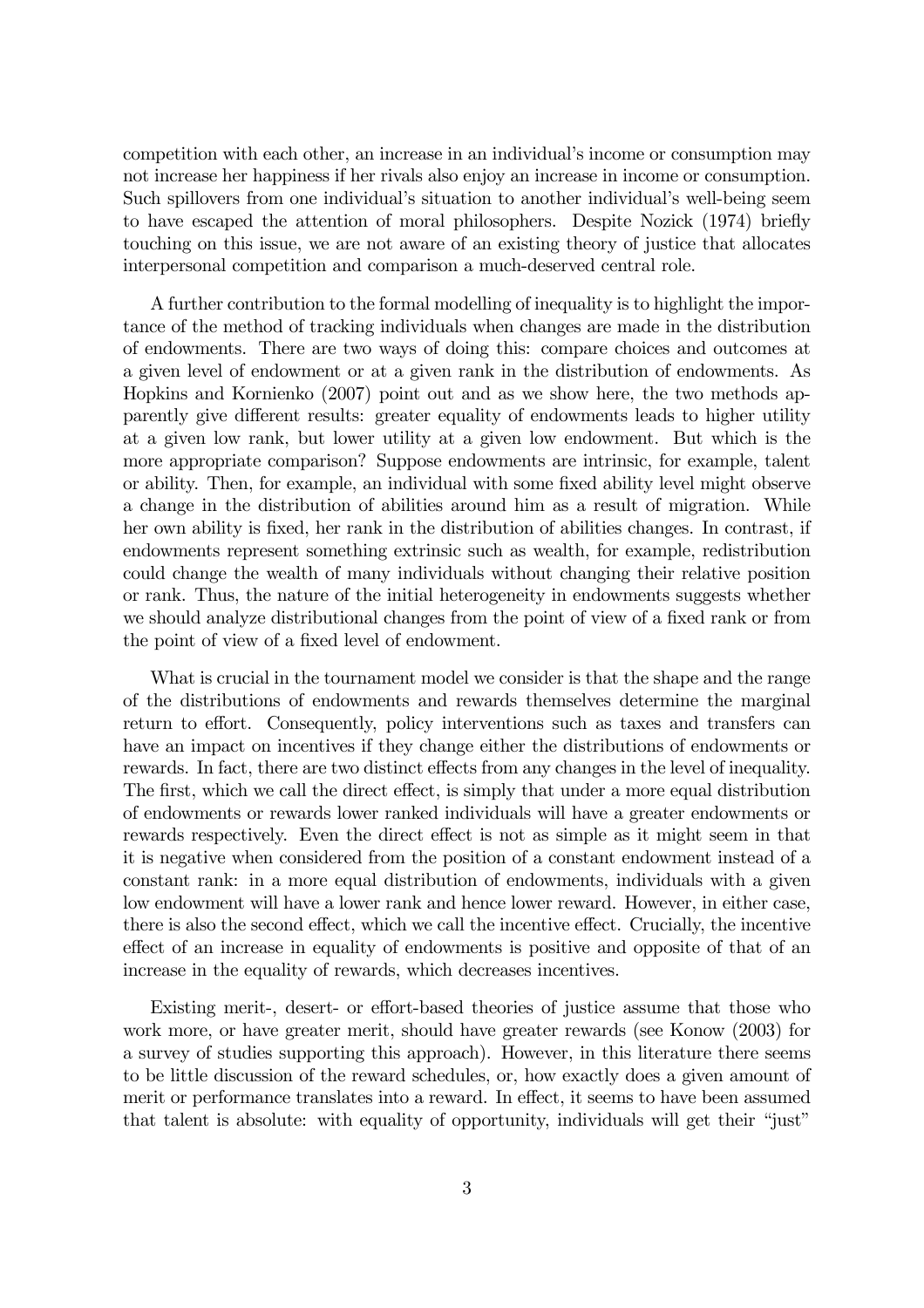competition with each other, an increase in an individual's income or consumption may not increase her happiness if her rivals also enjoy an increase in income or consumption. Such spillovers from one individual's situation to another individual's well-being seem to have escaped the attention of moral philosophers. Despite Nozick (1974) briefly touching on this issue, we are not aware of an existing theory of justice that allocates interpersonal competition and comparison a much-deserved central role.

A further contribution to the formal modelling of inequality is to highlight the importance of the method of tracking individuals when changes are made in the distribution of endowments. There are two ways of doing this: compare choices and outcomes at a given level of endowment or at a given rank in the distribution of endowments. As Hopkins and Kornienko (2007) point out and as we show here, the two methods apparently give different results: greater equality of endowments leads to higher utility at a given low rank, but lower utility at a given low endowment. But which is the more appropriate comparison? Suppose endowments are intrinsic, for example, talent or ability. Then, for example, an individual with some fixed ability level might observe a change in the distribution of abilities around him as a result of migration. While her own ability is fixed, her rank in the distribution of abilities changes. In contrast, if endowments represent something extrinsic such as wealth, for example, redistribution could change the wealth of many individuals without changing their relative position or rank. Thus, the nature of the initial heterogeneity in endowments suggests whether we should analyze distributional changes from the point of view of a fixed rank or from the point of view of a fixed level of endowment.

What is crucial in the tournament model we consider is that the shape and the range of the distributions of endowments and rewards themselves determine the marginal return to effort. Consequently, policy interventions such as taxes and transfers can have an impact on incentives if they change either the distributions of endowments or rewards. In fact, there are two distinct effects from any changes in the level of inequality. The first, which we call the direct effect, is simply that under a more equal distribution of endowments or rewards lower ranked individuals will have a greater endowments or rewards respectively. Even the direct effect is not as simple as it might seem in that it is negative when considered from the position of a constant endowment instead of a constant rank: in a more equal distribution of endowments, individuals with a given low endowment will have a lower rank and hence lower reward. However, in either case, there is also the second effect, which we call the incentive effect. Crucially, the incentive effect of an increase in equality of endowments is positive and opposite of that of an increase in the equality of rewards, which decreases incentives.

Existing merit-, desert- or effort-based theories of justice assume that those who work more, or have greater merit, should have greater rewards (see Konow (2003) for a survey of studies supporting this approach). However, in this literature there seems to be little discussion of the reward schedules, or, how exactly does a given amount of merit or performance translates into a reward. In effect, it seems to have been assumed that talent is absolute: with equality of opportunity, individuals will get their "just"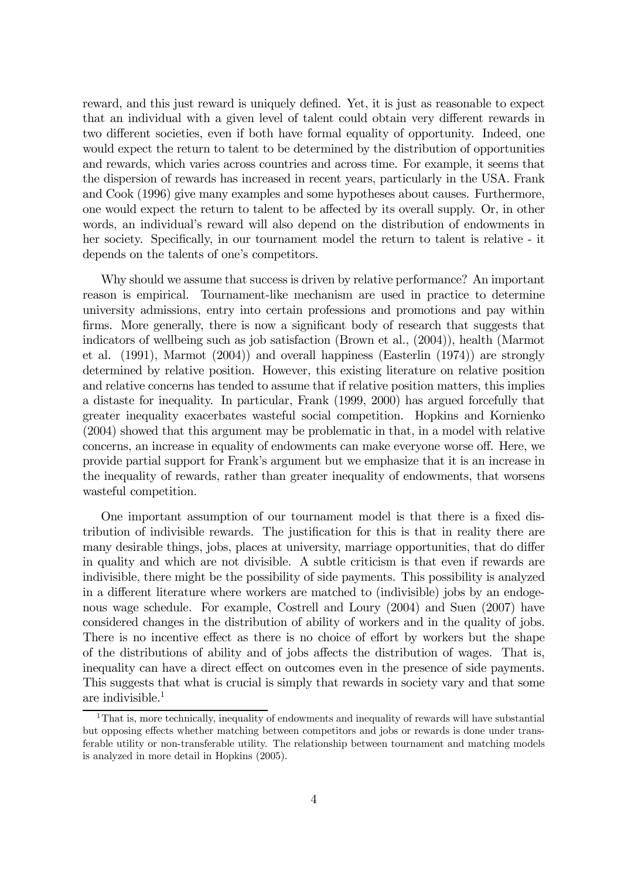reward, and this just reward is uniquely defined. Yet, it is just as reasonable to expect that an individual with a given level of talent could obtain very different rewards in two different societies, even if both have formal equality of opportunity. Indeed, one would expect the return to talent to be determined by the distribution of opportunities and rewards, which varies across countries and across time. For example, it seems that the dispersion of rewards has increased in recent years, particularly in the USA. Frank and Cook (1996) give many examples and some hypotheses about causes. Furthermore, one would expect the return to talent to be affected by its overall supply. Or, in other words, an individual's reward will also depend on the distribution of endowments in her society. Specifically, in our tournament model the return to talent is relative - it depends on the talents of one's competitors.

Why should we assume that success is driven by relative performance? An important reason is empirical. Tournament-like mechanism are used in practice to determine university admissions, entry into certain professions and promotions and pay within firms. More generally, there is now a significant body of research that suggests that indicators of wellbeing such as job satisfaction (Brown et al., (2004)), health (Marmot et al. (1991), Marmot (2004)) and overall happiness (Easterlin (1974)) are strongly determined by relative position. However, this existing literature on relative position and relative concerns has tended to assume that if relative position matters, this implies a distaste for inequality. In particular, Frank (1999, 2000) has argued forcefully that greater inequality exacerbates wasteful social competition. Hopkins and Kornienko (2004) showed that this argument may be problematic in that, in a model with relative concerns, an increase in equality of endowments can make everyone worse off. Here, we provide partial support for Frank's argument but we emphasize that it is an increase in the inequality of rewards, rather than greater inequality of endowments, that worsens wasteful competition.

One important assumption of our tournament model is that there is a fixed distribution of indivisible rewards. The justification for this is that in reality there are many desirable things, jobs, places at university, marriage opportunities, that do differ in quality and which are not divisible. A subtle criticism is that even if rewards are indivisible, there might be the possibility of side payments. This possibility is analyzed in a different literature where workers are matched to (indivisible) jobs by an endogenous wage schedule. For example, Costrell and Loury (2004) and Suen (2007) have considered changes in the distribution of ability of workers and in the quality of jobs. There is no incentive effect as there is no choice of effort by workers but the shape of the distributions of ability and of jobs affects the distribution of wages. That is, inequality can have a direct effect on outcomes even in the presence of side payments. This suggests that what is crucial is simply that rewards in society vary and that some are indivisible.[1]

[1]That is, more technically, inequality of endowments and inequality of rewards will have substantial but opposing effects whether matching between competitors and jobs or rewards is done under transferable utility or non-transferable utility. The relationship between tournament and matching models is analyzed in more detail in Hopkins (2005).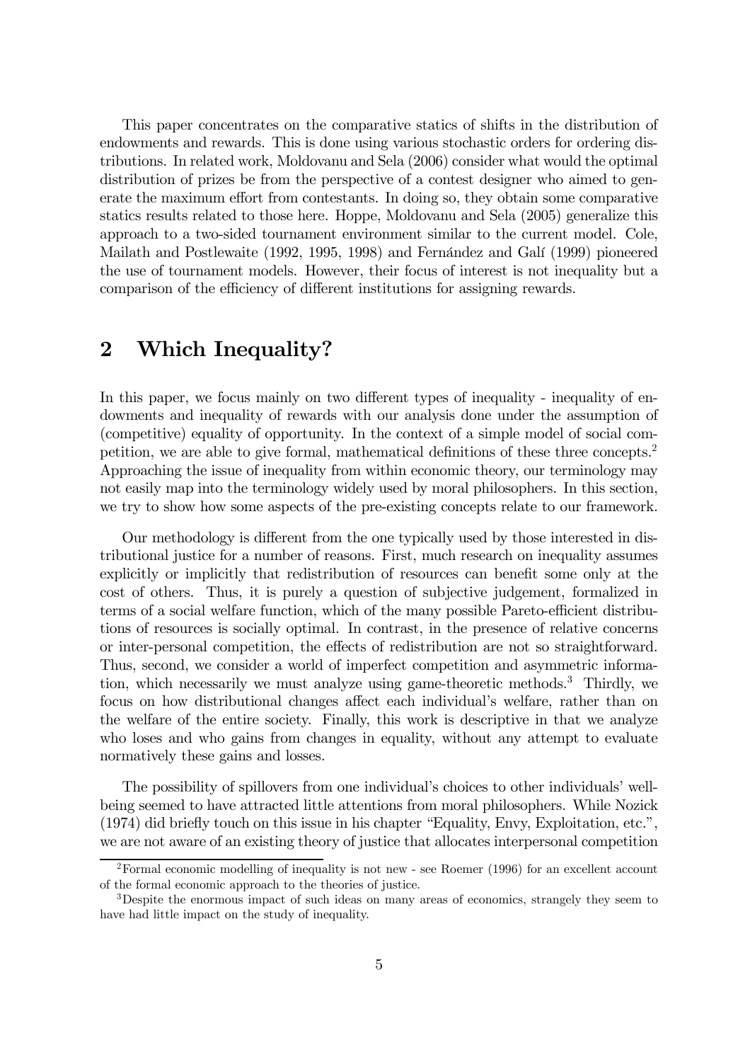This paper concentrates on the comparative statics of shifts in the distribution of endowments and rewards. This is done using various stochastic orders for ordering distributions. In related work, Moldovanu and Sela (2006) consider what would the optimal distribution of prizes be from the perspective of a contest designer who aimed to generate the maximum effort from contestants. In doing so, they obtain some comparative statics results related to those here. Hoppe, Moldovanu and Sela (2005) generalize this approach to a two-sided tournament environment similar to the current model. Cole, Mailath and Postlewaite (1992, 1995, 1998) and Fernández and Galí (1999) pioneered the use of tournament models. However, their focus of interest is not inequality but a comparison of the efficiency of different institutions for assigning rewards.

## 2 Which Inequality?

In this paper, we focus mainly on two different types of inequality - inequality of endowments and inequality of rewards with our analysis done under the assumption of (competitive) equality of opportunity. In the context of a simple model of social competition, we are able to give formal, mathematical definitions of these three concepts.[2] Approaching the issue of inequality from within economic theory, our terminology may not easily map into the terminology widely used by moral philosophers. In this section, we try to show how some aspects of the pre-existing concepts relate to our framework.

Our methodology is different from the one typically used by those interested in distributional justice for a number of reasons. First, much research on inequality assumes explicitly or implicitly that redistribution of resources can benefit some only at the cost of others. Thus, it is purely a question of subjective judgement, formalized in terms of a social welfare function, which of the many possible Pareto-efficient distributions of resources is socially optimal. In contrast, in the presence of relative concerns or inter-personal competition, the effects of redistribution are not so straightforward. Thus, second, we consider a world of imperfect competition and asymmetric information, which necessarily we must analyze using game-theoretic methods.[3] Thirdly, we focus on how distributional changes affect each individual's welfare, rather than on the welfare of the entire society. Finally, this work is descriptive in that we analyze who loses and who gains from changes in equality, without any attempt to evaluate normatively these gains and losses.

The possibility of spillovers from one individual's choices to other individuals' well-being seemed to have attracted little attentions from moral philosophers. While Nozick (1974) did briefly touch on this issue in his chapter "Equality, Envy, Exploitation, etc.", we are not aware of an existing theory of justice that allocates interpersonal competition

[2] Formal economic modelling of inequality is not new - see Roemer (1996) for an excellent account of the formal economic approach to the theories of justice.

[3] Despite the enormous impact of such ideas on many areas of economics, strangely they seem to have had little impact on the study of inequality.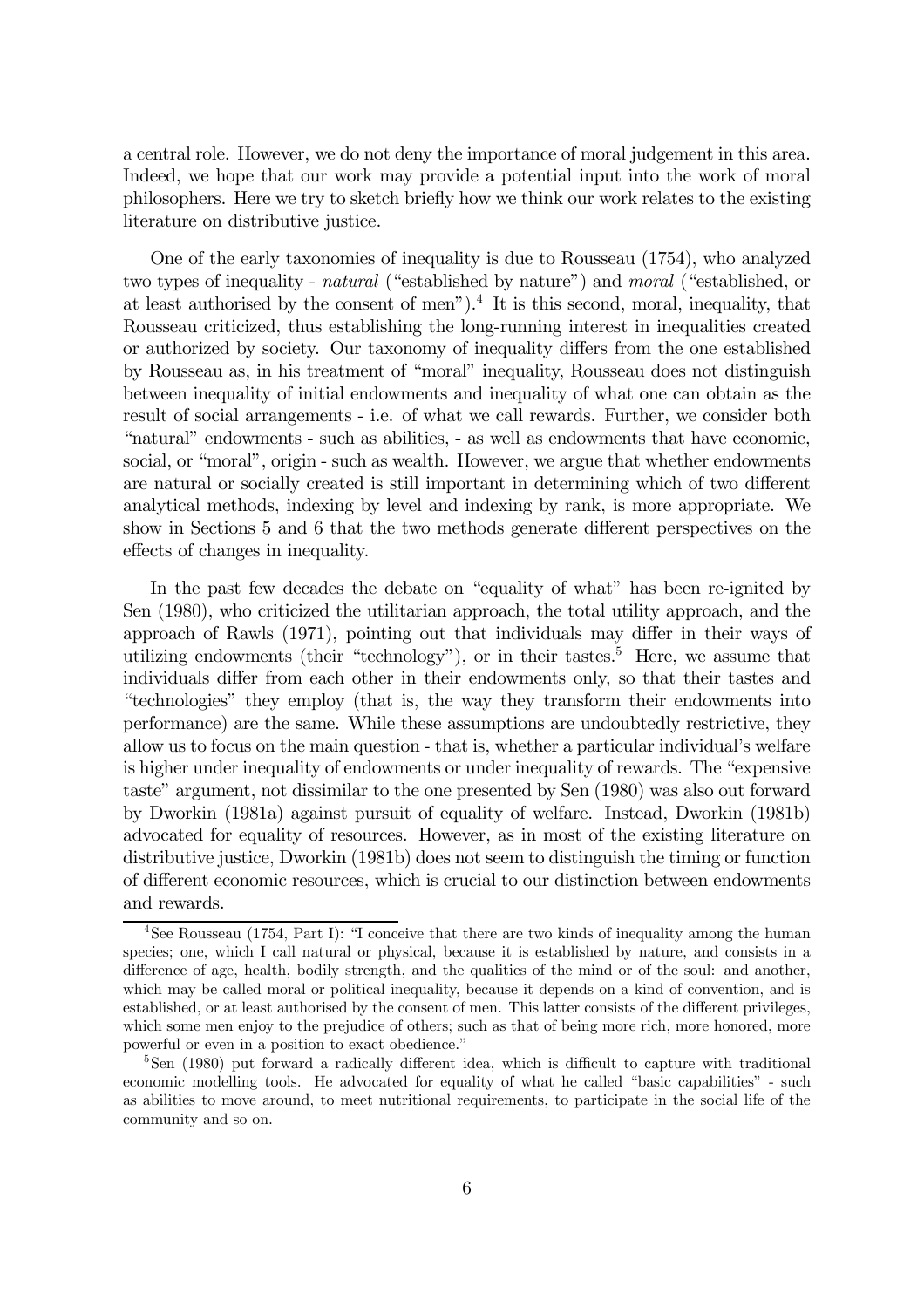a central role. However, we do not deny the importance of moral judgement in this area. Indeed, we hope that our work may provide a potential input into the work of moral philosophers. Here we try to sketch briefly how we think our work relates to the existing literature on distributive justice.

One of the early taxonomies of inequality is due to Rousseau (1754), who analyzed two types of inequality - *natural* ("established by nature") and *moral* ("established, or at least authorised by the consent of men").[4] It is this second, moral, inequality, that Rousseau criticized, thus establishing the long-running interest in inequalities created or authorized by society. Our taxonomy of inequality differs from the one established by Rousseau as, in his treatment of "moral" inequality, Rousseau does not distinguish between inequality of initial endowments and inequality of what one can obtain as the result of social arrangements - i.e. of what we call rewards. Further, we consider both "natural" endowments - such as abilities, - as well as endowments that have economic, social, or "moral", origin - such as wealth. However, we argue that whether endowments are natural or socially created is still important in determining which of two different analytical methods, indexing by level and indexing by rank, is more appropriate. We show in Sections 5 and 6 that the two methods generate different perspectives on the effects of changes in inequality.

In the past few decades the debate on "equality of what" has been re-ignited by Sen (1980), who criticized the utilitarian approach, the total utility approach, and the approach of Rawls (1971), pointing out that individuals may differ in their ways of utilizing endowments (their "technology"), or in their tastes.[5] Here, we assume that individuals differ from each other in their endowments only, so that their tastes and "technologies" they employ (that is, the way they transform their endowments into performance) are the same. While these assumptions are undoubtedly restrictive, they allow us to focus on the main question - that is, whether a particular individual's welfare is higher under inequality of endowments or under inequality of rewards. The "expensive taste" argument, not dissimilar to the one presented by Sen (1980) was also out forward by Dworkin (1981a) against pursuit of equality of welfare. Instead, Dworkin (1981b) advocated for equality of resources. However, as in most of the existing literature on distributive justice, Dworkin (1981b) does not seem to distinguish the timing or function of different economic resources, which is crucial to our distinction between endowments and rewards.

[4]See Rousseau (1754, Part I): "I conceive that there are two kinds of inequality among the human species; one, which I call natural or physical, because it is established by nature, and consists in a difference of age, health, bodily strength, and the qualities of the mind or of the soul: and another, which may be called moral or political inequality, because it depends on a kind of convention, and is established, or at least authorised by the consent of men. This latter consists of the different privileges, which some men enjoy to the prejudice of others; such as that of being more rich, more honored, more powerful or even in a position to exact obedience."

[5]Sen (1980) put forward a radically different idea, which is difficult to capture with traditional economic modelling tools. He advocated for equality of what he called "basic capabilities" - such as abilities to move around, to meet nutritional requirements, to participate in the social life of the community and so on.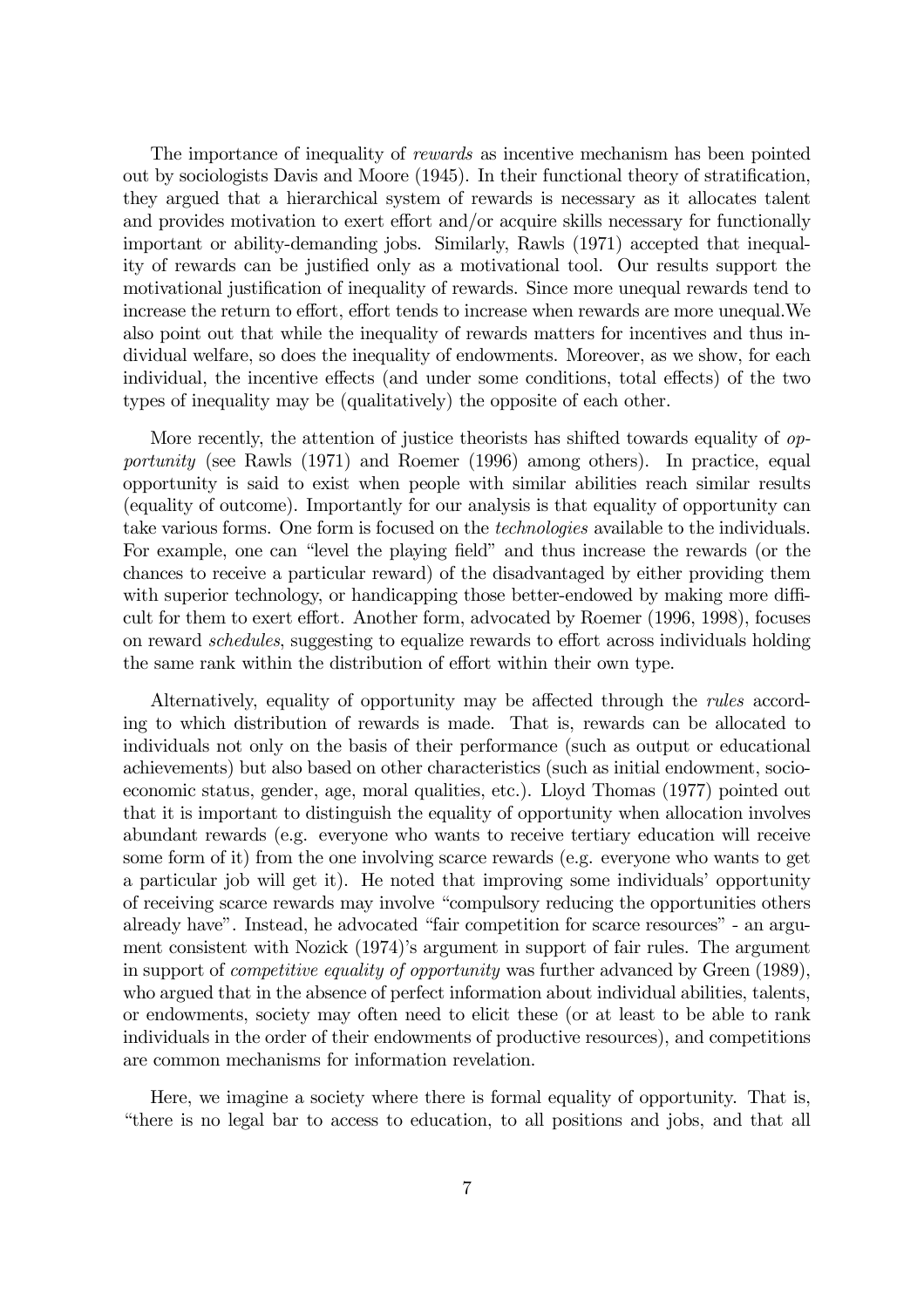The importance of inequality of *rewards* as incentive mechanism has been pointed out by sociologists Davis and Moore (1945). In their functional theory of stratification, they argued that a hierarchical system of rewards is necessary as it allocates talent and provides motivation to exert effort and/or acquire skills necessary for functionally important or ability-demanding jobs. Similarly, Rawls (1971) accepted that inequality of rewards can be justified only as a motivational tool. Our results support the motivational justification of inequality of rewards. Since more unequal rewards tend to increase the return to effort, effort tends to increase when rewards are more unequal.We also point out that while the inequality of rewards matters for incentives and thus individual welfare, so does the inequality of endowments. Moreover, as we show, for each individual, the incentive effects (and under some conditions, total effects) of the two types of inequality may be (qualitatively) the opposite of each other.

More recently, the attention of justice theorists has shifted towards equality of *opportunity* (see Rawls (1971) and Roemer (1996) among others). In practice, equal opportunity is said to exist when people with similar abilities reach similar results (equality of outcome). Importantly for our analysis is that equality of opportunity can take various forms. One form is focused on the *technologies* available to the individuals. For example, one can "level the playing field" and thus increase the rewards (or the chances to receive a particular reward) of the disadvantaged by either providing them with superior technology, or handicapping those better-endowed by making more difficult for them to exert effort. Another form, advocated by Roemer (1996, 1998), focuses on reward *schedules*, suggesting to equalize rewards to effort across individuals holding the same rank within the distribution of effort within their own type.

Alternatively, equality of opportunity may be affected through the *rules* according to which distribution of rewards is made. That is, rewards can be allocated to individuals not only on the basis of their performance (such as output or educational achievements) but also based on other characteristics (such as initial endowment, socio-economic status, gender, age, moral qualities, etc.). Lloyd Thomas (1977) pointed out that it is important to distinguish the equality of opportunity when allocation involves abundant rewards (e.g. everyone who wants to receive tertiary education will receive some form of it) from the one involving scarce rewards (e.g. everyone who wants to get a particular job will get it). He noted that improving some individuals' opportunity of receiving scarce rewards may involve "compulsory reducing the opportunities others already have". Instead, he advocated "fair competition for scarce resources" - an argument consistent with Nozick (1974)'s argument in support of fair rules. The argument in support of *competitive equality of opportunity* was further advanced by Green (1989), who argued that in the absence of perfect information about individual abilities, talents, or endowments, society may often need to elicit these (or at least to be able to rank individuals in the order of their endowments of productive resources), and competitions are common mechanisms for information revelation.

Here, we imagine a society where there is formal equality of opportunity. That is, "there is no legal bar to access to education, to all positions and jobs, and that all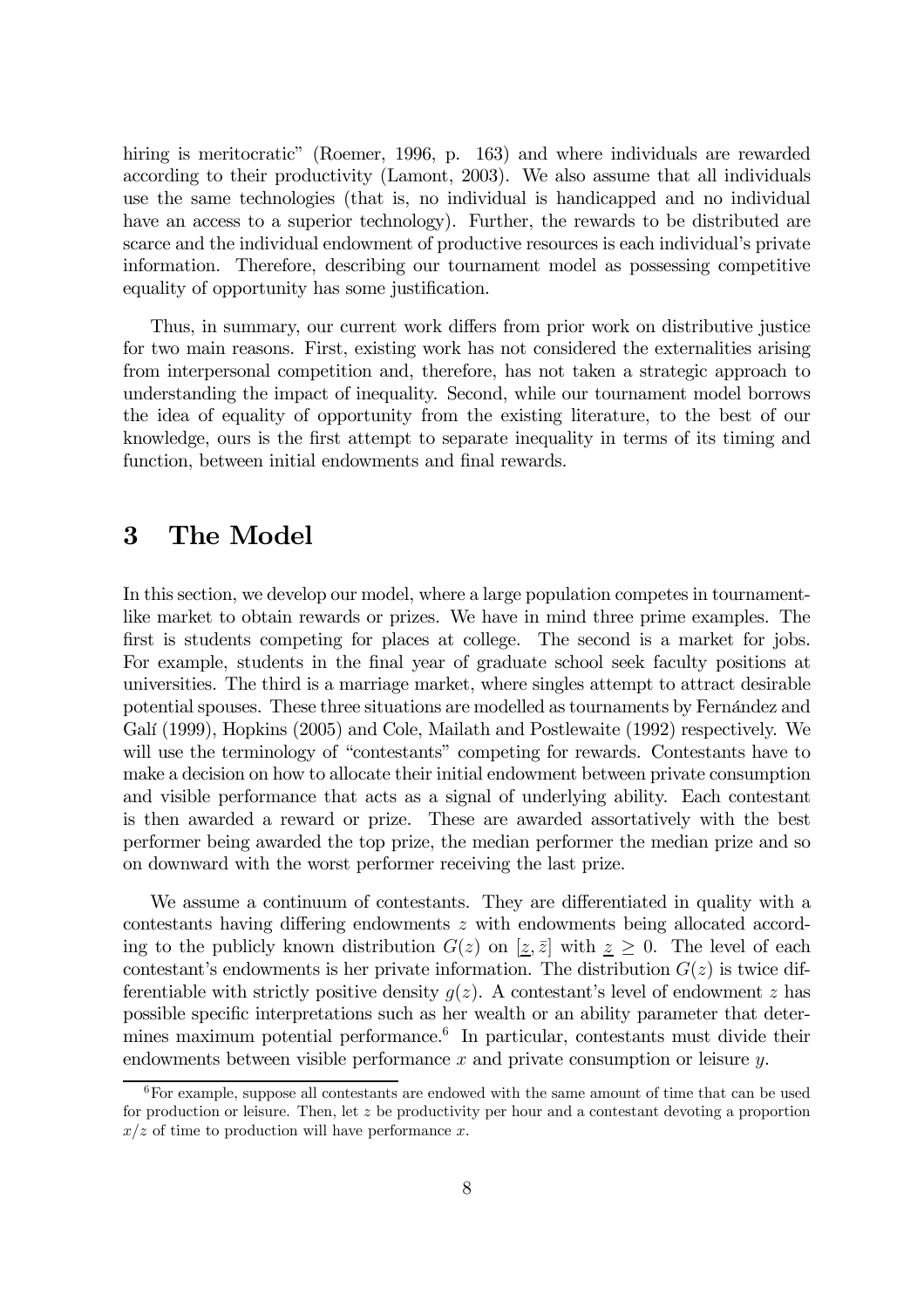hiring is meritocratic" (Roemer, 1996, p. 163) and where individuals are rewarded according to their productivity (Lamont, 2003). We also assume that all individuals use the same technologies (that is, no individual is handicapped and no individual have an access to a superior technology). Further, the rewards to be distributed are scarce and the individual endowment of productive resources is each individual's private information. Therefore, describing our tournament model as possessing competitive equality of opportunity has some justification.

Thus, in summary, our current work differs from prior work on distributive justice for two main reasons. First, existing work has not considered the externalities arising from interpersonal competition and, therefore, has not taken a strategic approach to understanding the impact of inequality. Second, while our tournament model borrows the idea of equality of opportunity from the existing literature, to the best of our knowledge, ours is the first attempt to separate inequality in terms of its timing and function, between initial endowments and final rewards.

# 3 The Model

In this section, we develop our model, where a large population competes in tournament-like market to obtain rewards or prizes. We have in mind three prime examples. The first is students competing for places at college. The second is a market for jobs. For example, students in the final year of graduate school seek faculty positions at universities. The third is a marriage market, where singles attempt to attract desirable potential spouses. These three situations are modelled as tournaments by Fernández and Galí (1999), Hopkins (2005) and Cole, Mailath and Postlewaite (1992) respectively. We will use the terminology of "contestants" competing for rewards. Contestants have to make a decision on how to allocate their initial endowment between private consumption and visible performance that acts as a signal of underlying ability. Each contestant is then awarded a reward or prize. These are awarded assortatively with the best performer being awarded the top prize, the median performer the median prize and so on downward with the worst performer receiving the last prize.

We assume a continuum of contestants. They are differentiated in quality with a contestants having differing endowments $z$ with endowments being allocated according to the publicly known distribution $G(z)$ on $[\underline{z}, \bar{z}]$ with $\underline{z} \geq 0$. The level of each contestant's endowments is her private information. The distribution $G(z)$ is twice differentiable with strictly positive density $g(z)$. A contestant's level of endowment $z$ has possible specific interpretations such as her wealth or an ability parameter that determines maximum potential performance.[6] In particular, contestants must divide their endowments between visible performance $x$ and private consumption or leisure $y$.

[6] For example, suppose all contestants are endowed with the same amount of time that can be used for production or leisure. Then, let $z$ be productivity per hour and a contestant devoting a proportion $x/z$ of time to production will have performance $x$.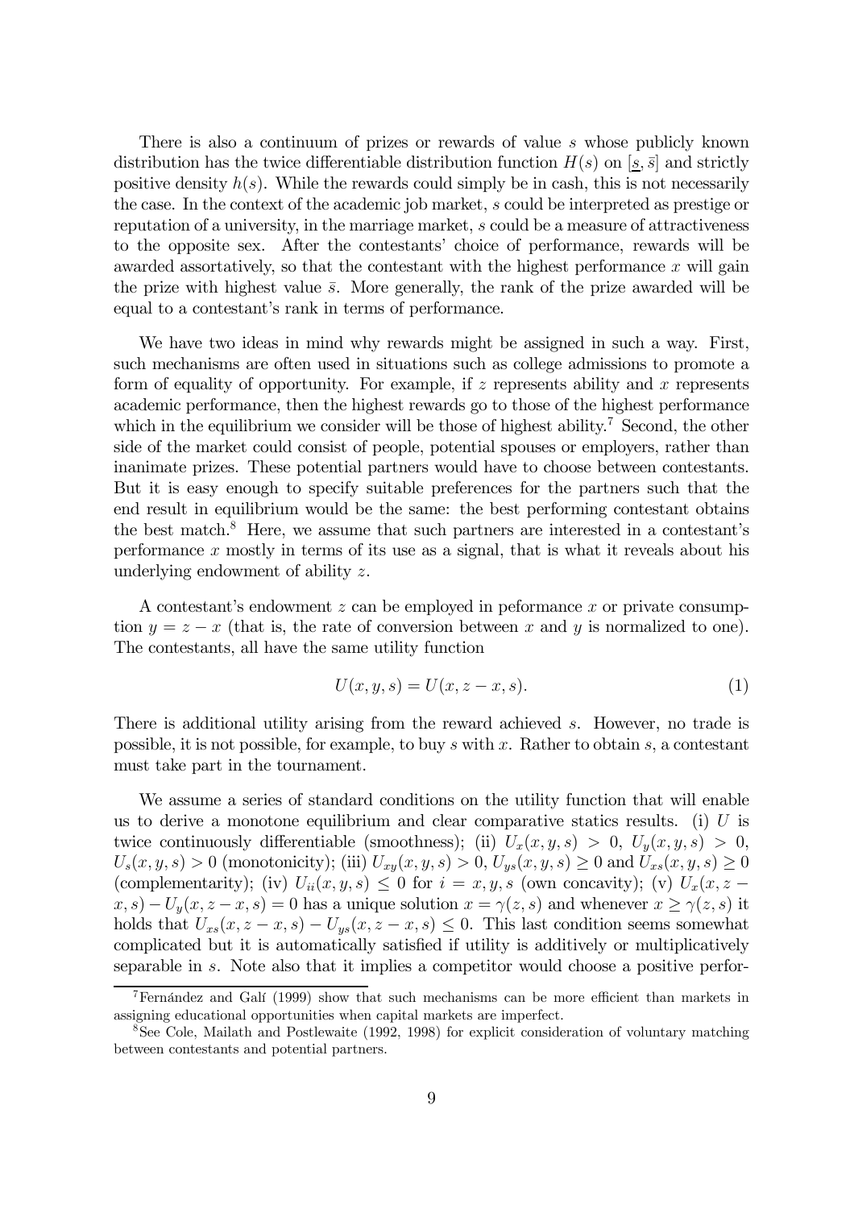There is also a continuum of prizes or rewards of value $s$ whose publicly known distribution has the twice differentiable distribution function $H(s)$ on $[\underline{s}, \bar{s}]$ and strictly positive density $h(s)$. While the rewards could simply be in cash, this is not necessarily the case. In the context of the academic job market, $s$ could be interpreted as prestige or reputation of a university, in the marriage market, $s$ could be a measure of attractiveness to the opposite sex. After the contestants' choice of performance, rewards will be awarded assortatively, so that the contestant with the highest performance $x$ will gain the prize with highest value $\bar{s}$. More generally, the rank of the prize awarded will be equal to a contestant's rank in terms of performance.

We have two ideas in mind why rewards might be assigned in such a way. First, such mechanisms are often used in situations such as college admissions to promote a form of equality of opportunity. For example, if $z$ represents ability and $x$ represents academic performance, then the highest rewards go to those of the highest performance which in the equilibrium we consider will be those of highest ability.[7] Second, the other side of the market could consist of people, potential spouses or employers, rather than inanimate prizes. These potential partners would have to choose between contestants. But it is easy enough to specify suitable preferences for the partners such that the end result in equilibrium would be the same: the best performing contestant obtains the best match.[8] Here, we assume that such partners are interested in a contestant's performance $x$ mostly in terms of its use as a signal, that is what it reveals about his underlying endowment of ability $z$.

A contestant's endowment $z$ can be employed in peformance $x$ or private consumption $y = z - x$ (that is, the rate of conversion between $x$ and $y$ is normalized to one). The contestants, all have the same utility function

$$U(x, y, s) = U(x, z - x, s). \tag{1}$$

There is additional utility arising from the reward achieved $s$. However, no trade is possible, it is not possible, for example, to buy $s$ with $x$. Rather to obtain $s$, a contestant must take part in the tournament.

We assume a series of standard conditions on the utility function that will enable us to derive a monotone equilibrium and clear comparative statics results. (i) $U$ is twice continuously differentiable (smoothness); (ii) $U_x(x, y, s) > 0$, $U_y(x, y, s) > 0$, $U_s(x, y, s) > 0$ (monotonicity); (iii) $U_{xy}(x, y, s) > 0$, $U_{ys}(x, y, s) \geq 0$ and $U_{xs}(x, y, s) \geq 0$ (complementarity); (iv) $U_{ii}(x, y, s) \leq 0$ for $i = x, y, s$ (own concavity); (v) $U_x(x, z - x, s) - U_y(x, z - x, s) = 0$ has a unique solution $x = \gamma(z, s)$ and whenever $x \geq \gamma(z, s)$ it holds that $U_{xs}(x, z - x, s) - U_{ys}(x, z - x, s) \leq 0$. This last condition seems somewhat complicated but it is automatically satisfied if utility is additively or multiplicatively separable in $s$. Note also that it implies a competitor would choose a positive perfor-

[7] Fernández and Galí (1999) show that such mechanisms can be more efficient than markets in assigning educational opportunities when capital markets are imperfect.

[8] See Cole, Mailath and Postlewaite (1992, 1998) for explicit consideration of voluntary matching between contestants and potential partners.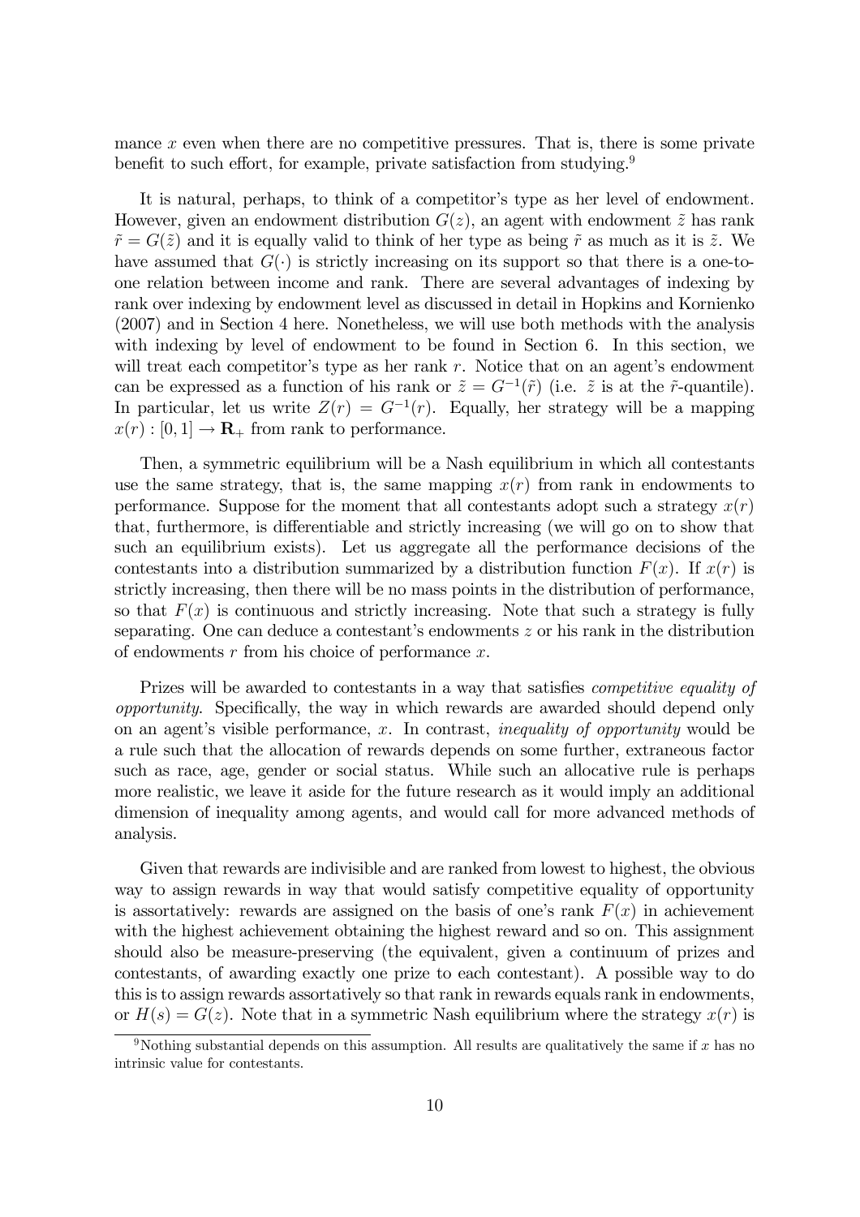mance $x$ even when there are no competitive pressures. That is, there is some private benefit to such effort, for example, private satisfaction from studying.[9]

It is natural, perhaps, to think of a competitor's type as her level of endowment. However, given an endowment distribution $G(z)$, an agent with endowment $\tilde{z}$ has rank $\tilde{r} = G(\tilde{z})$ and it is equally valid to think of her type as being $\tilde{r}$ as much as it is $\tilde{z}$. We have assumed that $G(\cdot)$ is strictly increasing on its support so that there is a one-to-one relation between income and rank. There are several advantages of indexing by rank over indexing by endowment level as discussed in detail in Hopkins and Kornienko (2007) and in Section 4 here. Nonetheless, we will use both methods with the analysis with indexing by level of endowment to be found in Section 6. In this section, we will treat each competitor's type as her rank $r$. Notice that on an agent's endowment can be expressed as a function of his rank or $\tilde{z} = G^{-1}(\tilde{r})$ (i.e. $\tilde{z}$ is at the $\tilde{r}$-quantile). In particular, let us write $Z(r) = G^{-1}(r)$. Equally, her strategy will be a mapping $x(r) : [0, 1] \rightarrow \mathbf{R}_+$ from rank to performance.

Then, a symmetric equilibrium will be a Nash equilibrium in which all contestants use the same strategy, that is, the same mapping $x(r)$ from rank in endowments to performance. Suppose for the moment that all contestants adopt such a strategy $x(r)$ that, furthermore, is differentiable and strictly increasing (we will go on to show that such an equilibrium exists). Let us aggregate all the performance decisions of the contestants into a distribution summarized by a distribution function $F(x)$. If $x(r)$ is strictly increasing, then there will be no mass points in the distribution of performance, so that $F(x)$ is continuous and strictly increasing. Note that such a strategy is fully separating. One can deduce a contestant's endowments $z$ or his rank in the distribution of endowments $r$ from his choice of performance $x$.

Prizes will be awarded to contestants in a way that satisfies *competitive equality of opportunity*. Specifically, the way in which rewards are awarded should depend only on an agent's visible performance, $x$. In contrast, *inequality of opportunity* would be a rule such that the allocation of rewards depends on some further, extraneous factor such as race, age, gender or social status. While such an allocative rule is perhaps more realistic, we leave it aside for the future research as it would imply an additional dimension of inequality among agents, and would call for more advanced methods of analysis.

Given that rewards are indivisible and are ranked from lowest to highest, the obvious way to assign rewards in way that would satisfy competitive equality of opportunity is assortatively: rewards are assigned on the basis of one's rank $F(x)$ in achievement with the highest achievement obtaining the highest reward and so on. This assignment should also be measure-preserving (the equivalent, given a continuum of prizes and contestants, of awarding exactly one prize to each contestant). A possible way to do this is to assign rewards assortatively so that rank in rewards equals rank in endowments, or $H(s) = G(z)$. Note that in a symmetric Nash equilibrium where the strategy $x(r)$ is

[9] Nothing substantial depends on this assumption. All results are qualitatively the same if $x$ has no intrinsic value for contestants.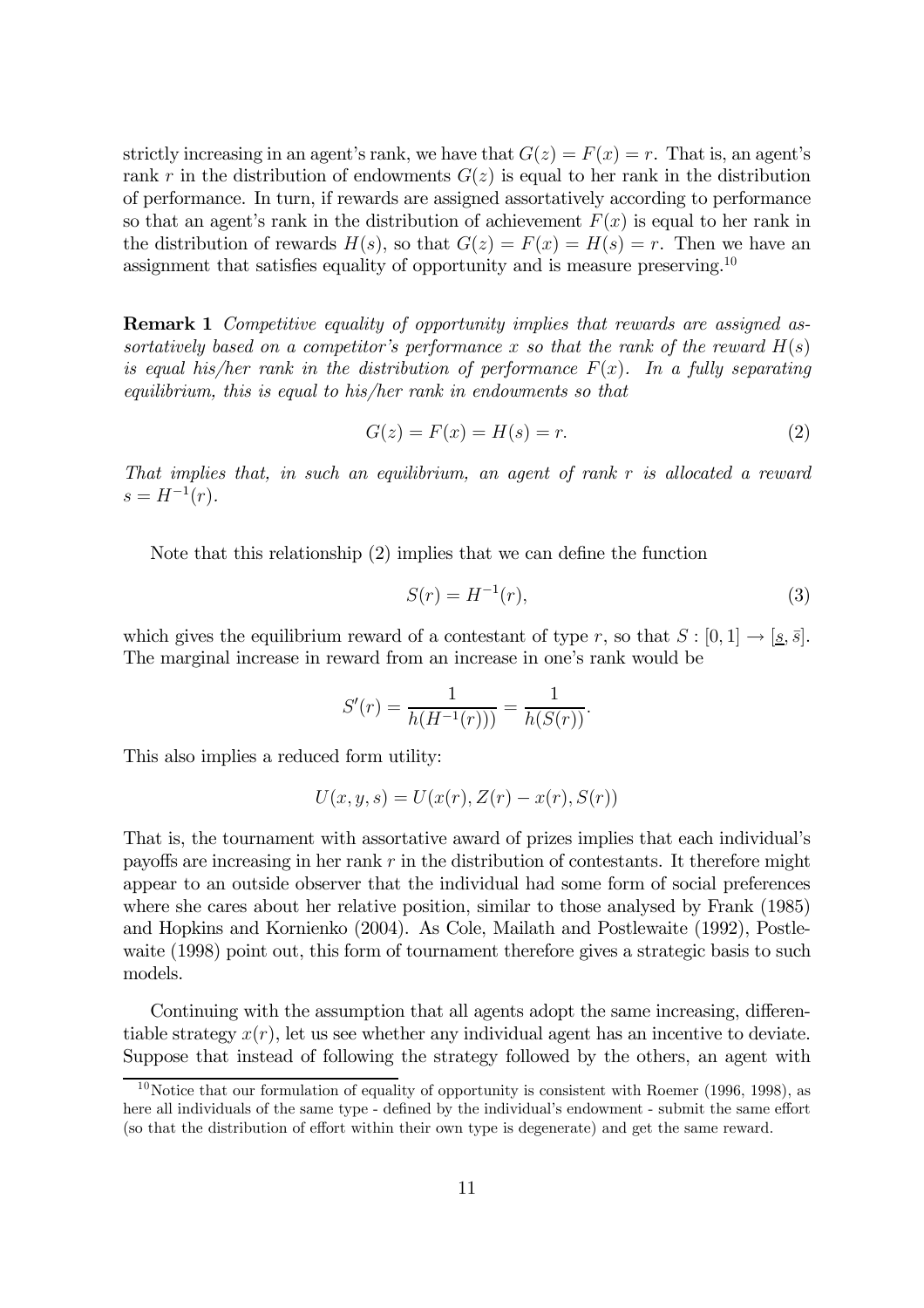strictly increasing in an agent's rank, we have that $G(z) = F(x) = r$. That is, an agent's rank $r$ in the distribution of endowments $G(z)$ is equal to her rank in the distribution of performance. In turn, if rewards are assigned assortatively according to performance so that an agent's rank in the distribution of achievement $F(x)$ is equal to her rank in the distribution of rewards $H(s)$, so that $G(z) = F(x) = H(s) = r$. Then we have an assignment that satisfies equality of opportunity and is measure preserving.[10]

**Remark 1** *Competitive equality of opportunity implies that rewards are assigned assortatively based on a competitor's performance $x$ so that the rank of the reward $H(s)$ is equal his/her rank in the distribution of performance $F(x)$. In a fully separating equilibrium, this is equal to his/her rank in endowments so that*

$$G(z) = F(x) = H(s) = r. \tag{2}$$

*That implies that, in such an equilibrium, an agent of rank $r$ is allocated a reward $s = H^{-1}(r)$.*

Note that this relationship (2) implies that we can define the function

$$S(r) = H^{-1}(r), \tag{3}$$

which gives the equilibrium reward of a contestant of type $r$, so that $S : [0,1] \to [\underline{s}, \bar{s}]$. The marginal increase in reward from an increase in one's rank would be

$$S'(r) = \frac{1}{h(H^{-1}(r)))} = \frac{1}{h(S(r))}.$$

This also implies a reduced form utility:

$$U(x, y, s) = U(x(r), Z(r) - x(r), S(r))$$

That is, the tournament with assortative award of prizes implies that each individual's payoffs are increasing in her rank $r$ in the distribution of contestants. It therefore might appear to an outside observer that the individual had some form of social preferences where she cares about her relative position, similar to those analysed by Frank (1985) and Hopkins and Kornienko (2004). As Cole, Mailath and Postlewaite (1992), Postlewaite (1998) point out, this form of tournament therefore gives a strategic basis to such models.

Continuing with the assumption that all agents adopt the same increasing, differentiable strategy $x(r)$, let us see whether any individual agent has an incentive to deviate. Suppose that instead of following the strategy followed by the others, an agent with

[10] Notice that our formulation of equality of opportunity is consistent with Roemer (1996, 1998), as here all individuals of the same type - defined by the individual's endowment - submit the same effort (so that the distribution of effort within their own type is degenerate) and get the same reward.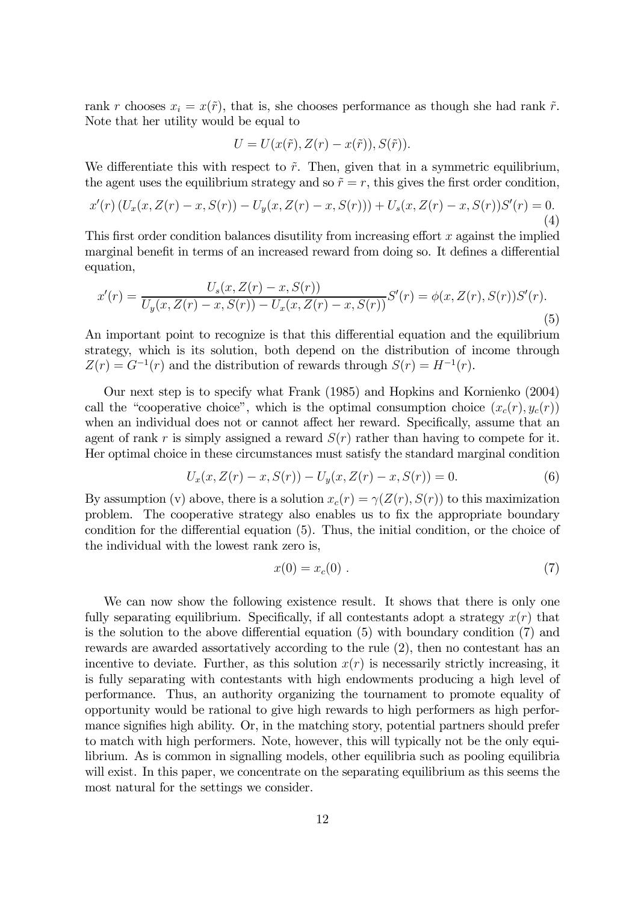rank $r$ chooses $x_i = x(\tilde{r})$, that is, she chooses performance as though she had rank $\tilde{r}$. Note that her utility would be equal to

$$U = U(x(\tilde{r}), Z(r) - x(\tilde{r})), S(\tilde{r})).$$

We differentiate this with respect to $\tilde{r}$. Then, given that in a symmetric equilibrium, the agent uses the equilibrium strategy and so $\tilde{r} = r$, this gives the first order condition,

$$x'(r)\left(U_x(x, Z(r) - x, S(r)) - U_y(x, Z(r) - x, S(r))\right) + U_s(x, Z(r) - x, S(r))S'(r) = 0. \tag{4}$$

This first order condition balances disutility from increasing effort $x$ against the implied marginal benefit in terms of an increased reward from doing so. It defines a differential equation,

$$x'(r) = \frac{U_s(x, Z(r) - x, S(r))}{U_y(x, Z(r) - x, S(r)) - U_x(x, Z(r) - x, S(r))} S'(r) = \phi(x, Z(r), S(r))S'(r). \tag{5}$$

An important point to recognize is that this differential equation and the equilibrium strategy, which is its solution, both depend on the distribution of income through $Z(r) = G^{-1}(r)$ and the distribution of rewards through $S(r) = H^{-1}(r)$.

Our next step is to specify what Frank (1985) and Hopkins and Kornienko (2004) call the "cooperative choice", which is the optimal consumption choice $(x_c(r), y_c(r))$ when an individual does not or cannot affect her reward. Specifically, assume that an agent of rank $r$ is simply assigned a reward $S(r)$ rather than having to compete for it. Her optimal choice in these circumstances must satisfy the standard marginal condition

$$U_x(x, Z(r) - x, S(r)) - U_y(x, Z(r) - x, S(r)) = 0. \tag{6}$$

By assumption (v) above, there is a solution $x_c(r) = \gamma(Z(r), S(r))$ to this maximization problem. The cooperative strategy also enables us to fix the appropriate boundary condition for the differential equation (5). Thus, the initial condition, or the choice of the individual with the lowest rank zero is,

$$x(0) = x_c(0)\ . \tag{7}$$

We can now show the following existence result. It shows that there is only one fully separating equilibrium. Specifically, if all contestants adopt a strategy $x(r)$ that is the solution to the above differential equation (5) with boundary condition (7) and rewards are awarded assortatively according to the rule (2), then no contestant has an incentive to deviate. Further, as this solution $x(r)$ is necessarily strictly increasing, it is fully separating with contestants with high endowments producing a high level of performance. Thus, an authority organizing the tournament to promote equality of opportunity would be rational to give high rewards to high performers as high performance signifies high ability. Or, in the matching story, potential partners should prefer to match with high performers. Note, however, this will typically not be the only equilibrium. As is common in signalling models, other equilibria such as pooling equilibria will exist. In this paper, we concentrate on the separating equilibrium as this seems the most natural for the settings we consider.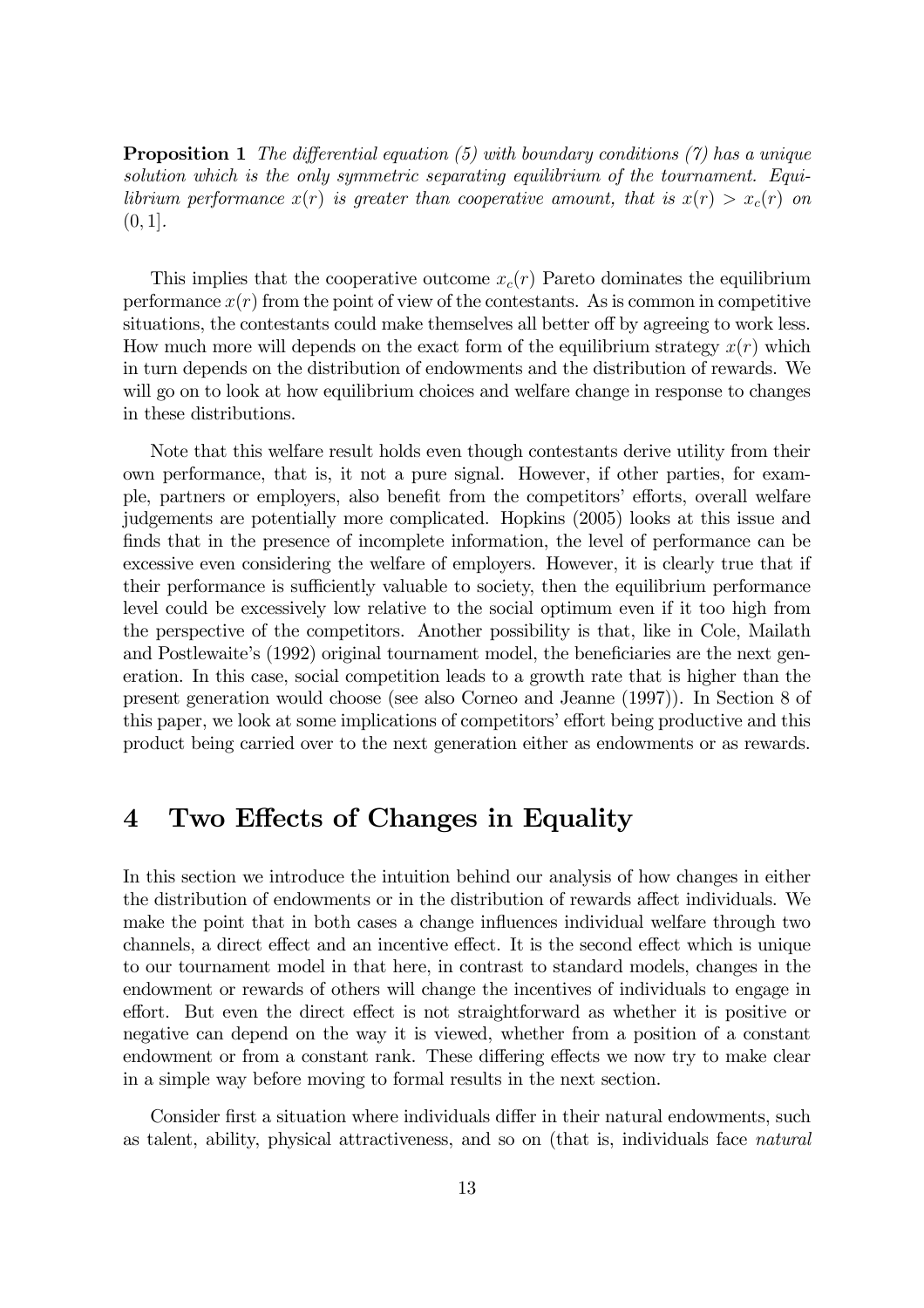**Proposition 1** *The differential equation (5) with boundary conditions (7) has a unique solution which is the only symmetric separating equilibrium of the tournament. Equilibrium performance $x(r)$ is greater than cooperative amount, that is $x(r) > x_c(r)$ on $(0, 1]$.*

This implies that the cooperative outcome $x_c(r)$ Pareto dominates the equilibrium performance $x(r)$ from the point of view of the contestants. As is common in competitive situations, the contestants could make themselves all better off by agreeing to work less. How much more will depends on the exact form of the equilibrium strategy $x(r)$ which in turn depends on the distribution of endowments and the distribution of rewards. We will go on to look at how equilibrium choices and welfare change in response to changes in these distributions.

Note that this welfare result holds even though contestants derive utility from their own performance, that is, it not a pure signal. However, if other parties, for example, partners or employers, also benefit from the competitors' efforts, overall welfare judgements are potentially more complicated. Hopkins (2005) looks at this issue and finds that in the presence of incomplete information, the level of performance can be excessive even considering the welfare of employers. However, it is clearly true that if their performance is sufficiently valuable to society, then the equilibrium performance level could be excessively low relative to the social optimum even if it too high from the perspective of the competitors. Another possibility is that, like in Cole, Mailath and Postlewaite's (1992) original tournament model, the beneficiaries are the next generation. In this case, social competition leads to a growth rate that is higher than the present generation would choose (see also Corneo and Jeanne (1997)). In Section 8 of this paper, we look at some implications of competitors' effort being productive and this product being carried over to the next generation either as endowments or as rewards.

# 4 Two Effects of Changes in Equality

In this section we introduce the intuition behind our analysis of how changes in either the distribution of endowments or in the distribution of rewards affect individuals. We make the point that in both cases a change influences individual welfare through two channels, a direct effect and an incentive effect. It is the second effect which is unique to our tournament model in that here, in contrast to standard models, changes in the endowment or rewards of others will change the incentives of individuals to engage in effort. But even the direct effect is not straightforward as whether it is positive or negative can depend on the way it is viewed, whether from a position of a constant endowment or from a constant rank. These differing effects we now try to make clear in a simple way before moving to formal results in the next section.

Consider first a situation where individuals differ in their natural endowments, such as talent, ability, physical attractiveness, and so on (that is, individuals face *natural*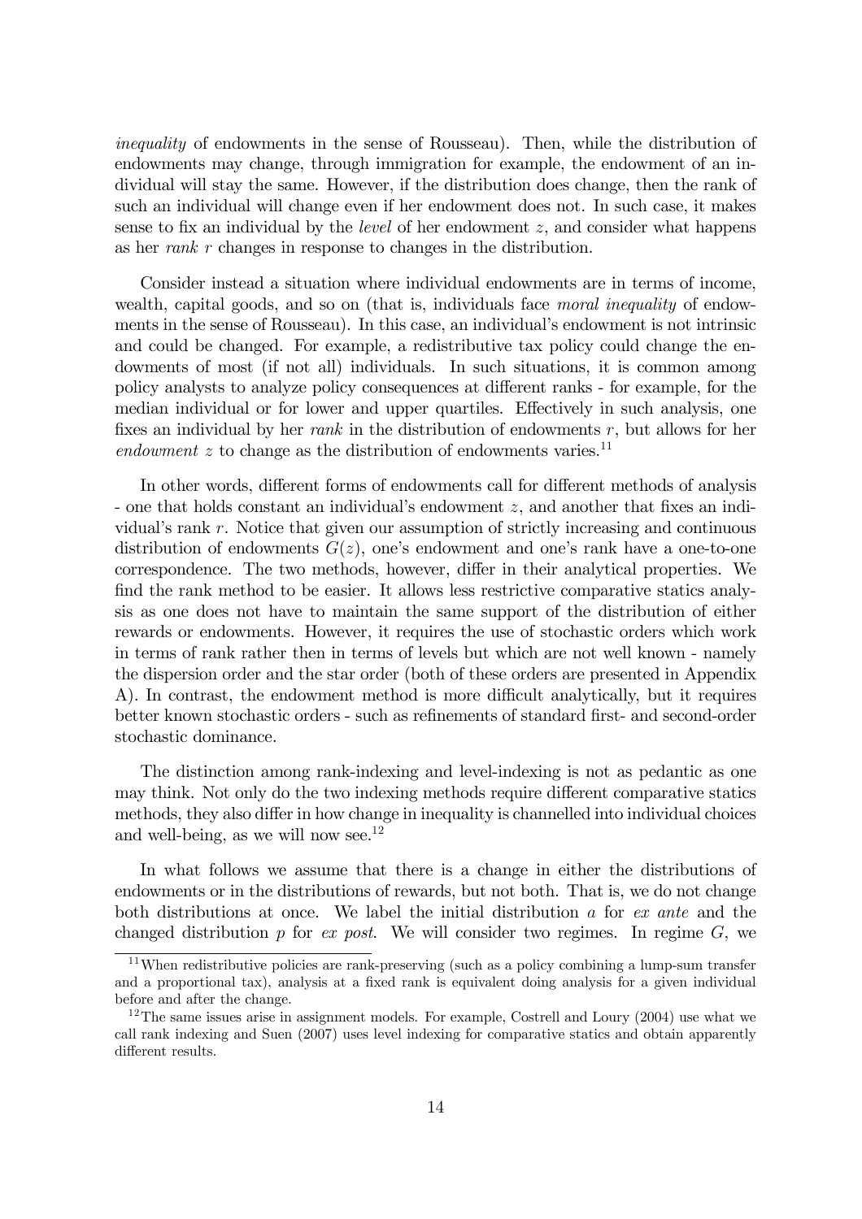*inequality* of endowments in the sense of Rousseau). Then, while the distribution of endowments may change, through immigration for example, the endowment of an individual will stay the same. However, if the distribution does change, then the rank of such an individual will change even if her endowment does not. In such case, it makes sense to fix an individual by the *level* of her endowment $z$, and consider what happens as her *rank* $r$ changes in response to changes in the distribution.

Consider instead a situation where individual endowments are in terms of income, wealth, capital goods, and so on (that is, individuals face *moral inequality* of endowments in the sense of Rousseau). In this case, an individual's endowment is not intrinsic and could be changed. For example, a redistributive tax policy could change the endowments of most (if not all) individuals. In such situations, it is common among policy analysts to analyze policy consequences at different ranks - for example, for the median individual or for lower and upper quartiles. Effectively in such analysis, one fixes an individual by her *rank* in the distribution of endowments $r$, but allows for her *endowment* $z$ to change as the distribution of endowments varies.[11]

In other words, different forms of endowments call for different methods of analysis - one that holds constant an individual's endowment $z$, and another that fixes an individual's rank $r$. Notice that given our assumption of strictly increasing and continuous distribution of endowments $G(z)$, one's endowment and one's rank have a one-to-one correspondence. The two methods, however, differ in their analytical properties. We find the rank method to be easier. It allows less restrictive comparative statics analysis as one does not have to maintain the same support of the distribution of either rewards or endowments. However, it requires the use of stochastic orders which work in terms of rank rather then in terms of levels but which are not well known - namely the dispersion order and the star order (both of these orders are presented in Appendix A). In contrast, the endowment method is more difficult analytically, but it requires better known stochastic orders - such as refinements of standard first- and second-order stochastic dominance.

The distinction among rank-indexing and level-indexing is not as pedantic as one may think. Not only do the two indexing methods require different comparative statics methods, they also differ in how change in inequality is channelled into individual choices and well-being, as we will now see.[12]

In what follows we assume that there is a change in either the distributions of endowments or in the distributions of rewards, but not both. That is, we do not change both distributions at once. We label the initial distribution $a$ for *ex ante* and the changed distribution $p$ for *ex post*. We will consider two regimes. In regime $G$, we

[11] When redistributive policies are rank-preserving (such as a policy combining a lump-sum transfer and a proportional tax), analysis at a fixed rank is equivalent doing analysis for a given individual before and after the change.

[12] The same issues arise in assignment models. For example, Costrell and Loury (2004) use what we call rank indexing and Suen (2007) uses level indexing for comparative statics and obtain apparently different results.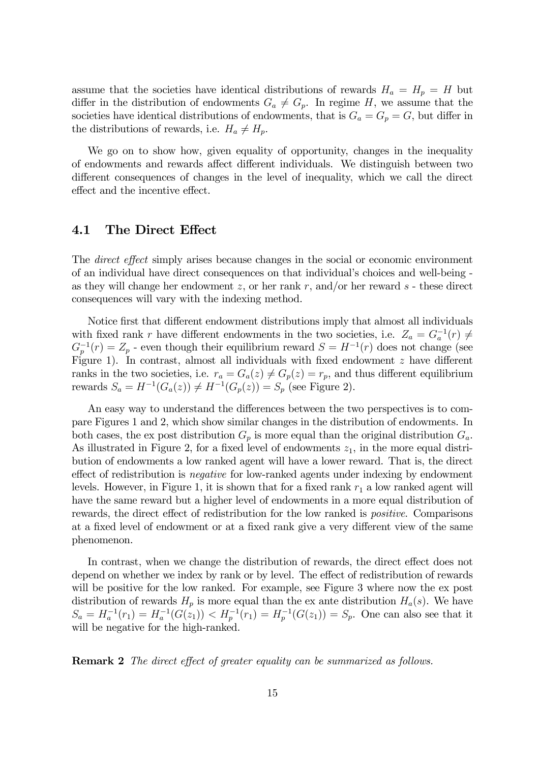assume that the societies have identical distributions of rewards $H_a = H_p = H$ but differ in the distribution of endowments $G_a \neq G_p$. In regime $H$, we assume that the societies have identical distributions of endowments, that is $G_a = G_p = G$, but differ in the distributions of rewards, i.e. $H_a \neq H_p$.

We go on to show how, given equality of opportunity, changes in the inequality of endowments and rewards affect different individuals. We distinguish between two different consequences of changes in the level of inequality, which we call the direct effect and the incentive effect.

## 4.1 The Direct Effect

The *direct effect* simply arises because changes in the social or economic environment of an individual have direct consequences on that individual's choices and well-being - as they will change her endowment $z$, or her rank $r$, and/or her reward $s$ - these direct consequences will vary with the indexing method.

Notice first that different endowment distributions imply that almost all individuals with fixed rank $r$ have different endowments in the two societies, i.e. $Z_a = G_a^{-1}(r) \neq G_p^{-1}(r) = Z_p$ - even though their equilibrium reward $S = H^{-1}(r)$ does not change (see Figure 1). In contrast, almost all individuals with fixed endowment $z$ have different ranks in the two societies, i.e. $r_a = G_a(z) \neq G_p(z) = r_p$, and thus different equilibrium rewards $S_a = H^{-1}(G_a(z)) \neq H^{-1}(G_p(z)) = S_p$ (see Figure 2).

An easy way to understand the differences between the two perspectives is to compare Figures 1 and 2, which show similar changes in the distribution of endowments. In both cases, the ex post distribution $G_p$ is more equal than the original distribution $G_a$. As illustrated in Figure 2, for a fixed level of endowments $z_1$, in the more equal distribution of endowments a low ranked agent will have a lower reward. That is, the direct effect of redistribution is *negative* for low-ranked agents under indexing by endowment levels. However, in Figure 1, it is shown that for a fixed rank $r_1$ a low ranked agent will have the same reward but a higher level of endowments in a more equal distribution of rewards, the direct effect of redistribution for the low ranked is *positive*. Comparisons at a fixed level of endowment or at a fixed rank give a very different view of the same phenomenon.

In contrast, when we change the distribution of rewards, the direct effect does not depend on whether we index by rank or by level. The effect of redistribution of rewards will be positive for the low ranked. For example, see Figure 3 where now the ex post distribution of rewards $H_p$ is more equal than the ex ante distribution $H_a(s)$. We have $S_a = H_a^{-1}(r_1) = H_a^{-1}(G(z_1)) < H_p^{-1}(r_1) = H_p^{-1}(G(z_1)) = S_p$. One can also see that it will be negative for the high-ranked.

**Remark 2** *The direct effect of greater equality can be summarized as follows.*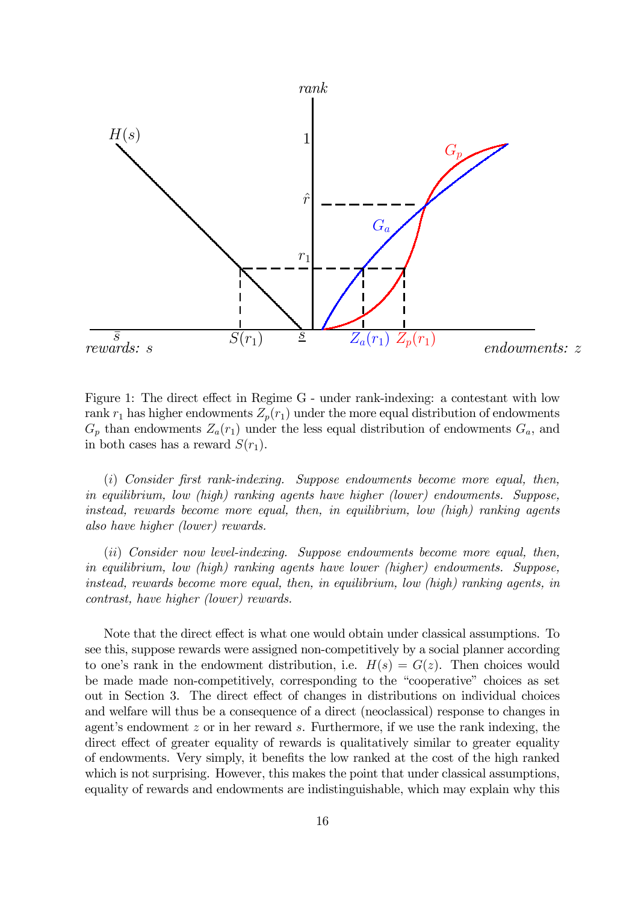Figure 1: The direct effect in Regime G - under rank-indexing: a contestant with low rank $r_1$ has higher endowments $Z_p(r_1)$ under the more equal distribution of endowments $G_p$ than endowments $Z_a(r_1)$ under the less equal distribution of endowments $G_a$, and in both cases has a reward $S(r_1)$.

(*i*) *Consider first rank-indexing. Suppose endowments become more equal, then, in equilibrium, low (high) ranking agents have higher (lower) endowments. Suppose, instead, rewards become more equal, then, in equilibrium, low (high) ranking agents also have higher (lower) rewards.*

(*ii*) *Consider now level-indexing. Suppose endowments become more equal, then, in equilibrium, low (high) ranking agents have lower (higher) endowments. Suppose, instead, rewards become more equal, then, in equilibrium, low (high) ranking agents, in contrast, have higher (lower) rewards.*

Note that the direct effect is what one would obtain under classical assumptions. To see this, suppose rewards were assigned non-competitively by a social planner according to one's rank in the endowment distribution, i.e. $H(s) = G(z)$. Then choices would be made made non-competitively, corresponding to the "cooperative" choices as set out in Section 3. The direct effect of changes in distributions on individual choices and welfare will thus be a consequence of a direct (neoclassical) response to changes in agent's endowment $z$ or in her reward $s$. Furthermore, if we use the rank indexing, the direct effect of greater equality of rewards is qualitatively similar to greater equality of endowments. Very simply, it benefits the low ranked at the cost of the high ranked which is not surprising. However, this makes the point that under classical assumptions, equality of rewards and endowments are indistinguishable, which may explain why this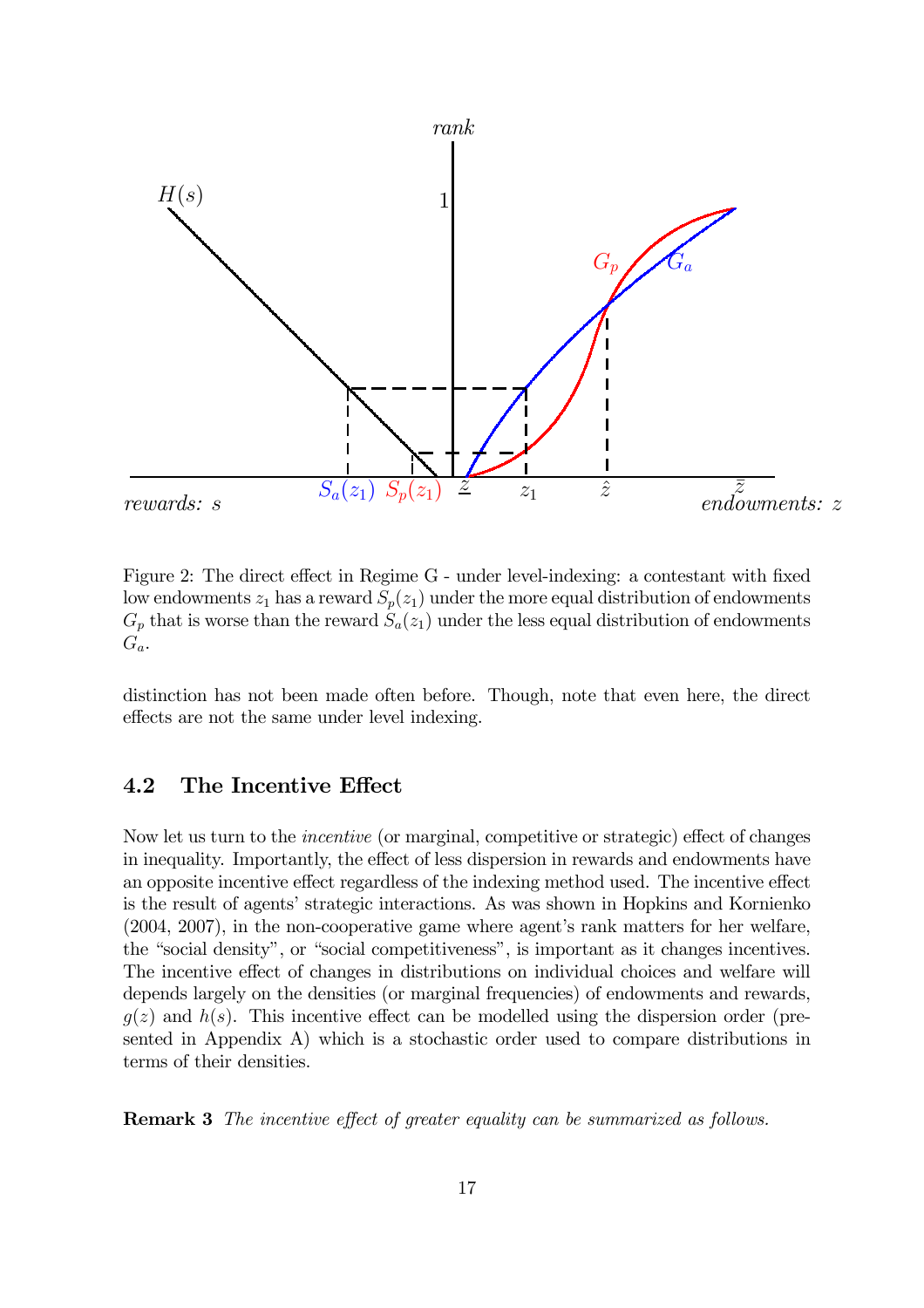Figure 2: The direct effect in Regime G - under level-indexing: a contestant with fixed low endowments $z_1$ has a reward $S_p(z_1)$ under the more equal distribution of endowments $G_p$ that is worse than the reward $S_a(z_1)$ under the less equal distribution of endowments $G_a$.

distinction has not been made often before. Though, note that even here, the direct effects are not the same under level indexing.

### 4.2 The Incentive Effect

Now let us turn to the *incentive* (or marginal, competitive or strategic) effect of changes in inequality. Importantly, the effect of less dispersion in rewards and endowments have an opposite incentive effect regardless of the indexing method used. The incentive effect is the result of agents' strategic interactions. As was shown in Hopkins and Kornienko (2004, 2007), in the non-cooperative game where agent's rank matters for her welfare, the "social density", or "social competitiveness", is important as it changes incentives. The incentive effect of changes in distributions on individual choices and welfare will depends largely on the densities (or marginal frequencies) of endowments and rewards, $g(z)$ and $h(s)$. This incentive effect can be modelled using the dispersion order (presented in Appendix A) which is a stochastic order used to compare distributions in terms of their densities.

**Remark 3** *The incentive effect of greater equality can be summarized as follows.*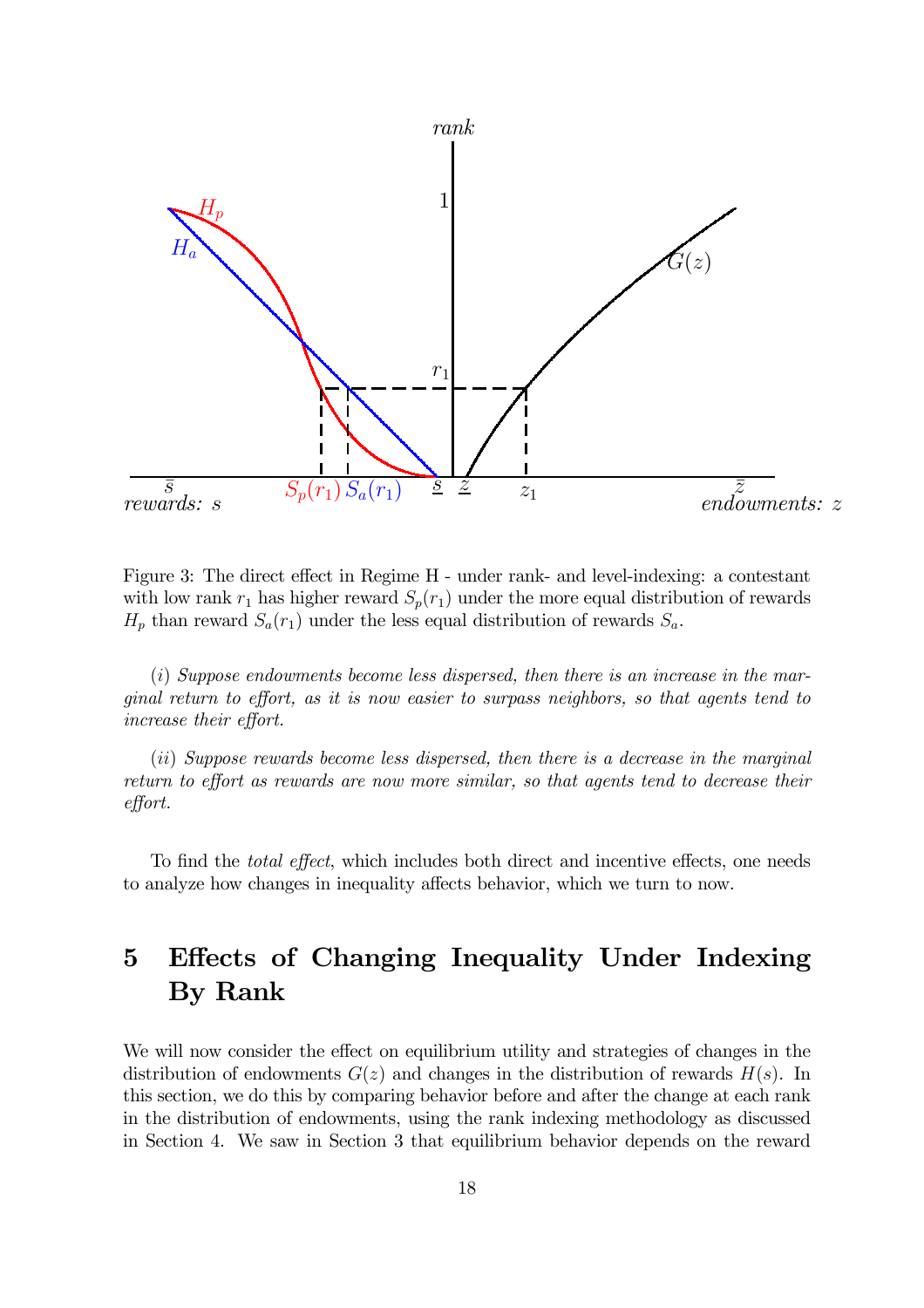Figure 3: The direct effect in Regime H - under rank- and level-indexing: a contestant with low rank $r_1$ has higher reward $S_p(r_1)$ under the more equal distribution of rewards $H_p$ than reward $S_a(r_1)$ under the less equal distribution of rewards $S_a$.

(*i*) *Suppose endowments become less dispersed, then there is an increase in the marginal return to effort, as it is now easier to surpass neighbors, so that agents tend to increase their effort.*

(*ii*) *Suppose rewards become less dispersed, then there is a decrease in the marginal return to effort as rewards are now more similar, so that agents tend to decrease their effort.*

To find the *total effect*, which includes both direct and incentive effects, one needs to analyze how changes in inequality affects behavior, which we turn to now.

# 5 Effects of Changing Inequality Under Indexing By Rank

We will now consider the effect on equilibrium utility and strategies of changes in the distribution of endowments $G(z)$ and changes in the distribution of rewards $H(s)$. In this section, we do this by comparing behavior before and after the change at each rank in the distribution of endowments, using the rank indexing methodology as discussed in Section 4. We saw in Section 3 that equilibrium behavior depends on the reward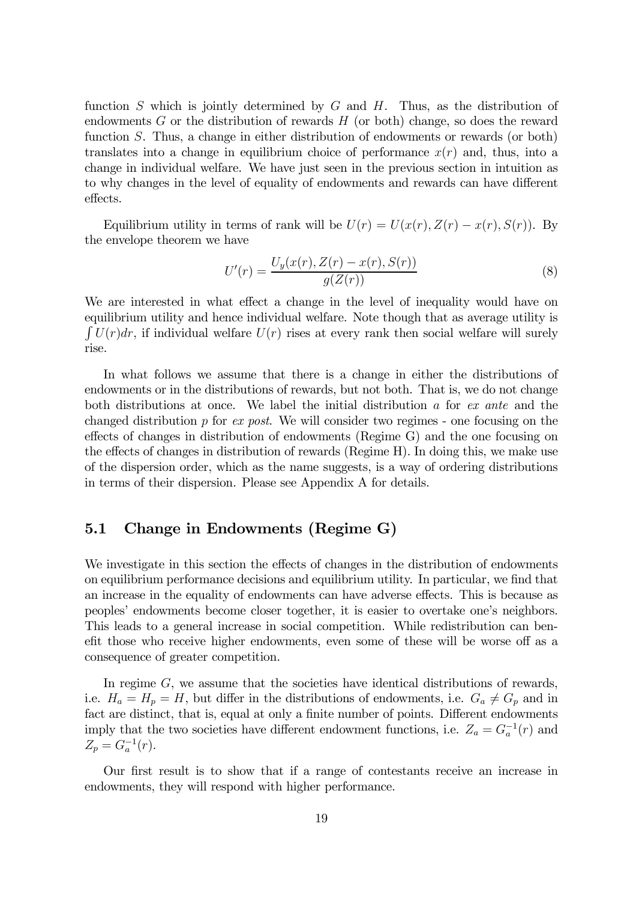function $S$ which is jointly determined by $G$ and $H$. Thus, as the distribution of endowments $G$ or the distribution of rewards $H$ (or both) change, so does the reward function $S$. Thus, a change in either distribution of endowments or rewards (or both) translates into a change in equilibrium choice of performance $x(r)$ and, thus, into a change in individual welfare. We have just seen in the previous section in intuition as to why changes in the level of equality of endowments and rewards can have different effects.

Equilibrium utility in terms of rank will be $U(r) = U(x(r), Z(r) - x(r), S(r))$. By the envelope theorem we have

$$U'(r) = \frac{U_y(x(r), Z(r) - x(r), S(r))}{g(Z(r))} \tag{8}$$

We are interested in what effect a change in the level of inequality would have on equilibrium utility and hence individual welfare. Note though that as average utility is $\int U(r)dr$, if individual welfare $U(r)$ rises at every rank then social welfare will surely rise.

In what follows we assume that there is a change in either the distributions of endowments or in the distributions of rewards, but not both. That is, we do not change both distributions at once. We label the initial distribution $a$ for *ex ante* and the changed distribution $p$ for *ex post*. We will consider two regimes - one focusing on the effects of changes in distribution of endowments (Regime G) and the one focusing on the effects of changes in distribution of rewards (Regime H). In doing this, we make use of the dispersion order, which as the name suggests, is a way of ordering distributions in terms of their dispersion. Please see Appendix A for details.

## 5.1 Change in Endowments (Regime G)

We investigate in this section the effects of changes in the distribution of endowments on equilibrium performance decisions and equilibrium utility. In particular, we find that an increase in the equality of endowments can have adverse effects. This is because as peoples' endowments become closer together, it is easier to overtake one's neighbors. This leads to a general increase in social competition. While redistribution can benefit those who receive higher endowments, even some of these will be worse off as a consequence of greater competition.

In regime $G$, we assume that the societies have identical distributions of rewards, i.e. $H_a = H_p = H$, but differ in the distributions of endowments, i.e. $G_a \neq G_p$ and in fact are distinct, that is, equal at only a finite number of points. Different endowments imply that the two societies have different endowment functions, i.e. $Z_a = G_a^{-1}(r)$ and $Z_p = G_a^{-1}(r)$.

Our first result is to show that if a range of contestants receive an increase in endowments, they will respond with higher performance.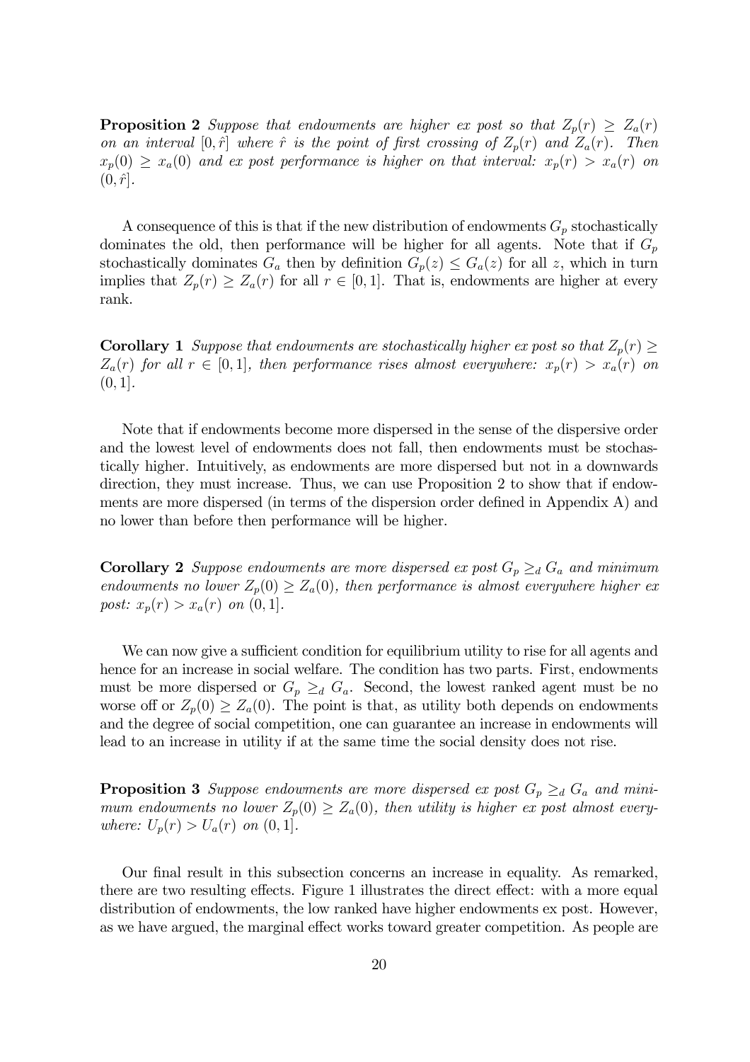**Proposition 2** *Suppose that endowments are higher ex post so that $Z_p(r) \geq Z_a(r)$ on an interval $[0, \hat{r}]$ where $\hat{r}$ is the point of first crossing of $Z_p(r)$ and $Z_a(r)$. Then $x_p(0) \geq x_a(0)$ and ex post performance is higher on that interval: $x_p(r) > x_a(r)$ on $(0, \hat{r}]$.*

A consequence of this is that if the new distribution of endowments $G_p$ stochastically dominates the old, then performance will be higher for all agents. Note that if $G_p$ stochastically dominates $G_a$ then by definition $G_p(z) \leq G_a(z)$ for all $z$, which in turn implies that $Z_p(r) \geq Z_a(r)$ for all $r \in [0, 1]$. That is, endowments are higher at every rank.

**Corollary 1** *Suppose that endowments are stochastically higher ex post so that $Z_p(r) \geq Z_a(r)$ for all $r \in [0, 1]$, then performance rises almost everywhere: $x_p(r) > x_a(r)$ on $(0, 1]$.*

Note that if endowments become more dispersed in the sense of the dispersive order and the lowest level of endowments does not fall, then endowments must be stochastically higher. Intuitively, as endowments are more dispersed but not in a downwards direction, they must increase. Thus, we can use Proposition 2 to show that if endowments are more dispersed (in terms of the dispersion order defined in Appendix A) and no lower than before then performance will be higher.

**Corollary 2** *Suppose endowments are more dispersed ex post $G_p \geq_d G_a$ and minimum endowments no lower $Z_p(0) \geq Z_a(0)$, then performance is almost everywhere higher ex post: $x_p(r) > x_a(r)$ on $(0, 1]$.*

We can now give a sufficient condition for equilibrium utility to rise for all agents and hence for an increase in social welfare. The condition has two parts. First, endowments must be more dispersed or $G_p \geq_d G_a$. Second, the lowest ranked agent must be no worse off or $Z_p(0) \geq Z_a(0)$. The point is that, as utility both depends on endowments and the degree of social competition, one can guarantee an increase in endowments will lead to an increase in utility if at the same time the social density does not rise.

**Proposition 3** *Suppose endowments are more dispersed ex post $G_p \geq_d G_a$ and minimum endowments no lower $Z_p(0) \geq Z_a(0)$, then utility is higher ex post almost everywhere: $U_p(r) > U_a(r)$ on $(0, 1]$.*

Our final result in this subsection concerns an increase in equality. As remarked, there are two resulting effects. Figure 1 illustrates the direct effect: with a more equal distribution of endowments, the low ranked have higher endowments ex post. However, as we have argued, the marginal effect works toward greater competition. As people are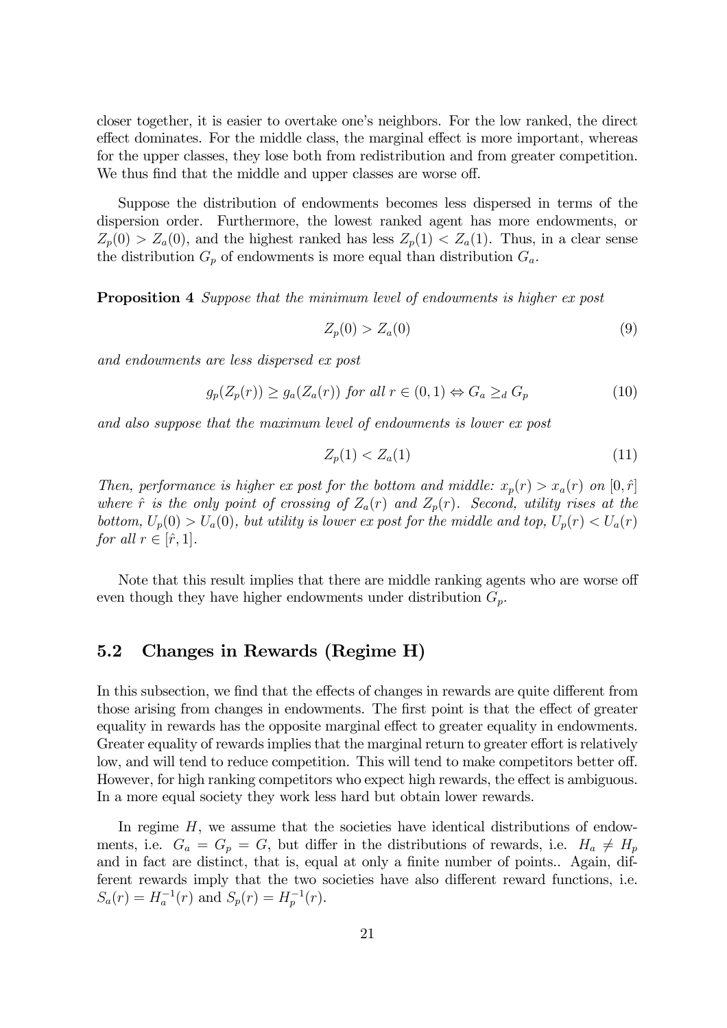closer together, it is easier to overtake one's neighbors. For the low ranked, the direct effect dominates. For the middle class, the marginal effect is more important, whereas for the upper classes, they lose both from redistribution and from greater competition. We thus find that the middle and upper classes are worse off.

Suppose the distribution of endowments becomes less dispersed in terms of the dispersion order. Furthermore, the lowest ranked agent has more endowments, or $Z_p(0) > Z_a(0)$, and the highest ranked has less $Z_p(1) < Z_a(1)$. Thus, in a clear sense the distribution $G_p$ of endowments is more equal than distribution $G_a$.

**Proposition 4** *Suppose that the minimum level of endowments is higher ex post*

$$Z_p(0) > Z_a(0) \tag{9}$$

*and endowments are less dispersed ex post*

$$g_p(Z_p(r)) \geq g_a(Z_a(r)) \text{ for all } r \in (0,1) \Leftrightarrow G_a \geq_d G_p \tag{10}$$

*and also suppose that the maximum level of endowments is lower ex post*

$$Z_p(1) < Z_a(1) \tag{11}$$

*Then, performance is higher ex post for the bottom and middle: $x_p(r) > x_a(r)$ on $[0, \hat{r}]$ where $\hat{r}$ is the only point of crossing of $Z_a(r)$ and $Z_p(r)$. Second, utility rises at the bottom, $U_p(0) > U_a(0)$, but utility is lower ex post for the middle and top, $U_p(r) < U_a(r)$ for all $r \in [\hat{r}, 1]$.*

Note that this result implies that there are middle ranking agents who are worse off even though they have higher endowments under distribution $G_p$.

## 5.2 Changes in Rewards (Regime H)

In this subsection, we find that the effects of changes in rewards are quite different from those arising from changes in endowments. The first point is that the effect of greater equality in rewards has the opposite marginal effect to greater equality in endowments. Greater equality of rewards implies that the marginal return to greater effort is relatively low, and will tend to reduce competition. This will tend to make competitors better off. However, for high ranking competitors who expect high rewards, the effect is ambiguous. In a more equal society they work less hard but obtain lower rewards.

In regime $H$, we assume that the societies have identical distributions of endowments, i.e. $G_a = G_p = G$, but differ in the distributions of rewards, i.e. $H_a \neq H_p$ and in fact are distinct, that is, equal at only a finite number of points.. Again, different rewards imply that the two societies have also different reward functions, i.e. $S_a(r) = H_a^{-1}(r)$ and $S_p(r) = H_p^{-1}(r)$.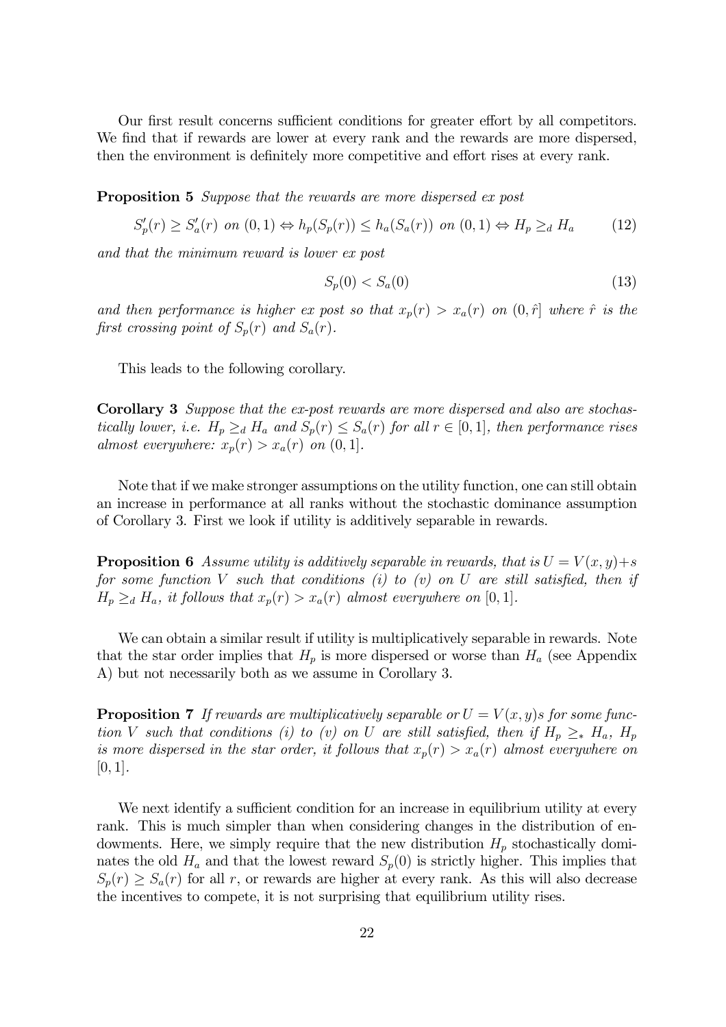Our first result concerns sufficient conditions for greater effort by all competitors. We find that if rewards are lower at every rank and the rewards are more dispersed, then the environment is definitely more competitive and effort rises at every rank.

**Proposition 5** *Suppose that the rewards are more dispersed ex post*

$$S_p'(r) \geq S_a'(r) \text{ on } (0,1) \Leftrightarrow h_p(S_p(r)) \leq h_a(S_a(r)) \text{ on } (0,1) \Leftrightarrow H_p \geq_d H_a \tag{12}$$

*and that the minimum reward is lower ex post*

$$S_p(0) < S_a(0) \tag{13}$$

*and then performance is higher ex post so that* $x_p(r) > x_a(r)$ *on* $(0, \hat{r}]$ *where* $\hat{r}$ *is the first crossing point of* $S_p(r)$ *and* $S_a(r)$.

This leads to the following corollary.

**Corollary 3** *Suppose that the ex-post rewards are more dispersed and also are stochastically lower, i.e.* $H_p \geq_d H_a$ *and* $S_p(r) \leq S_a(r)$ *for all* $r \in [0,1]$, *then performance rises almost everywhere:* $x_p(r) > x_a(r)$ *on* $(0,1]$.

Note that if we make stronger assumptions on the utility function, one can still obtain an increase in performance at all ranks without the stochastic dominance assumption of Corollary 3. First we look if utility is additively separable in rewards.

**Proposition 6** *Assume utility is additively separable in rewards, that is* $U = V(x,y)+s$ *for some function* $V$ *such that conditions (i) to (v) on* $U$ *are still satisfied, then if* $H_p \geq_d H_a$, *it follows that* $x_p(r) > x_a(r)$ *almost everywhere on* $[0,1]$.

We can obtain a similar result if utility is multiplicatively separable in rewards. Note that the star order implies that $H_p$ is more dispersed or worse than $H_a$ (see Appendix A) but not necessarily both as we assume in Corollary 3.

**Proposition 7** *If rewards are multiplicatively separable or* $U = V(x,y)s$ *for some function* $V$ *such that conditions (i) to (v) on* $U$ *are still satisfied, then if* $H_p \geq_* H_a$, $H_p$ *is more dispersed in the star order, it follows that* $x_p(r) > x_a(r)$ *almost everywhere on* $[0,1]$.

We next identify a sufficient condition for an increase in equilibrium utility at every rank. This is much simpler than when considering changes in the distribution of endowments. Here, we simply require that the new distribution $H_p$ stochastically dominates the old $H_a$ and that the lowest reward $S_p(0)$ is strictly higher. This implies that $S_p(r) \geq S_a(r)$ for all $r$, or rewards are higher at every rank. As this will also decrease the incentives to compete, it is not surprising that equilibrium utility rises.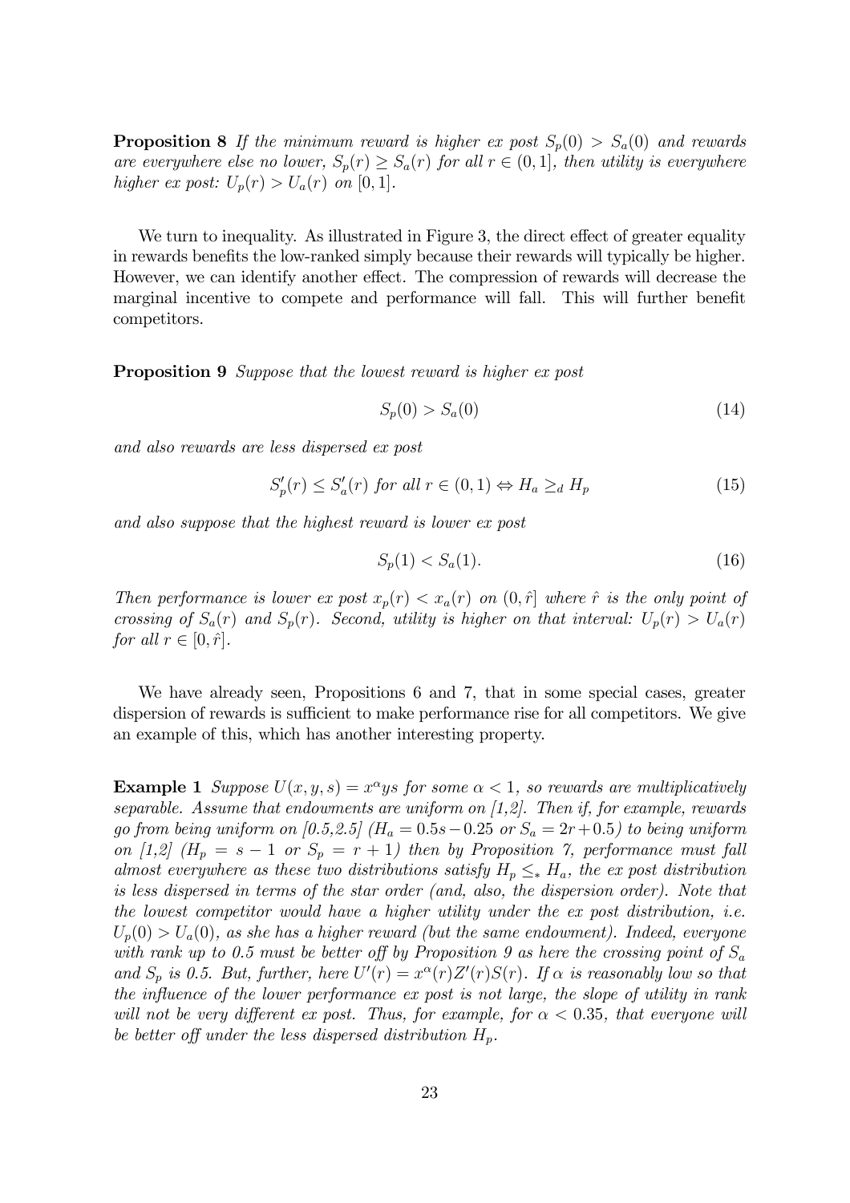**Proposition 8** *If the minimum reward is higher ex post $S_p(0) > S_a(0)$ and rewards are everywhere else no lower, $S_p(r) \geq S_a(r)$ for all $r \in (0, 1]$, then utility is everywhere higher ex post: $U_p(r) > U_a(r)$ on $[0, 1]$.*

We turn to inequality. As illustrated in Figure 3, the direct effect of greater equality in rewards benefits the low-ranked simply because their rewards will typically be higher. However, we can identify another effect. The compression of rewards will decrease the marginal incentive to compete and performance will fall. This will further benefit competitors.

**Proposition 9** *Suppose that the lowest reward is higher ex post*

$$S_p(0) > S_a(0) \tag{14}$$

*and also rewards are less dispersed ex post*

$$S_p'(r) \leq S_a'(r) \text{ for all } r \in (0, 1) \Leftrightarrow H_a \geq_d H_p \tag{15}$$

*and also suppose that the highest reward is lower ex post*

$$S_p(1) < S_a(1). \tag{16}$$

*Then performance is lower ex post $x_p(r) < x_a(r)$ on $(0, \hat{r}]$ where $\hat{r}$ is the only point of crossing of $S_a(r)$ and $S_p(r)$. Second, utility is higher on that interval: $U_p(r) > U_a(r)$ for all $r \in [0, \hat{r}]$.*

We have already seen, Propositions 6 and 7, that in some special cases, greater dispersion of rewards is sufficient to make performance rise for all competitors. We give an example of this, which has another interesting property.

**Example 1** *Suppose $U(x, y, s) = x^\alpha ys$ for some $\alpha < 1$, so rewards are multiplicatively separable. Assume that endowments are uniform on [1,2]. Then if, for example, rewards go from being uniform on [0.5,2.5] ($H_a = 0.5s - 0.25$ or $S_a = 2r + 0.5$) to being uniform on [1,2] ($H_p = s - 1$ or $S_p = r + 1$) then by Proposition 7, performance must fall almost everywhere as these two distributions satisfy $H_p \leq_* H_a$, the ex post distribution is less dispersed in terms of the star order (and, also, the dispersion order). Note that the lowest competitor would have a higher utility under the ex post distribution, i.e. $U_p(0) > U_a(0)$, as she has a higher reward (but the same endowment). Indeed, everyone with rank up to 0.5 must be better off by Proposition 9 as here the crossing point of $S_a$ and $S_p$ is 0.5. But, further, here $U'(r) = x^\alpha(r)Z'(r)S(r)$. If $\alpha$ is reasonably low so that the influence of the lower performance ex post is not large, the slope of utility in rank will not be very different ex post. Thus, for example, for $\alpha < 0.35$, that everyone will be better off under the less dispersed distribution $H_p$.*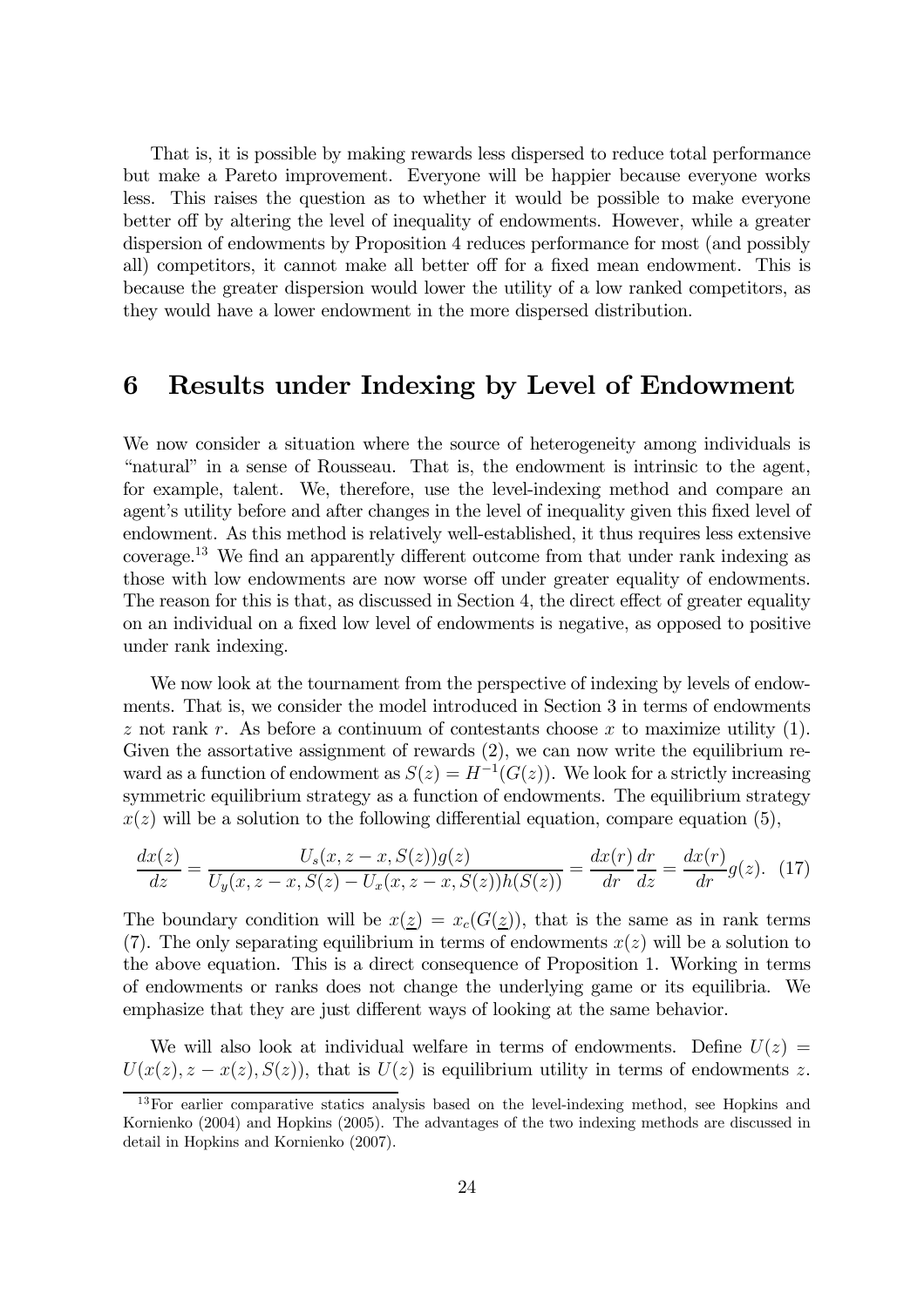That is, it is possible by making rewards less dispersed to reduce total performance but make a Pareto improvement. Everyone will be happier because everyone works less. This raises the question as to whether it would be possible to make everyone better off by altering the level of inequality of endowments. However, while a greater dispersion of endowments by Proposition 4 reduces performance for most (and possibly all) competitors, it cannot make all better off for a fixed mean endowment. This is because the greater dispersion would lower the utility of a low ranked competitors, as they would have a lower endowment in the more dispersed distribution.

# 6 Results under Indexing by Level of Endowment

We now consider a situation where the source of heterogeneity among individuals is "natural" in a sense of Rousseau. That is, the endowment is intrinsic to the agent, for example, talent. We, therefore, use the level-indexing method and compare an agent's utility before and after changes in the level of inequality given this fixed level of endowment. As this method is relatively well-established, it thus requires less extensive coverage.[13] We find an apparently different outcome from that under rank indexing as those with low endowments are now worse off under greater equality of endowments. The reason for this is that, as discussed in Section 4, the direct effect of greater equality on an individual on a fixed low level of endowments is negative, as opposed to positive under rank indexing.

We now look at the tournament from the perspective of indexing by levels of endowments. That is, we consider the model introduced in Section 3 in terms of endowments $z$ not rank $r$. As before a continuum of contestants choose $x$ to maximize utility (1). Given the assortative assignment of rewards (2), we can now write the equilibrium reward as a function of endowment as $S(z) = H^{-1}(G(z))$. We look for a strictly increasing symmetric equilibrium strategy as a function of endowments. The equilibrium strategy $x(z)$ will be a solution to the following differential equation, compare equation (5),

$$\frac{dx(z)}{dz} = \frac{U_s(x, z-x, S(z))g(z)}{U_y(x, z-x, S(z) - U_x(x, z-x, S(z))h(S(z))} = \frac{dx(r)}{dr}\frac{dr}{dz} = \frac{dx(r)}{dr}g(z). \quad (17)$$

The boundary condition will be $x(\underline{z}) = x_c(G(\underline{z}))$, that is the same as in rank terms (7). The only separating equilibrium in terms of endowments $x(z)$ will be a solution to the above equation. This is a direct consequence of Proposition 1. Working in terms of endowments or ranks does not change the underlying game or its equilibria. We emphasize that they are just different ways of looking at the same behavior.

We will also look at individual welfare in terms of endowments. Define $U(z) = U(x(z), z - x(z), S(z))$, that is $U(z)$ is equilibrium utility in terms of endowments $z$.

[13] For earlier comparative statics analysis based on the level-indexing method, see Hopkins and Kornienko (2004) and Hopkins (2005). The advantages of the two indexing methods are discussed in detail in Hopkins and Kornienko (2007).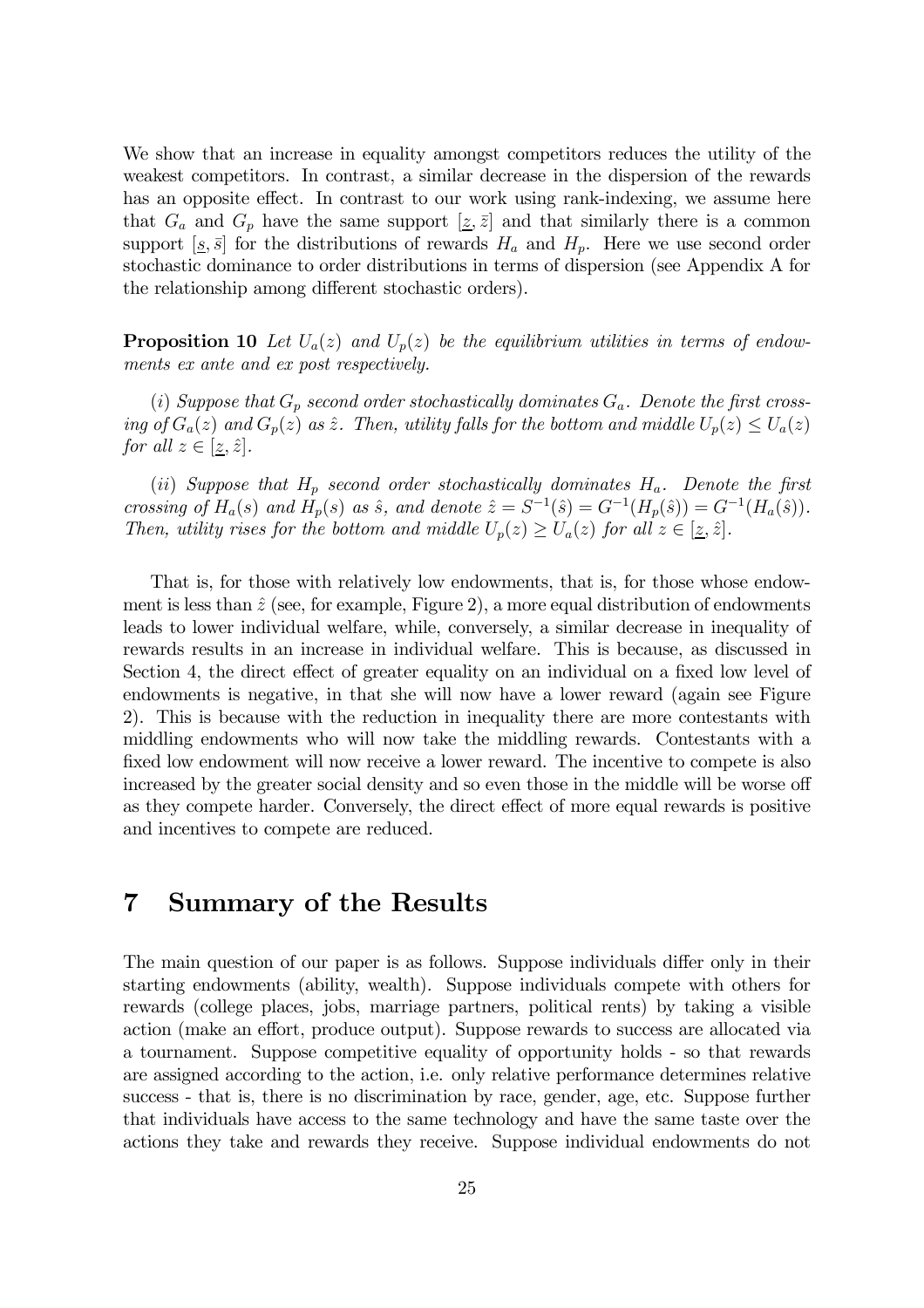We show that an increase in equality amongst competitors reduces the utility of the weakest competitors. In contrast, a similar decrease in the dispersion of the rewards has an opposite effect. In contrast to our work using rank-indexing, we assume here that $G_a$ and $G_p$ have the same support $[\underline{z}, \bar{z}]$ and that similarly there is a common support $[\underline{s}, \bar{s}]$ for the distributions of rewards $H_a$ and $H_p$. Here we use second order stochastic dominance to order distributions in terms of dispersion (see Appendix A for the relationship among different stochastic orders).

**Proposition 10** *Let $U_a(z)$ and $U_p(z)$ be the equilibrium utilities in terms of endowments ex ante and ex post respectively.*

*(i) Suppose that $G_p$ second order stochastically dominates $G_a$. Denote the first crossing of $G_a(z)$ and $G_p(z)$ as $\hat{z}$. Then, utility falls for the bottom and middle $U_p(z) \leq U_a(z)$ for all $z \in [\underline{z}, \hat{z}]$.*

*(ii) Suppose that $H_p$ second order stochastically dominates $H_a$. Denote the first crossing of $H_a(s)$ and $H_p(s)$ as $\hat{s}$, and denote $\hat{z} = S^{-1}(\hat{s}) = G^{-1}(H_p(\hat{s})) = G^{-1}(H_a(\hat{s}))$. Then, utility rises for the bottom and middle $U_p(z) \geq U_a(z)$ for all $z \in [\underline{z}, \hat{z}]$.*

That is, for those with relatively low endowments, that is, for those whose endowment is less than $\hat{z}$ (see, for example, Figure 2), a more equal distribution of endowments leads to lower individual welfare, while, conversely, a similar decrease in inequality of rewards results in an increase in individual welfare. This is because, as discussed in Section 4, the direct effect of greater equality on an individual on a fixed low level of endowments is negative, in that she will now have a lower reward (again see Figure 2). This is because with the reduction in inequality there are more contestants with middling endowments who will now take the middling rewards. Contestants with a fixed low endowment will now receive a lower reward. The incentive to compete is also increased by the greater social density and so even those in the middle will be worse off as they compete harder. Conversely, the direct effect of more equal rewards is positive and incentives to compete are reduced.

# 7 Summary of the Results

The main question of our paper is as follows. Suppose individuals differ only in their starting endowments (ability, wealth). Suppose individuals compete with others for rewards (college places, jobs, marriage partners, political rents) by taking a visible action (make an effort, produce output). Suppose rewards to success are allocated via a tournament. Suppose competitive equality of opportunity holds - so that rewards are assigned according to the action, i.e. only relative performance determines relative success - that is, there is no discrimination by race, gender, age, etc. Suppose further that individuals have access to the same technology and have the same taste over the actions they take and rewards they receive. Suppose individual endowments do not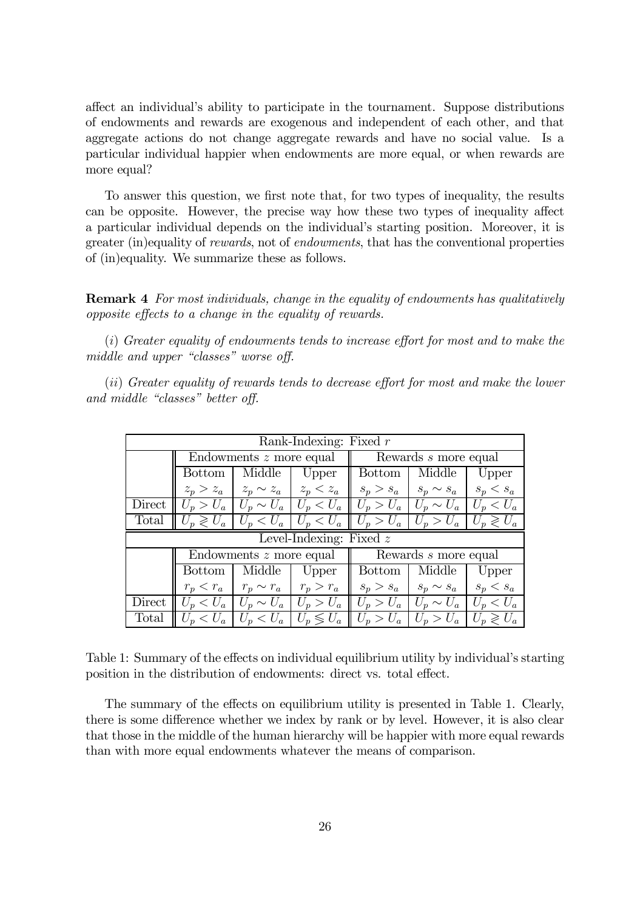affect an individual's ability to participate in the tournament. Suppose distributions of endowments and rewards are exogenous and independent of each other, and that aggregate actions do not change aggregate rewards and have no social value. Is a particular individual happier when endowments are more equal, or when rewards are more equal?

To answer this question, we first note that, for two types of inequality, the results can be opposite. However, the precise way how these two types of inequality affect a particular individual depends on the individual's starting position. Moreover, it is greater (in)equality of *rewards*, not of *endowments*, that has the conventional properties of (in)equality. We summarize these as follows.

**Remark 4** *For most individuals, change in the equality of endowments has qualitatively opposite effects to a change in the equality of rewards.*

(*i*) *Greater equality of endowments tends to increase effort for most and to make the middle and upper "classes" worse off.*

(*ii*) *Greater equality of rewards tends to decrease effort for most and make the lower and middle "classes" better off.*

| Rank-Indexing: Fixed $r$ | | | | | | |
|---|---|---|---|---|---|---|
| | Endowments $z$ more equal | | | Rewards $s$ more equal | | |
| | Bottom | Middle | Upper | Bottom | Middle | Upper |
| | $z_p > z_a$ | $z_p \sim z_a$ | $z_p < z_a$ | $s_p > s_a$ | $s_p \sim s_a$ | $s_p < s_a$ |
| Direct | $U_p > U_a$ | $U_p \sim U_a$ | $U_p < U_a$ | $U_p > U_a$ | $U_p \sim U_a$ | $U_p < U_a$ |
| Total | $U_p \gtrless U_a$ | $U_p < U_a$ | $U_p < U_a$ | $U_p > U_a$ | $U_p > U_a$ | $U_p \gtrless U_a$ |
| **Level-Indexing: Fixed $z$** | | | | | | |
| | Endowments $z$ more equal | | | Rewards $s$ more equal | | |
| | Bottom | Middle | Upper | Bottom | Middle | Upper |
| | $r_p < r_a$ | $r_p \sim r_a$ | $r_p > r_a$ | $s_p > s_a$ | $s_p \sim s_a$ | $s_p < s_a$ |
| Direct | $U_p < U_a$ | $U_p \sim U_a$ | $U_p > U_a$ | $U_p > U_a$ | $U_p \sim U_a$ | $U_p < U_a$ |
| Total | $U_p < U_a$ | $U_p < U_a$ | $U_p \lesseqgtr U_a$ | $U_p > U_a$ | $U_p > U_a$ | $U_p \gtrless U_a$ |

Table 1: Summary of the effects on individual equilibrium utility by individual's starting position in the distribution of endowments: direct vs. total effect.

The summary of the effects on equilibrium utility is presented in Table 1. Clearly, there is some difference whether we index by rank or by level. However, it is also clear that those in the middle of the human hierarchy will be happier with more equal rewards than with more equal endowments whatever the means of comparison.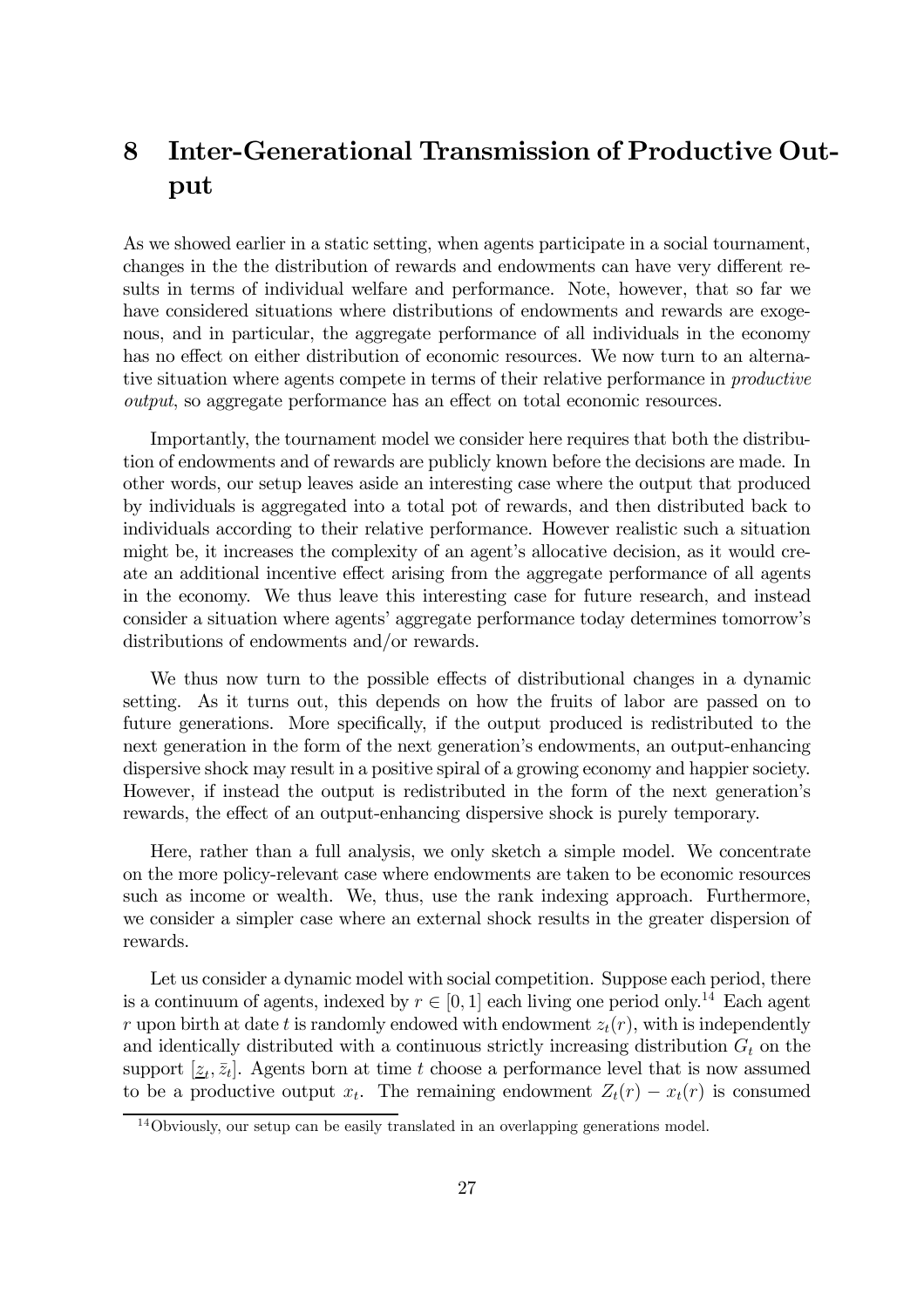# 8 Inter-Generational Transmission of Productive Output

As we showed earlier in a static setting, when agents participate in a social tournament, changes in the the distribution of rewards and endowments can have very different results in terms of individual welfare and performance. Note, however, that so far we have considered situations where distributions of endowments and rewards are exogenous, and in particular, the aggregate performance of all individuals in the economy has no effect on either distribution of economic resources. We now turn to an alternative situation where agents compete in terms of their relative performance in *productive output*, so aggregate performance has an effect on total economic resources.

Importantly, the tournament model we consider here requires that both the distribution of endowments and of rewards are publicly known before the decisions are made. In other words, our setup leaves aside an interesting case where the output that produced by individuals is aggregated into a total pot of rewards, and then distributed back to individuals according to their relative performance. However realistic such a situation might be, it increases the complexity of an agent's allocative decision, as it would create an additional incentive effect arising from the aggregate performance of all agents in the economy. We thus leave this interesting case for future research, and instead consider a situation where agents' aggregate performance today determines tomorrow's distributions of endowments and/or rewards.

We thus now turn to the possible effects of distributional changes in a dynamic setting. As it turns out, this depends on how the fruits of labor are passed on to future generations. More specifically, if the output produced is redistributed to the next generation in the form of the next generation's endowments, an output-enhancing dispersive shock may result in a positive spiral of a growing economy and happier society. However, if instead the output is redistributed in the form of the next generation's rewards, the effect of an output-enhancing dispersive shock is purely temporary.

Here, rather than a full analysis, we only sketch a simple model. We concentrate on the more policy-relevant case where endowments are taken to be economic resources such as income or wealth. We, thus, use the rank indexing approach. Furthermore, we consider a simpler case where an external shock results in the greater dispersion of rewards.

Let us consider a dynamic model with social competition. Suppose each period, there is a continuum of agents, indexed by $r \in [0, 1]$ each living one period only.[14] Each agent $r$ upon birth at date $t$ is randomly endowed with endowment $z_t(r)$, with is independently and identically distributed with a continuous strictly increasing distribution $G_t$ on the support $[\underline{z}_t, \bar{z}_t]$. Agents born at time $t$ choose a performance level that is now assumed to be a productive output $x_t$. The remaining endowment $Z_t(r) - x_t(r)$ is consumed

[14] Obviously, our setup can be easily translated in an overlapping generations model.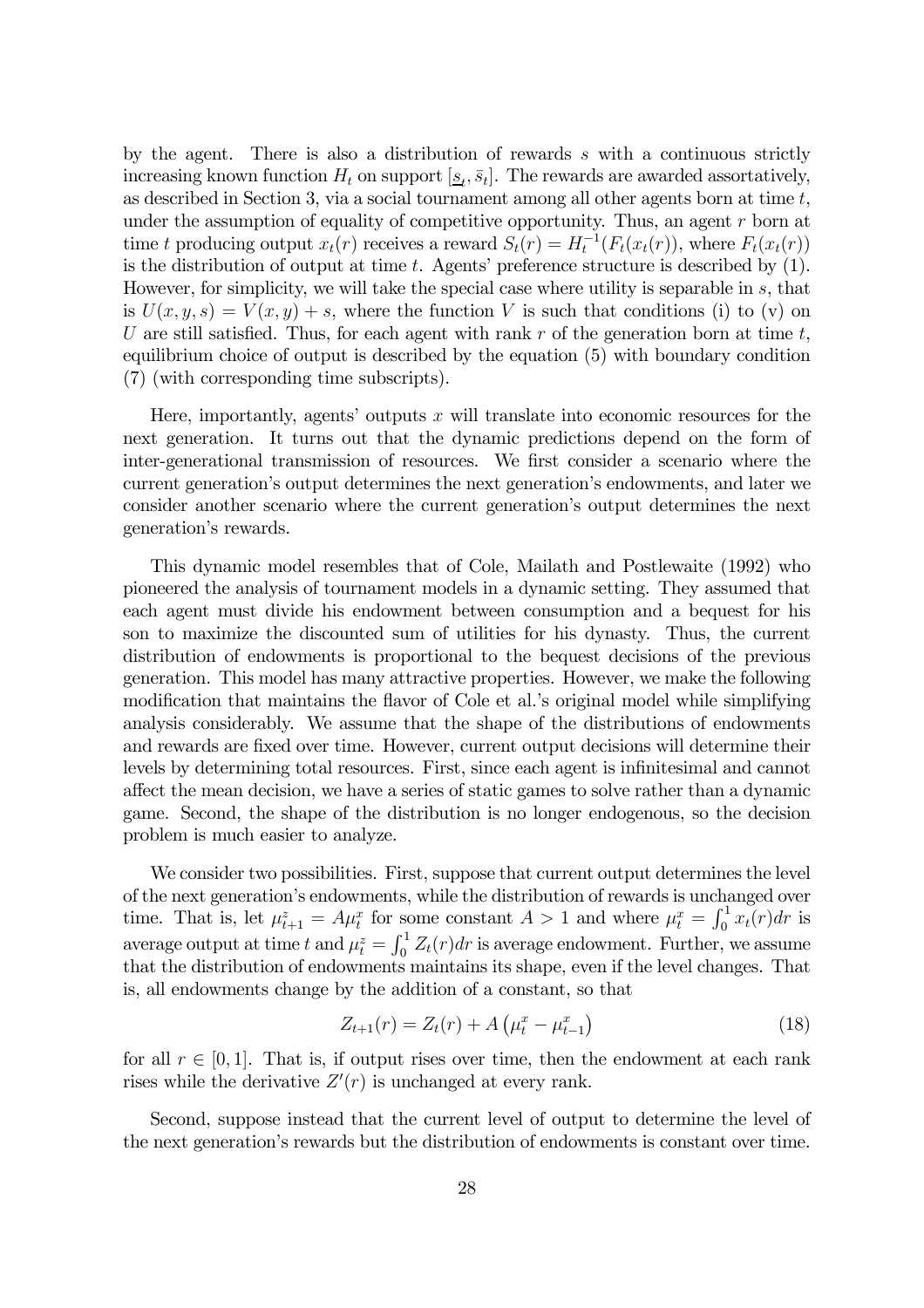by the agent. There is also a distribution of rewards $s$ with a continuous strictly increasing known function $H_t$ on support $[\underline{s}_t, \bar{s}_t]$. The rewards are awarded assortatively, as described in Section 3, via a social tournament among all other agents born at time $t$, under the assumption of equality of competitive opportunity. Thus, an agent $r$ born at time $t$ producing output $x_t(r)$ receives a reward $S_t(r) = H_t^{-1}(F_t(x_t(r))$, where $F_t(x_t(r))$ is the distribution of output at time $t$. Agents' preference structure is described by (1). However, for simplicity, we will take the special case where utility is separable in $s$, that is $U(x, y, s) = V(x, y) + s$, where the function $V$ is such that conditions (i) to (v) on $U$ are still satisfied. Thus, for each agent with rank $r$ of the generation born at time $t$, equilibrium choice of output is described by the equation (5) with boundary condition (7) (with corresponding time subscripts).

Here, importantly, agents' outputs $x$ will translate into economic resources for the next generation. It turns out that the dynamic predictions depend on the form of inter-generational transmission of resources. We first consider a scenario where the current generation's output determines the next generation's endowments, and later we consider another scenario where the current generation's output determines the next generation's rewards.

This dynamic model resembles that of Cole, Mailath and Postlewaite (1992) who pioneered the analysis of tournament models in a dynamic setting. They assumed that each agent must divide his endowment between consumption and a bequest for his son to maximize the discounted sum of utilities for his dynasty. Thus, the current distribution of endowments is proportional to the bequest decisions of the previous generation. This model has many attractive properties. However, we make the following modification that maintains the flavor of Cole et al.'s original model while simplifying analysis considerably. We assume that the shape of the distributions of endowments and rewards are fixed over time. However, current output decisions will determine their levels by determining total resources. First, since each agent is infinitesimal and cannot affect the mean decision, we have a series of static games to solve rather than a dynamic game. Second, the shape of the distribution is no longer endogenous, so the decision problem is much easier to analyze.

We consider two possibilities. First, suppose that current output determines the level of the next generation's endowments, while the distribution of rewards is unchanged over time. That is, let $\mu_{t+1}^z = A\mu_t^x$ for some constant $A > 1$ and where $\mu_t^x = \int_0^1 x_t(r)dr$ is average output at time $t$ and $\mu_t^z = \int_0^1 Z_t(r)dr$ is average endowment. Further, we assume that the distribution of endowments maintains its shape, even if the level changes. That is, all endowments change by the addition of a constant, so that

$$Z_{t+1}(r) = Z_t(r) + A\left(\mu_t^x - \mu_{t-1}^x\right) \tag{18}$$

for all $r \in [0, 1]$. That is, if output rises over time, then the endowment at each rank rises while the derivative $Z'(r)$ is unchanged at every rank.

Second, suppose instead that the current level of output to determine the level of the next generation's rewards but the distribution of endowments is constant over time.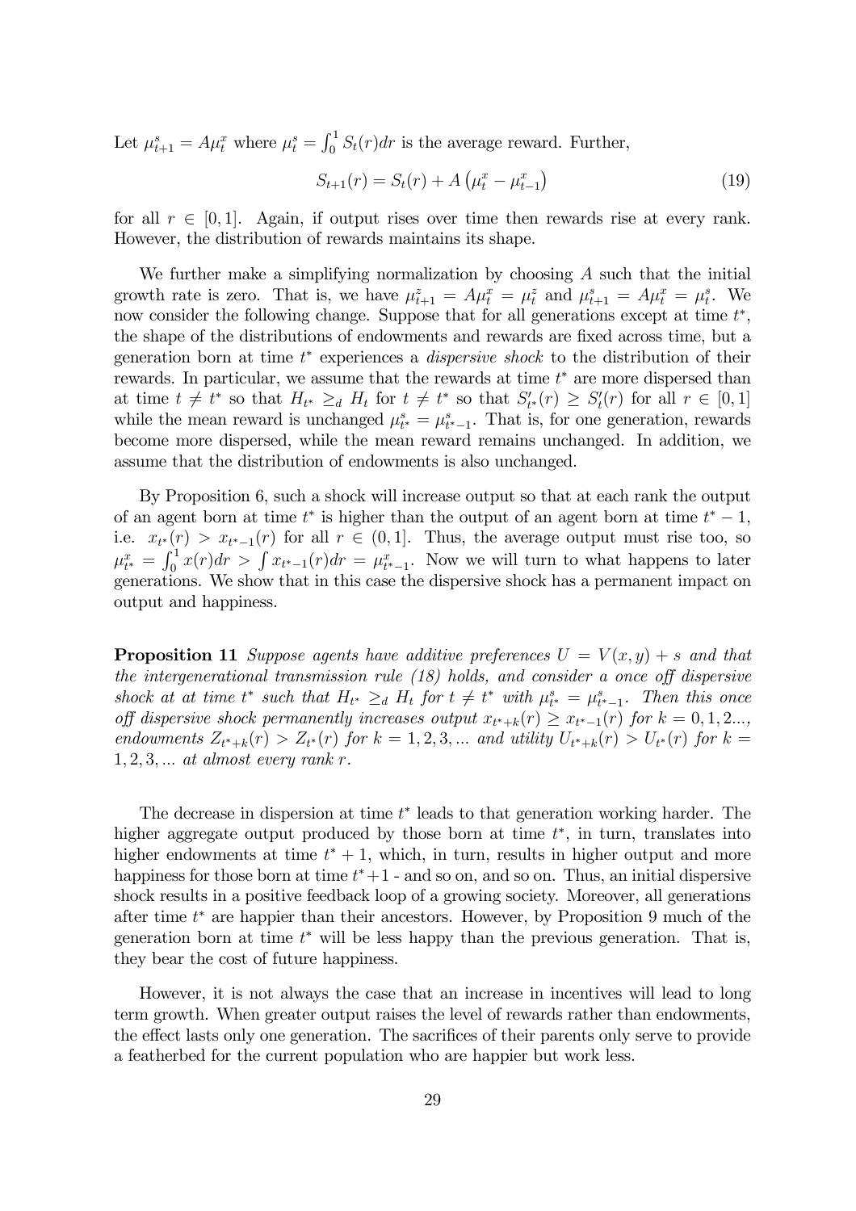Let $\mu^s_{t+1} = A\mu^x_t$ where $\mu^s_t = \int_0^1 S_t(r)dr$ is the average reward. Further,

$$S_{t+1}(r) = S_t(r) + A\left(\mu^x_t - \mu^x_{t-1}\right) \tag{19}$$

for all $r \in [0,1]$. Again, if output rises over time then rewards rise at every rank. However, the distribution of rewards maintains its shape.

We further make a simplifying normalization by choosing $A$ such that the initial growth rate is zero. That is, we have $\mu^z_{t+1} = A\mu^x_t = \mu^z_t$ and $\mu^s_{t+1} = A\mu^x_t = \mu^s_t$. We now consider the following change. Suppose that for all generations except at time $t^*$, the shape of the distributions of endowments and rewards are fixed across time, but a generation born at time $t^*$ experiences a *dispersive shock* to the distribution of their rewards. In particular, we assume that the rewards at time $t^*$ are more dispersed than at time $t \neq t^*$ so that $H_{t^*} \geq_d H_t$ for $t \neq t^*$ so that $S'_{t^*}(r) \geq S'_t(r)$ for all $r \in [0,1]$ while the mean reward is unchanged $\mu^s_{t^*} = \mu^s_{t^*-1}$. That is, for one generation, rewards become more dispersed, while the mean reward remains unchanged. In addition, we assume that the distribution of endowments is also unchanged.

By Proposition 6, such a shock will increase output so that at each rank the output of an agent born at time $t^*$ is higher than the output of an agent born at time $t^*-1$, i.e. $x_{t^*}(r) > x_{t^*-1}(r)$ for all $r \in (0,1]$. Thus, the average output must rise too, so $\mu^x_{t^*} = \int_0^1 x(r)dr > \int x_{t^*-1}(r)dr = \mu^x_{t^*-1}$. Now we will turn to what happens to later generations. We show that in this case the dispersive shock has a permanent impact on output and happiness.

**Proposition 11** *Suppose agents have additive preferences $U = V(x,y) + s$ and that the intergenerational transmission rule (18) holds, and consider a once off dispersive shock at at time $t^*$ such that $H_{t^*} \geq_d H_t$ for $t \neq t^*$ with $\mu^s_{t^*} = \mu^s_{t^*-1}$. Then this once off dispersive shock permanently increases output $x_{t^*+k}(r) \geq x_{t^*-1}(r)$ for $k = 0,1,2...$, endowments $Z_{t^*+k}(r) > Z_{t^*}(r)$ for $k = 1,2,3,...$ and utility $U_{t^*+k}(r) > U_{t^*}(r)$ for $k = 1,2,3,...$ at almost every rank $r$.*

The decrease in dispersion at time $t^*$ leads to that generation working harder. The higher aggregate output produced by those born at time $t^*$, in turn, translates into higher endowments at time $t^*+1$, which, in turn, results in higher output and more happiness for those born at time $t^*+1$ - and so on, and so on. Thus, an initial dispersive shock results in a positive feedback loop of a growing society. Moreover, all generations after time $t^*$ are happier than their ancestors. However, by Proposition 9 much of the generation born at time $t^*$ will be less happy than the previous generation. That is, they bear the cost of future happiness.

However, it is not always the case that an increase in incentives will lead to long term growth. When greater output raises the level of rewards rather than endowments, the effect lasts only one generation. The sacrifices of their parents only serve to provide a featherbed for the current population who are happier but work less.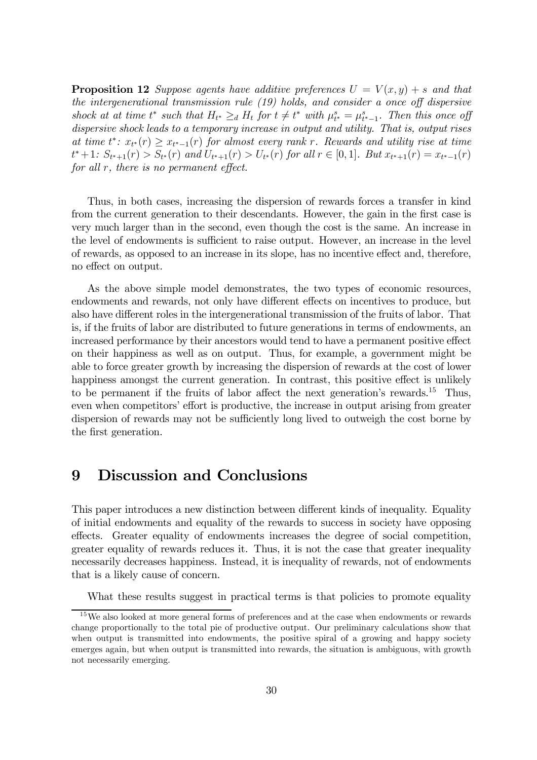**Proposition 12** *Suppose agents have additive preferences $U = V(x, y) + s$ and that the intergenerational transmission rule (19) holds, and consider a once off dispersive shock at at time $t^*$ such that $H_{t^*} \geq_d H_t$ for $t \neq t^*$ with $\mu^s_{t^*} = \mu^s_{t^*-1}$. Then this once off dispersive shock leads to a temporary increase in output and utility. That is, output rises at time $t^*$: $x_{t^*}(r) \geq x_{t^*-1}(r)$ for almost every rank $r$. Rewards and utility rise at time $t^*+1$: $S_{t^*+1}(r) > S_{t^*}(r)$ and $U_{t^*+1}(r) > U_{t^*}(r)$ for all $r \in [0, 1]$. But $x_{t^*+1}(r) = x_{t^*-1}(r)$ for all $r$, there is no permanent effect.*

Thus, in both cases, increasing the dispersion of rewards forces a transfer in kind from the current generation to their descendants. However, the gain in the first case is very much larger than in the second, even though the cost is the same. An increase in the level of endowments is sufficient to raise output. However, an increase in the level of rewards, as opposed to an increase in its slope, has no incentive effect and, therefore, no effect on output.

As the above simple model demonstrates, the two types of economic resources, endowments and rewards, not only have different effects on incentives to produce, but also have different roles in the intergenerational transmission of the fruits of labor. That is, if the fruits of labor are distributed to future generations in terms of endowments, an increased performance by their ancestors would tend to have a permanent positive effect on their happiness as well as on output. Thus, for example, a government might be able to force greater growth by increasing the dispersion of rewards at the cost of lower happiness amongst the current generation. In contrast, this positive effect is unlikely to be permanent if the fruits of labor affect the next generation's rewards.[15] Thus, even when competitors' effort is productive, the increase in output arising from greater dispersion of rewards may not be sufficiently long lived to outweigh the cost borne by the first generation.

# 9 Discussion and Conclusions

This paper introduces a new distinction between different kinds of inequality. Equality of initial endowments and equality of the rewards to success in society have opposing effects. Greater equality of endowments increases the degree of social competition, greater equality of rewards reduces it. Thus, it is not the case that greater inequality necessarily decreases happiness. Instead, it is inequality of rewards, not of endowments that is a likely cause of concern.

What these results suggest in practical terms is that policies to promote equality

[15] We also looked at more general forms of preferences and at the case when endowments or rewards change proportionally to the total pie of productive output. Our preliminary calculations show that when output is transmitted into endowments, the positive spiral of a growing and happy society emerges again, but when output is transmitted into rewards, the situation is ambiguous, with growth not necessarily emerging.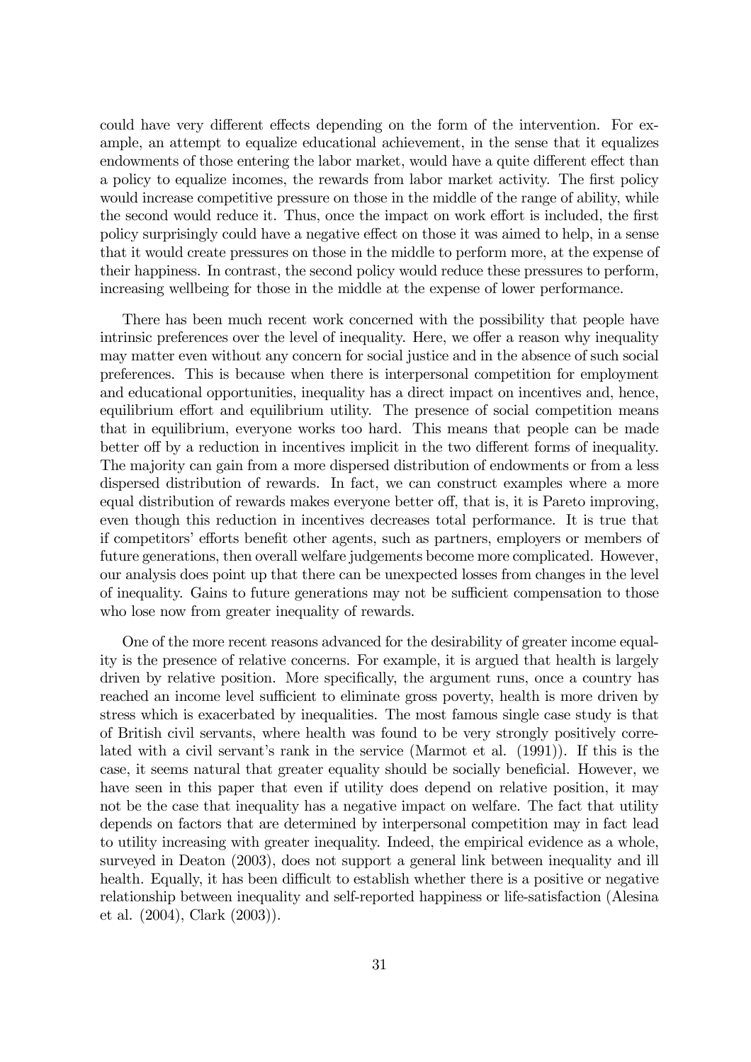could have very different effects depending on the form of the intervention. For example, an attempt to equalize educational achievement, in the sense that it equalizes endowments of those entering the labor market, would have a quite different effect than a policy to equalize incomes, the rewards from labor market activity. The first policy would increase competitive pressure on those in the middle of the range of ability, while the second would reduce it. Thus, once the impact on work effort is included, the first policy surprisingly could have a negative effect on those it was aimed to help, in a sense that it would create pressures on those in the middle to perform more, at the expense of their happiness. In contrast, the second policy would reduce these pressures to perform, increasing wellbeing for those in the middle at the expense of lower performance.

There has been much recent work concerned with the possibility that people have intrinsic preferences over the level of inequality. Here, we offer a reason why inequality may matter even without any concern for social justice and in the absence of such social preferences. This is because when there is interpersonal competition for employment and educational opportunities, inequality has a direct impact on incentives and, hence, equilibrium effort and equilibrium utility. The presence of social competition means that in equilibrium, everyone works too hard. This means that people can be made better off by a reduction in incentives implicit in the two different forms of inequality. The majority can gain from a more dispersed distribution of endowments or from a less dispersed distribution of rewards. In fact, we can construct examples where a more equal distribution of rewards makes everyone better off, that is, it is Pareto improving, even though this reduction in incentives decreases total performance. It is true that if competitors' efforts benefit other agents, such as partners, employers or members of future generations, then overall welfare judgements become more complicated. However, our analysis does point up that there can be unexpected losses from changes in the level of inequality. Gains to future generations may not be sufficient compensation to those who lose now from greater inequality of rewards.

One of the more recent reasons advanced for the desirability of greater income equality is the presence of relative concerns. For example, it is argued that health is largely driven by relative position. More specifically, the argument runs, once a country has reached an income level sufficient to eliminate gross poverty, health is more driven by stress which is exacerbated by inequalities. The most famous single case study is that of British civil servants, where health was found to be very strongly positively correlated with a civil servant's rank in the service (Marmot et al. (1991)). If this is the case, it seems natural that greater equality should be socially beneficial. However, we have seen in this paper that even if utility does depend on relative position, it may not be the case that inequality has a negative impact on welfare. The fact that utility depends on factors that are determined by interpersonal competition may in fact lead to utility increasing with greater inequality. Indeed, the empirical evidence as a whole, surveyed in Deaton (2003), does not support a general link between inequality and ill health. Equally, it has been difficult to establish whether there is a positive or negative relationship between inequality and self-reported happiness or life-satisfaction (Alesina et al. (2004), Clark (2003)).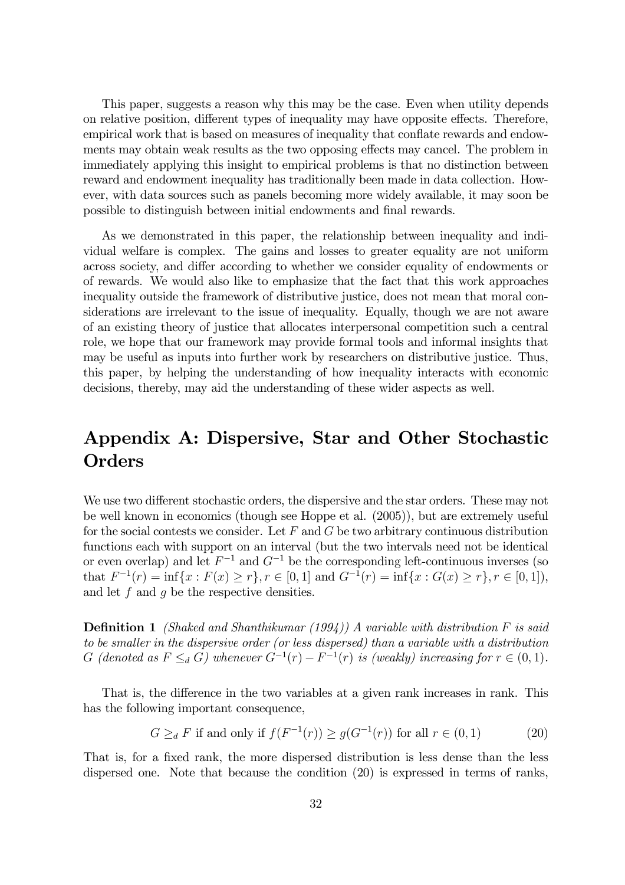This paper, suggests a reason why this may be the case. Even when utility depends on relative position, different types of inequality may have opposite effects. Therefore, empirical work that is based on measures of inequality that conflate rewards and endowments may obtain weak results as the two opposing effects may cancel. The problem in immediately applying this insight to empirical problems is that no distinction between reward and endowment inequality has traditionally been made in data collection. However, with data sources such as panels becoming more widely available, it may soon be possible to distinguish between initial endowments and final rewards.

As we demonstrated in this paper, the relationship between inequality and individual welfare is complex. The gains and losses to greater equality are not uniform across society, and differ according to whether we consider equality of endowments or of rewards. We would also like to emphasize that the fact that this work approaches inequality outside the framework of distributive justice, does not mean that moral considerations are irrelevant to the issue of inequality. Equally, though we are not aware of an existing theory of justice that allocates interpersonal competition such a central role, we hope that our framework may provide formal tools and informal insights that may be useful as inputs into further work by researchers on distributive justice. Thus, this paper, by helping the understanding of how inequality interacts with economic decisions, thereby, may aid the understanding of these wider aspects as well.

# Appendix A: Dispersive, Star and Other Stochastic Orders

We use two different stochastic orders, the dispersive and the star orders. These may not be well known in economics (though see Hoppe et al. (2005)), but are extremely useful for the social contests we consider. Let $F$ and $G$ be two arbitrary continuous distribution functions each with support on an interval (but the two intervals need not be identical or even overlap) and let $F^{-1}$ and $G^{-1}$ be the corresponding left-continuous inverses (so that $F^{-1}(r) = \inf\{x : F(x) \geq r\}, r \in [0,1]$ and $G^{-1}(r) = \inf\{x : G(x) \geq r\}, r \in [0,1]$), and let $f$ and $g$ be the respective densities.

**Definition 1** *(Shaked and Shanthikumar (1994)) A variable with distribution $F$ is said to be smaller in the dispersive order (or less dispersed) than a variable with a distribution $G$ (denoted as $F \leq_d G$) whenever $G^{-1}(r) - F^{-1}(r)$ is (weakly) increasing for $r \in (0,1)$.*

That is, the difference in the two variables at a given rank increases in rank. This has the following important consequence,

$$G \geq_d F \text{ if and only if } f(F^{-1}(r)) \geq g(G^{-1}(r)) \text{ for all } r \in (0,1) \tag{20}$$

That is, for a fixed rank, the more dispersed distribution is less dense than the less dispersed one. Note that because the condition (20) is expressed in terms of ranks,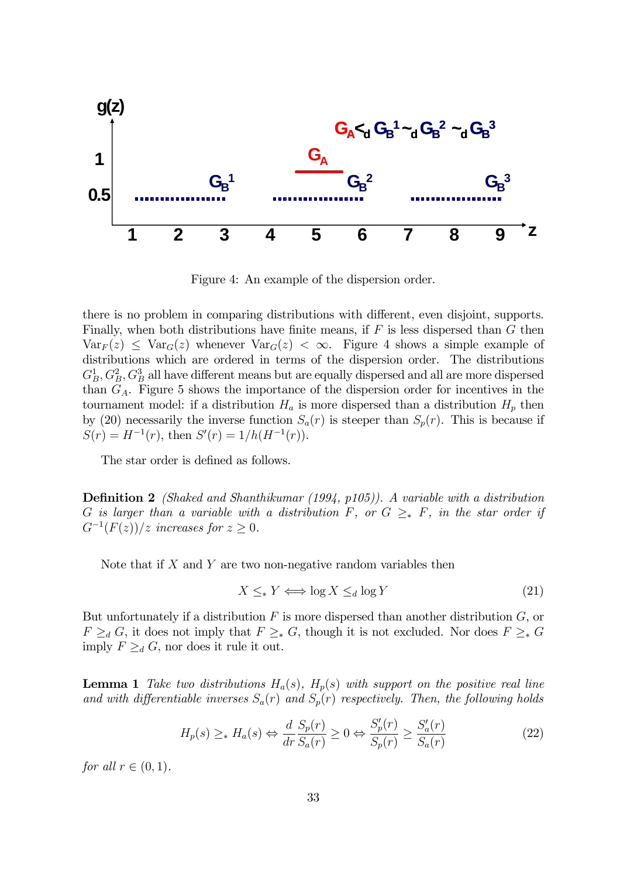Figure 4: An example of the dispersion order.

there is no problem in comparing distributions with different, even disjoint, supports. Finally, when both distributions have finite means, if $F$ is less dispersed than $G$ then $\mathrm{Var}_F(z) \leq \mathrm{Var}_G(z)$ whenever $\mathrm{Var}_G(z) < \infty$. Figure 4 shows a simple example of distributions which are ordered in terms of the dispersion order. The distributions $G_B^1, G_B^2, G_B^3$ all have different means but are equally dispersed and all are more dispersed than $G_A$. Figure 5 shows the importance of the dispersion order for incentives in the tournament model: if a distribution $H_a$ is more dispersed than a distribution $H_p$ then by (20) necessarily the inverse function $S_a(r)$ is steeper than $S_p(r)$. This is because if $S(r) = H^{-1}(r)$, then $S'(r) = 1/h(H^{-1}(r))$.

The star order is defined as follows.

**Definition 2** *(Shaked and Shanthikumar (1994, p105)). A variable with a distribution $G$ is larger than a variable with a distribution $F$, or $G \geq_* F$, in the star order if $G^{-1}(F(z))/z$ increases for $z \geq 0$.*

Note that if $X$ and $Y$ are two non-negative random variables then

$$X \leq_* Y \Longleftrightarrow \log X \leq_d \log Y \tag{21}$$

But unfortunately if a distribution $F$ is more dispersed than another distribution $G$, or $F \geq_d G$, it does not imply that $F \geq_* G$, though it is not excluded. Nor does $F \geq_* G$ imply $F \geq_d G$, nor does it rule it out.

**Lemma 1** *Take two distributions $H_a(s)$, $H_p(s)$ with support on the positive real line and with differentiable inverses $S_a(r)$ and $S_p(r)$ respectively. Then, the following holds*

$$H_p(s) \geq_* H_a(s) \Leftrightarrow \frac{d}{dr}\frac{S_p(r)}{S_a(r)} \geq 0 \Leftrightarrow \frac{S_p'(r)}{S_p(r)} \geq \frac{S_a'(r)}{S_a(r)} \tag{22}$$

*for all $r \in (0, 1)$.*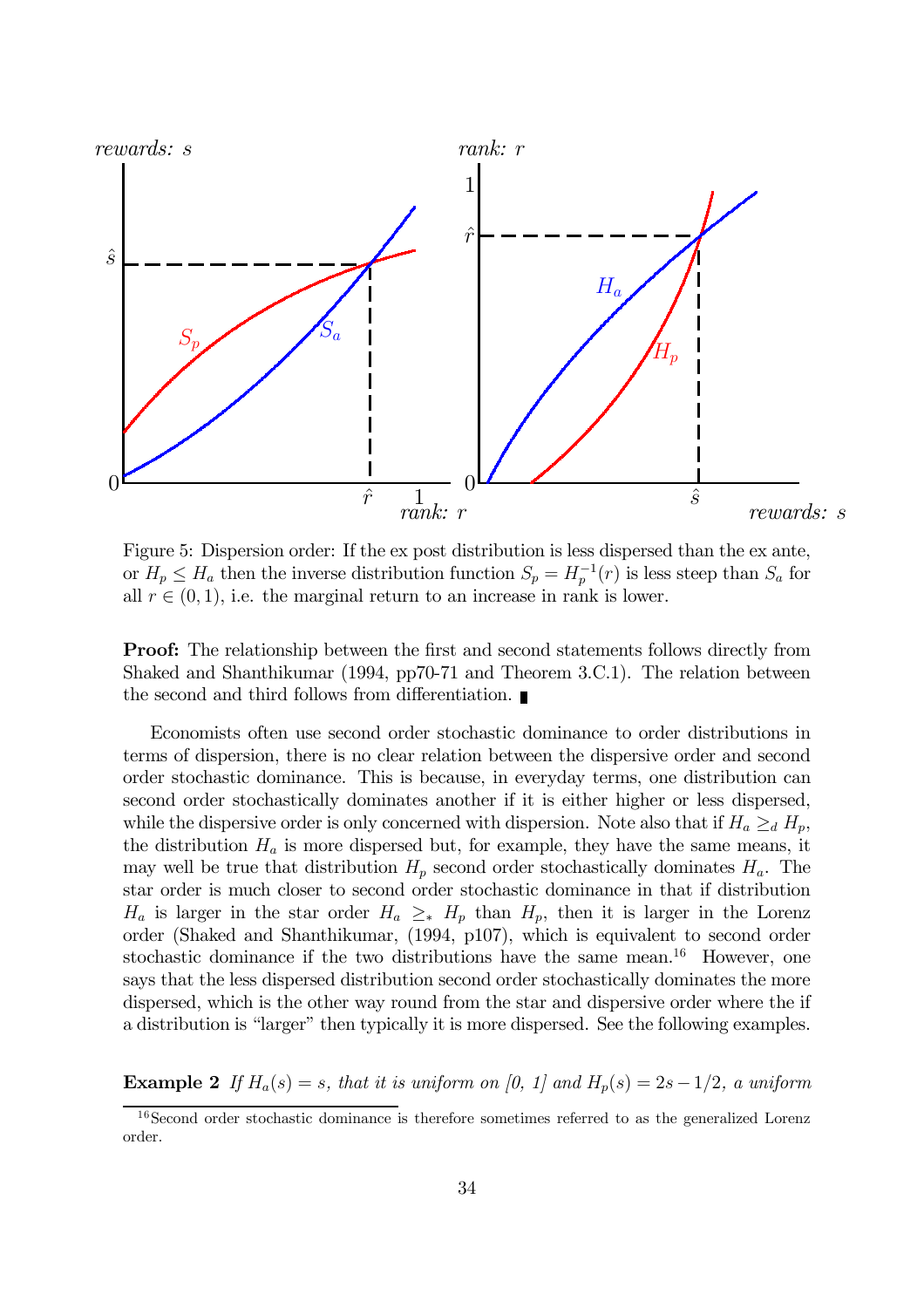Figure 5: Dispersion order: If the ex post distribution is less dispersed than the ex ante, or $H_p \leq H_a$ then the inverse distribution function $S_p = H_p^{-1}(r)$ is less steep than $S_a$ for all $r \in (0, 1)$, i.e. the marginal return to an increase in rank is lower.

**Proof:** The relationship between the first and second statements follows directly from Shaked and Shanthikumar (1994, pp70-71 and Theorem 3.C.1). The relation between the second and third follows from differentiation. ∎

Economists often use second order stochastic dominance to order distributions in terms of dispersion, there is no clear relation between the dispersive order and second order stochastic dominance. This is because, in everyday terms, one distribution can second order stochastically dominates another if it is either higher or less dispersed, while the dispersive order is only concerned with dispersion. Note also that if $H_a \geq_d H_p$, the distribution $H_a$ is more dispersed but, for example, they have the same means, it may well be true that distribution $H_p$ second order stochastically dominates $H_a$. The star order is much closer to second order stochastic dominance in that if distribution $H_a$ is larger in the star order $H_a \geq_* H_p$ than $H_p$, then it is larger in the Lorenz order (Shaked and Shanthikumar, (1994, p107), which is equivalent to second order stochastic dominance if the two distributions have the same mean.[16] However, one says that the less dispersed distribution second order stochastically dominates the more dispersed, which is the other way round from the star and dispersive order where the if a distribution is "larger" then typically it is more dispersed. See the following examples.

**Example 2** *If $H_a(s) = s$, that it is uniform on [0, 1] and $H_p(s) = 2s - 1/2$, a uniform*

[16] Second order stochastic dominance is therefore sometimes referred to as the generalized Lorenz order.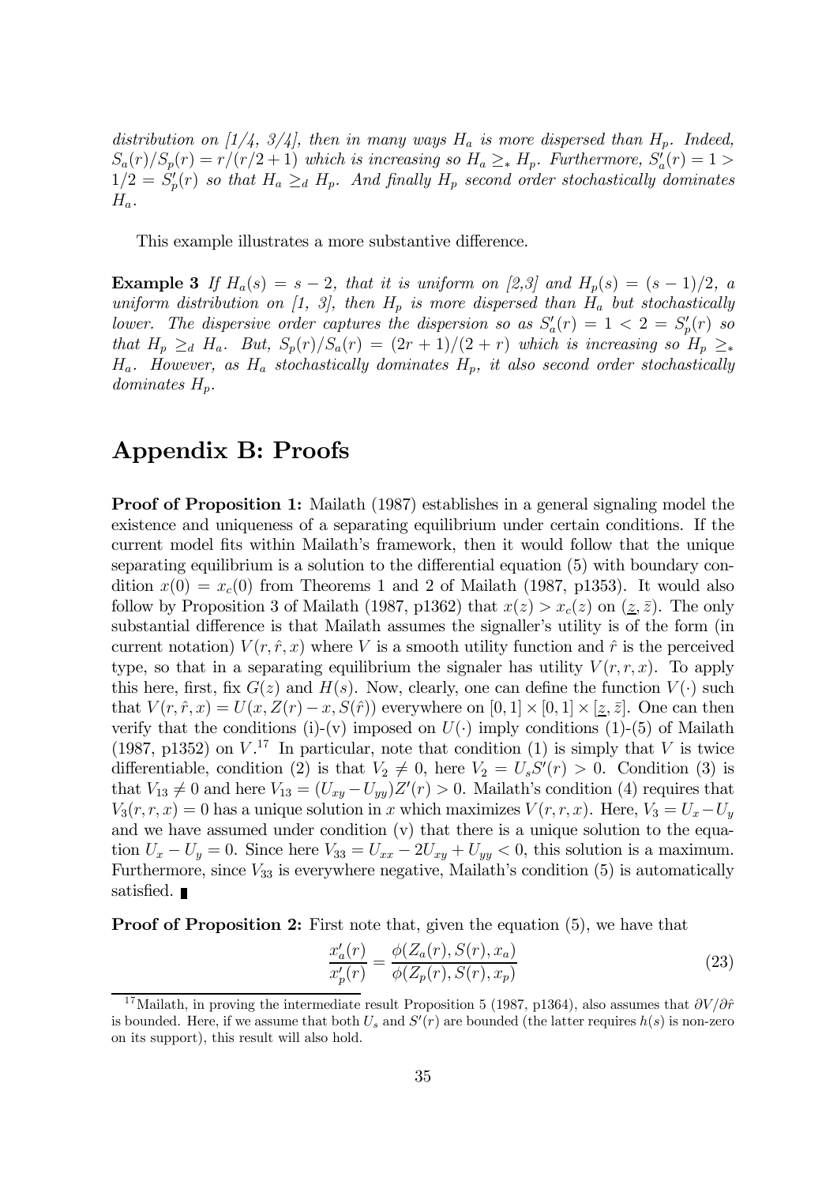*distribution on [1/4, 3/4], then in many ways $H_a$ is more dispersed than $H_p$. Indeed, $S_a(r)/S_p(r) = r/(r/2+1)$ which is increasing so $H_a \geq_* H_p$. Furthermore, $S_a'(r) = 1 > 1/2 = S_p'(r)$ so that $H_a \geq_d H_p$. And finally $H_p$ second order stochastically dominates $H_a$.*

This example illustrates a more substantive difference.

**Example 3** *If $H_a(s) = s - 2$, that it is uniform on [2,3] and $H_p(s) = (s-1)/2$, a uniform distribution on [1, 3], then $H_p$ is more dispersed than $H_a$ but stochastically lower. The dispersive order captures the dispersion so as $S_a'(r) = 1 < 2 = S_p'(r)$ so that $H_p \geq_d H_a$. But, $S_p(r)/S_a(r) = (2r+1)/(2+r)$ which is increasing so $H_p \geq_* H_a$. However, as $H_a$ stochastically dominates $H_p$, it also second order stochastically dominates $H_p$.*

# Appendix B: Proofs

**Proof of Proposition 1:** Mailath (1987) establishes in a general signaling model the existence and uniqueness of a separating equilibrium under certain conditions. If the current model fits within Mailath's framework, then it would follow that the unique separating equilibrium is a solution to the differential equation (5) with boundary condition $x(0) = x_c(0)$ from Theorems 1 and 2 of Mailath (1987, p1353). It would also follow by Proposition 3 of Mailath (1987, p1362) that $x(z) > x_c(z)$ on $(\underline{z}, \bar{z})$. The only substantial difference is that Mailath assumes the signaller's utility is of the form (in current notation) $V(r, \hat{r}, x)$ where $V$ is a smooth utility function and $\hat{r}$ is the perceived type, so that in a separating equilibrium the signaler has utility $V(r, r, x)$. To apply this here, first, fix $G(z)$ and $H(s)$. Now, clearly, one can define the function $V(\cdot)$ such that $V(r, \hat{r}, x) = U(x, Z(r) - x, S(\hat{r}))$ everywhere on $[0,1] \times [0,1] \times [\underline{z}, \bar{z}]$. One can then verify that the conditions (i)-(v) imposed on $U(\cdot)$ imply conditions (1)-(5) of Mailath (1987, p1352) on $V$.[17] In particular, note that condition (1) is simply that $V$ is twice differentiable, condition (2) is that $V_2 \neq 0$, here $V_2 = U_s S'(r) > 0$. Condition (3) is that $V_{13} \neq 0$ and here $V_{13} = (U_{xy} - U_{yy})Z'(r) > 0$. Mailath's condition (4) requires that $V_3(r, r, x) = 0$ has a unique solution in $x$ which maximizes $V(r, r, x)$. Here, $V_3 = U_x - U_y$ and we have assumed under condition (v) that there is a unique solution to the equation $U_x - U_y = 0$. Since here $V_{33} = U_{xx} - 2U_{xy} + U_{yy} < 0$, this solution is a maximum. Furthermore, since $V_{33}$ is everywhere negative, Mailath's condition (5) is automatically satisfied. ∎

**Proof of Proposition 2:** First note that, given the equation (5), we have that

$$\frac{x_a'(r)}{x_p'(r)} = \frac{\phi(Z_a(r), S(r), x_a)}{\phi(Z_p(r), S(r), x_p)} \tag{23}$$

[17] Mailath, in proving the intermediate result Proposition 5 (1987, p1364), also assumes that $\partial V/\partial \hat{r}$ is bounded. Here, if we assume that both $U_s$ and $S'(r)$ are bounded (the latter requires $h(s)$ is non-zero on its support), this result will also hold.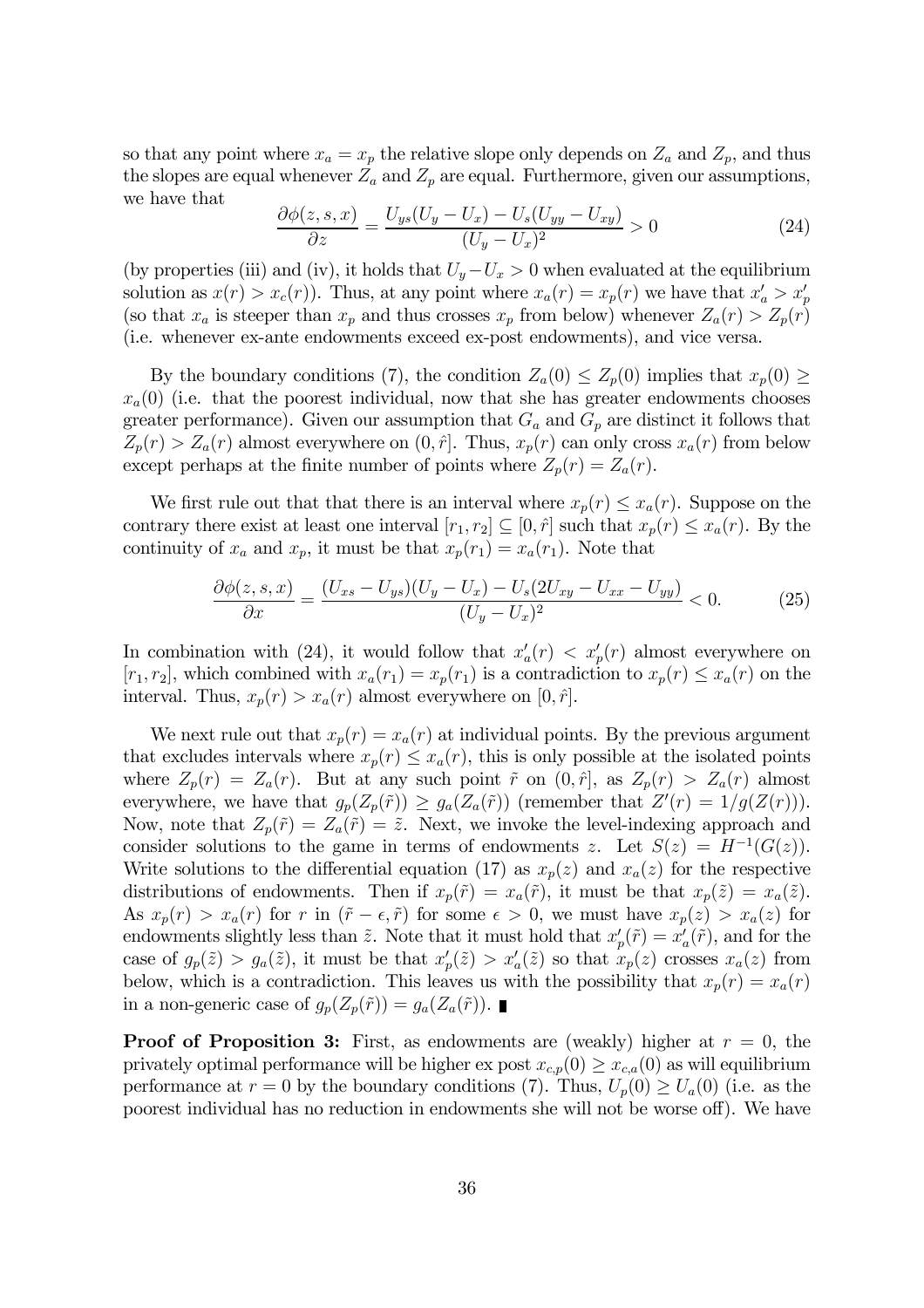so that any point where $x_a = x_p$ the relative slope only depends on $Z_a$ and $Z_p$, and thus the slopes are equal whenever $Z_a$ and $Z_p$ are equal. Furthermore, given our assumptions, we have that

$$\frac{\partial \phi(z, s, x)}{\partial z} = \frac{U_{ys}(U_y - U_x) - U_s(U_{yy} - U_{xy})}{(U_y - U_x)^2} > 0 \tag{24}$$

(by properties (iii) and (iv), it holds that $U_y - U_x > 0$ when evaluated at the equilibrium solution as $x(r) > x_c(r)$). Thus, at any point where $x_a(r) = x_p(r)$ we have that $x_a' > x_p'$ (so that $x_a$ is steeper than $x_p$ and thus crosses $x_p$ from below) whenever $Z_a(r) > Z_p(r)$ (i.e. whenever ex-ante endowments exceed ex-post endowments), and vice versa.

By the boundary conditions (7), the condition $Z_a(0) \leq Z_p(0)$ implies that $x_p(0) \geq x_a(0)$ (i.e. that the poorest individual, now that she has greater endowments chooses greater performance). Given our assumption that $G_a$ and $G_p$ are distinct it follows that $Z_p(r) > Z_a(r)$ almost everywhere on $(0, \hat{r}]$. Thus, $x_p(r)$ can only cross $x_a(r)$ from below except perhaps at the finite number of points where $Z_p(r) = Z_a(r)$.

We first rule out that that there is an interval where $x_p(r) \leq x_a(r)$. Suppose on the contrary there exist at least one interval $[r_1, r_2] \subseteq [0, \hat{r}]$ such that $x_p(r) \leq x_a(r)$. By the continuity of $x_a$ and $x_p$, it must be that $x_p(r_1) = x_a(r_1)$. Note that

$$\frac{\partial \phi(z, s, x)}{\partial x} = \frac{(U_{xs} - U_{ys})(U_y - U_x) - U_s(2U_{xy} - U_{xx} - U_{yy})}{(U_y - U_x)^2} < 0. \tag{25}$$

In combination with (24), it would follow that $x_a'(r) < x_p'(r)$ almost everywhere on $[r_1, r_2]$, which combined with $x_a(r_1) = x_p(r_1)$ is a contradiction to $x_p(r) \leq x_a(r)$ on the interval. Thus, $x_p(r) > x_a(r)$ almost everywhere on $[0, \hat{r}]$.

We next rule out that $x_p(r) = x_a(r)$ at individual points. By the previous argument that excludes intervals where $x_p(r) \leq x_a(r)$, this is only possible at the isolated points where $Z_p(r) = Z_a(r)$. But at any such point $\tilde{r}$ on $(0, \hat{r}]$, as $Z_p(r) > Z_a(r)$ almost everywhere, we have that $g_p(Z_p(\tilde{r})) \geq g_a(Z_a(\tilde{r}))$ (remember that $Z'(r) = 1/g(Z(r))$). Now, note that $Z_p(\tilde{r}) = Z_a(\tilde{r}) = \tilde{z}$. Next, we invoke the level-indexing approach and consider solutions to the game in terms of endowments $z$. Let $S(z) = H^{-1}(G(z))$. Write solutions to the differential equation (17) as $x_p(z)$ and $x_a(z)$ for the respective distributions of endowments. Then if $x_p(\tilde{r}) = x_a(\tilde{r})$, it must be that $x_p(\tilde{z}) = x_a(\tilde{z})$. As $x_p(r) > x_a(r)$ for $r$ in $(\tilde{r} - \epsilon, \tilde{r})$ for some $\epsilon > 0$, we must have $x_p(z) > x_a(z)$ for endowments slightly less than $\tilde{z}$. Note that it must hold that $x_p'(\tilde{r}) = x_a'(\tilde{r})$, and for the case of $g_p(\tilde{z}) > g_a(\tilde{z})$, it must be that $x_p'(\tilde{z}) > x_a'(\tilde{z})$ so that $x_p(z)$ crosses $x_a(z)$ from below, which is a contradiction. This leaves us with the possibility that $x_p(r) = x_a(r)$ in a non-generic case of $g_p(Z_p(\tilde{r})) = g_a(Z_a(\tilde{r}))$. ■

**Proof of Proposition 3:** First, as endowments are (weakly) higher at $r = 0$, the privately optimal performance will be higher ex post $x_{c,p}(0) \geq x_{c,a}(0)$ as will equilibrium performance at $r = 0$ by the boundary conditions (7). Thus, $U_p(0) \geq U_a(0)$ (i.e. as the poorest individual has no reduction in endowments she will not be worse off). We have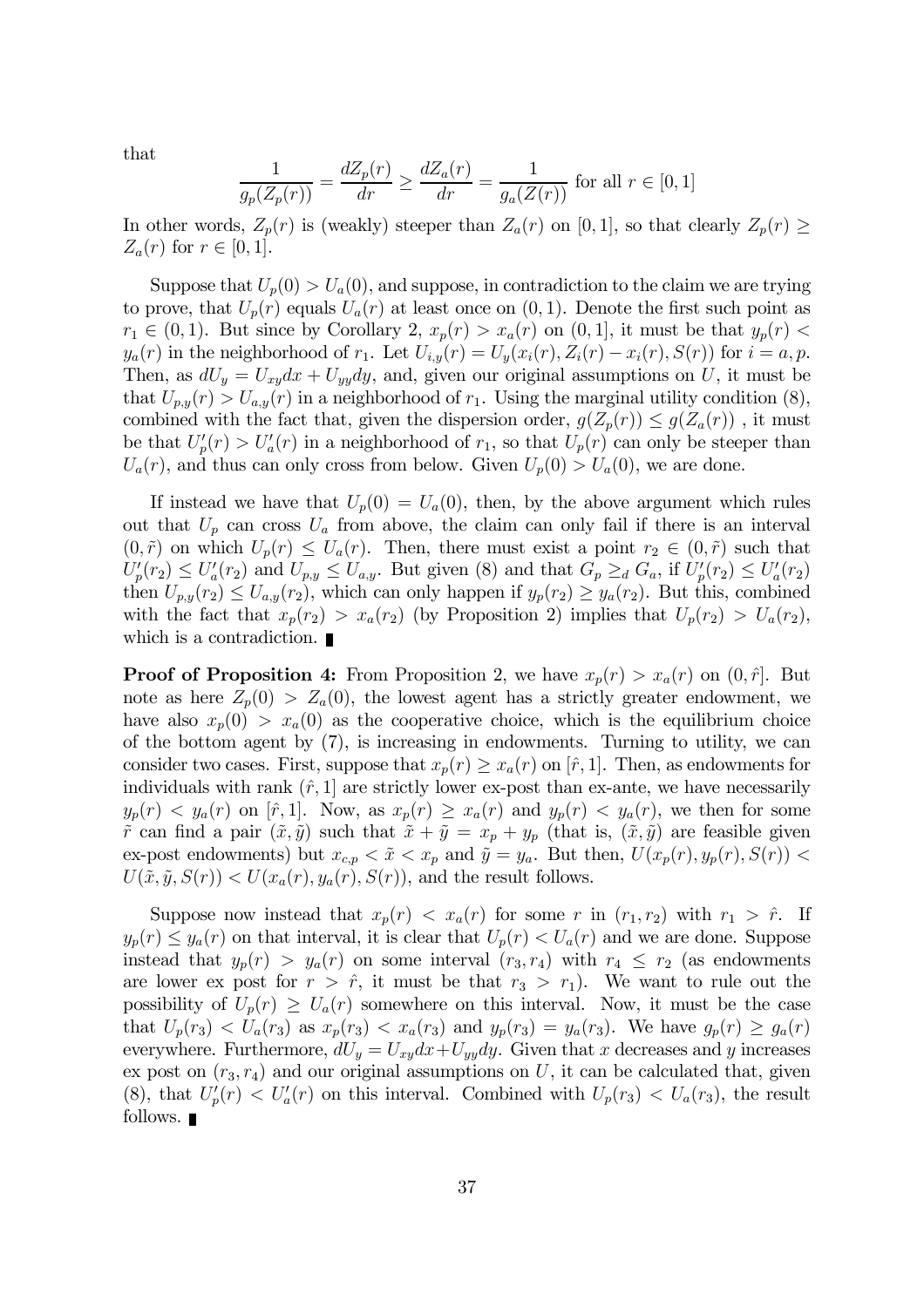that

$$\frac{1}{g_p(Z_p(r))} = \frac{dZ_p(r)}{dr} \geq \frac{dZ_a(r)}{dr} = \frac{1}{g_a(Z(r))} \text{ for all } r \in [0,1]$$

In other words, $Z_p(r)$ is (weakly) steeper than $Z_a(r)$ on $[0,1]$, so that clearly $Z_p(r) \geq Z_a(r)$ for $r \in [0,1]$.

Suppose that $U_p(0) > U_a(0)$, and suppose, in contradiction to the claim we are trying to prove, that $U_p(r)$ equals $U_a(r)$ at least once on $(0,1)$. Denote the first such point as $r_1 \in (0,1)$. But since by Corollary 2, $x_p(r) > x_a(r)$ on $(0,1]$, it must be that $y_p(r) < y_a(r)$ in the neighborhood of $r_1$. Let $U_{i,y}(r) = U_y(x_i(r), Z_i(r) - x_i(r), S(r))$ for $i = a, p$. Then, as $dU_y = U_{xy}dx + U_{yy}dy$, and, given our original assumptions on $U$, it must be that $U_{p,y}(r) > U_{a,y}(r)$ in a neighborhood of $r_1$. Using the marginal utility condition (8), combined with the fact that, given the dispersion order, $g(Z_p(r)) \leq g(Z_a(r))$ , it must be that $U_p'(r) > U_a'(r)$ in a neighborhood of $r_1$, so that $U_p(r)$ can only be steeper than $U_a(r)$, and thus can only cross from below. Given $U_p(0) > U_a(0)$, we are done.

If instead we have that $U_p(0) = U_a(0)$, then, by the above argument which rules out that $U_p$ can cross $U_a$ from above, the claim can only fail if there is an interval $(0, \tilde{r})$ on which $U_p(r) \leq U_a(r)$. Then, there must exist a point $r_2 \in (0, \tilde{r})$ such that $U_p'(r_2) \leq U_a'(r_2)$ and $U_{p,y} \leq U_{a,y}$. But given (8) and that $G_p \geq_d G_a$, if $U_p'(r_2) \leq U_a'(r_2)$ then $U_{p,y}(r_2) \leq U_{a,y}(r_2)$, which can only happen if $y_p(r_2) \geq y_a(r_2)$. But this, combined with the fact that $x_p(r_2) > x_a(r_2)$ (by Proposition 2) implies that $U_p(r_2) > U_a(r_2)$, which is a contradiction. ∎

**Proof of Proposition 4:** From Proposition 2, we have $x_p(r) > x_a(r)$ on $(0, \hat{r}]$. But note as here $Z_p(0) > Z_a(0)$, the lowest agent has a strictly greater endowment, we have also $x_p(0) > x_a(0)$ as the cooperative choice, which is the equilibrium choice of the bottom agent by (7), is increasing in endowments. Turning to utility, we can consider two cases. First, suppose that $x_p(r) \geq x_a(r)$ on $[\hat{r}, 1]$. Then, as endowments for individuals with rank $(\hat{r}, 1]$ are strictly lower ex-post than ex-ante, we have necessarily $y_p(r) < y_a(r)$ on $[\hat{r}, 1]$. Now, as $x_p(r) \geq x_a(r)$ and $y_p(r) < y_a(r)$, we then for some $\tilde{r}$ can find a pair $(\tilde{x}, \tilde{y})$ such that $\tilde{x} + \tilde{y} = x_p + y_p$ (that is, $(\tilde{x}, \tilde{y})$ are feasible given ex-post endowments) but $x_{c,p} < \tilde{x} < x_p$ and $\tilde{y} = y_a$. But then, $U(x_p(r), y_p(r), S(r)) < U(\tilde{x}, \tilde{y}, S(r)) < U(x_a(r), y_a(r), S(r))$, and the result follows.

Suppose now instead that $x_p(r) < x_a(r)$ for some $r$ in $(r_1, r_2)$ with $r_1 > \hat{r}$. If $y_p(r) \leq y_a(r)$ on that interval, it is clear that $U_p(r) < U_a(r)$ and we are done. Suppose instead that $y_p(r) > y_a(r)$ on some interval $(r_3, r_4)$ with $r_4 \leq r_2$ (as endowments are lower ex post for $r > \hat{r}$, it must be that $r_3 > r_1$). We want to rule out the possibility of $U_p(r) \geq U_a(r)$ somewhere on this interval. Now, it must be the case that $U_p(r_3) < U_a(r_3)$ as $x_p(r_3) < x_a(r_3)$ and $y_p(r_3) = y_a(r_3)$. We have $g_p(r) \geq g_a(r)$ everywhere. Furthermore, $dU_y = U_{xy}dx + U_{yy}dy$. Given that $x$ decreases and $y$ increases ex post on $(r_3, r_4)$ and our original assumptions on $U$, it can be calculated that, given (8), that $U_p'(r) < U_a'(r)$ on this interval. Combined with $U_p(r_3) < U_a(r_3)$, the result follows. ∎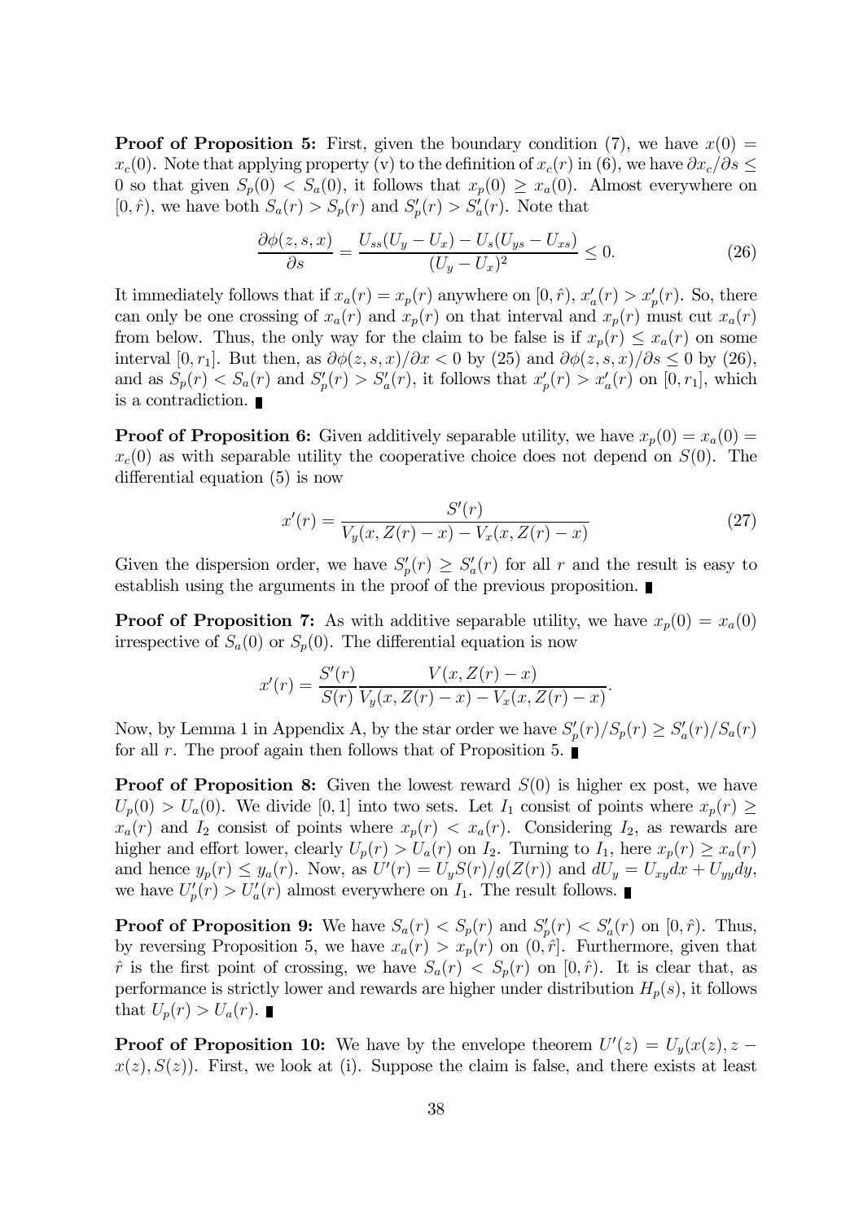**Proof of Proposition 5:** First, given the boundary condition (7), we have $x(0) = x_c(0)$. Note that applying property (v) to the definition of $x_c(r)$ in (6), we have $\partial x_c/\partial s \leq 0$ so that given $S_p(0) < S_a(0)$, it follows that $x_p(0) \geq x_a(0)$. Almost everywhere on $[0, \hat{r})$, we have both $S_a(r) > S_p(r)$ and $S_p'(r) > S_a'(r)$. Note that

$$\frac{\partial \phi(z,s,x)}{\partial s} = \frac{U_{ss}(U_y - U_x) - U_s(U_{ys} - U_{xs})}{(U_y - U_x)^2} \leq 0. \tag{26}$$

It immediately follows that if $x_a(r) = x_p(r)$ anywhere on $[0, \hat{r})$, $x_a'(r) > x_p'(r)$. So, there can only be one crossing of $x_a(r)$ and $x_p(r)$ on that interval and $x_p(r)$ must cut $x_a(r)$ from below. Thus, the only way for the claim to be false is if $x_p(r) \leq x_a(r)$ on some interval $[0, r_1]$. But then, as $\partial\phi(z,s,x)/\partial x < 0$ by (25) and $\partial\phi(z,s,x)/\partial s \leq 0$ by (26), and as $S_p(r) < S_a(r)$ and $S_p'(r) > S_a'(r)$, it follows that $x_p'(r) > x_a'(r)$ on $[0, r_1]$, which is a contradiction. ∎

**Proof of Proposition 6:** Given additively separable utility, we have $x_p(0) = x_a(0) = x_c(0)$ as with separable utility the cooperative choice does not depend on $S(0)$. The differential equation (5) is now

$$x'(r) = \frac{S'(r)}{V_y(x, Z(r) - x) - V_x(x, Z(r) - x)} \tag{27}$$

Given the dispersion order, we have $S_p'(r) \geq S_a'(r)$ for all $r$ and the result is easy to establish using the arguments in the proof of the previous proposition. ∎

**Proof of Proposition 7:** As with additive separable utility, we have $x_p(0) = x_a(0)$ irrespective of $S_a(0)$ or $S_p(0)$. The differential equation is now

$$x'(r) = \frac{S'(r)}{S(r)} \frac{V(x, Z(r) - x)}{V_y(x, Z(r) - x) - V_x(x, Z(r) - x)}.$$

Now, by Lemma 1 in Appendix A, by the star order we have $S_p'(r)/S_p(r) \geq S_a'(r)/S_a(r)$ for all $r$. The proof again then follows that of Proposition 5. ∎

**Proof of Proposition 8:** Given the lowest reward $S(0)$ is higher ex post, we have $U_p(0) > U_a(0)$. We divide $[0, 1]$ into two sets. Let $I_1$ consist of points where $x_p(r) \geq x_a(r)$ and $I_2$ consist of points where $x_p(r) < x_a(r)$. Considering $I_2$, as rewards are higher and effort lower, clearly $U_p(r) > U_a(r)$ on $I_2$. Turning to $I_1$, here $x_p(r) \geq x_a(r)$ and hence $y_p(r) \leq y_a(r)$. Now, as $U'(r) = U_y S(r)/g(Z(r))$ and $dU_y = U_{xy}dx + U_{yy}dy$, we have $U_p'(r) > U_a'(r)$ almost everywhere on $I_1$. The result follows. ∎

**Proof of Proposition 9:** We have $S_a(r) < S_p(r)$ and $S_p'(r) < S_a'(r)$ on $[0, \hat{r})$. Thus, by reversing Proposition 5, we have $x_a(r) > x_p(r)$ on $(0, \hat{r}]$. Furthermore, given that $\hat{r}$ is the first point of crossing, we have $S_a(r) < S_p(r)$ on $[0, \hat{r})$. It is clear that, as performance is strictly lower and rewards are higher under distribution $H_p(s)$, it follows that $U_p(r) > U_a(r)$. ∎

**Proof of Proposition 10:** We have by the envelope theorem $U'(z) = U_y(x(z), z - x(z), S(z))$. First, we look at (i). Suppose the claim is false, and there exists at least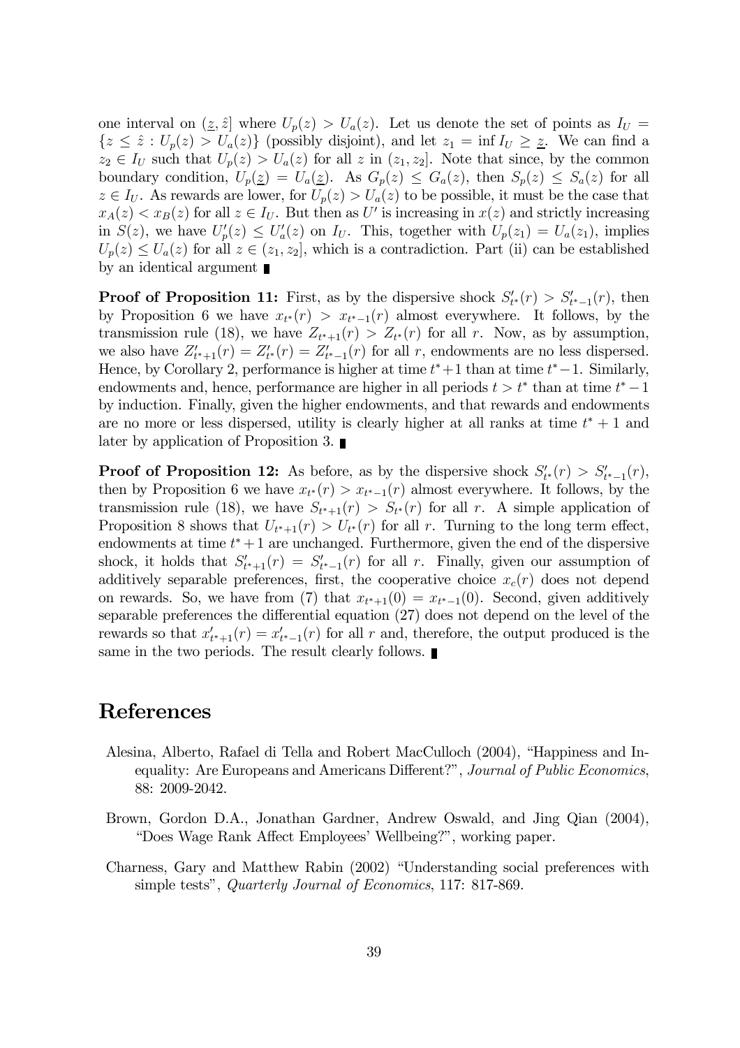one interval on $(\underline{z}, \hat{z}]$ where $U_p(z) > U_a(z)$. Let us denote the set of points as $I_U = \{z \leq \hat{z} : U_p(z) > U_a(z)\}$ (possibly disjoint), and let $z_1 = \inf I_U \geq \underline{z}$. We can find a $z_2 \in I_U$ such that $U_p(z) > U_a(z)$ for all $z$ in $(z_1, z_2]$. Note that since, by the common boundary condition, $U_p(\underline{z}) = U_a(\underline{z})$. As $G_p(z) \leq G_a(z)$, then $S_p(z) \leq S_a(z)$ for all $z \in I_U$. As rewards are lower, for $U_p(z) > U_a(z)$ to be possible, it must be the case that $x_A(z) < x_B(z)$ for all $z \in I_U$. But then as $U'$ is increasing in $x(z)$ and strictly increasing in $S(z)$, we have $U_p'(z) \leq U_a'(z)$ on $I_U$. This, together with $U_p(z_1) = U_a(z_1)$, implies $U_p(z) \leq U_a(z)$ for all $z \in (z_1, z_2]$, which is a contradiction. Part (ii) can be established by an identical argument ∎

**Proof of Proposition 11:** First, as by the dispersive shock $S'_{t^*}(r) > S'_{t^*-1}(r)$, then by Proposition 6 we have $x_{t^*}(r) > x_{t^*-1}(r)$ almost everywhere. It follows, by the transmission rule (18), we have $Z_{t^*+1}(r) > Z_{t^*}(r)$ for all $r$. Now, as by assumption, we also have $Z'_{t^*+1}(r) = Z'_{t^*}(r) = Z'_{t^*-1}(r)$ for all $r$, endowments are no less dispersed. Hence, by Corollary 2, performance is higher at time $t^*+1$ than at time $t^*-1$. Similarly, endowments and, hence, performance are higher in all periods $t > t^*$ than at time $t^*-1$ by induction. Finally, given the higher endowments, and that rewards and endowments are no more or less dispersed, utility is clearly higher at all ranks at time $t^*+1$ and later by application of Proposition 3. ∎

**Proof of Proposition 12:** As before, as by the dispersive shock $S'_{t^*}(r) > S'_{t^*-1}(r)$, then by Proposition 6 we have $x_{t^*}(r) > x_{t^*-1}(r)$ almost everywhere. It follows, by the transmission rule (18), we have $S_{t^*+1}(r) > S_{t^*}(r)$ for all $r$. A simple application of Proposition 8 shows that $U_{t^*+1}(r) > U_{t^*}(r)$ for all $r$. Turning to the long term effect, endowments at time $t^*+1$ are unchanged. Furthermore, given the end of the dispersive shock, it holds that $S'_{t^*+1}(r) = S'_{t^*-1}(r)$ for all $r$. Finally, given our assumption of additively separable preferences, first, the cooperative choice $x_c(r)$ does not depend on rewards. So, we have from (7) that $x_{t^*+1}(0) = x_{t^*-1}(0)$. Second, given additively separable preferences the differential equation (27) does not depend on the level of the rewards so that $x'_{t^*+1}(r) = x'_{t^*-1}(r)$ for all $r$ and, therefore, the output produced is the same in the two periods. The result clearly follows. ∎

# References

Alesina, Alberto, Rafael di Tella and Robert MacCulloch (2004), "Happiness and Inequality: Are Europeans and Americans Different?", *Journal of Public Economics*, 88: 2009-2042.

Brown, Gordon D.A., Jonathan Gardner, Andrew Oswald, and Jing Qian (2004), "Does Wage Rank Affect Employees' Wellbeing?", working paper.

Charness, Gary and Matthew Rabin (2002) "Understanding social preferences with simple tests", *Quarterly Journal of Economics*, 117: 817-869.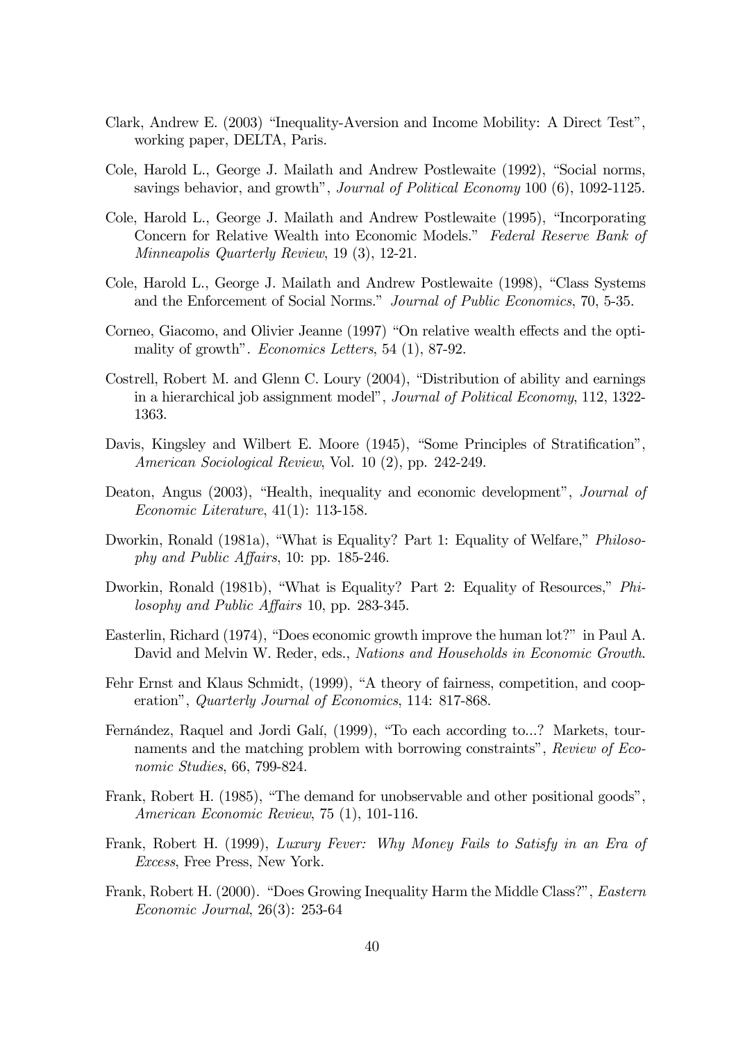Clark, Andrew E. (2003) "Inequality-Aversion and Income Mobility: A Direct Test", working paper, DELTA, Paris.

Cole, Harold L., George J. Mailath and Andrew Postlewaite (1992), "Social norms, savings behavior, and growth", *Journal of Political Economy* 100 (6), 1092-1125.

Cole, Harold L., George J. Mailath and Andrew Postlewaite (1995), "Incorporating Concern for Relative Wealth into Economic Models." *Federal Reserve Bank of Minneapolis Quarterly Review*, 19 (3), 12-21.

Cole, Harold L., George J. Mailath and Andrew Postlewaite (1998), "Class Systems and the Enforcement of Social Norms." *Journal of Public Economics*, 70, 5-35.

Corneo, Giacomo, and Olivier Jeanne (1997) "On relative wealth effects and the optimality of growth". *Economics Letters*, 54 (1), 87-92.

Costrell, Robert M. and Glenn C. Loury (2004), "Distribution of ability and earnings in a hierarchical job assignment model", *Journal of Political Economy*, 112, 1322-1363.

Davis, Kingsley and Wilbert E. Moore (1945), "Some Principles of Stratification", *American Sociological Review*, Vol. 10 (2), pp. 242-249.

Deaton, Angus (2003), "Health, inequality and economic development", *Journal of Economic Literature*, 41(1): 113-158.

Dworkin, Ronald (1981a), "What is Equality? Part 1: Equality of Welfare," *Philosophy and Public Affairs*, 10: pp. 185-246.

Dworkin, Ronald (1981b), "What is Equality? Part 2: Equality of Resources," *Philosophy and Public Affairs* 10, pp. 283-345.

Easterlin, Richard (1974), "Does economic growth improve the human lot?" in Paul A. David and Melvin W. Reder, eds., *Nations and Households in Economic Growth*.

Fehr Ernst and Klaus Schmidt, (1999), "A theory of fairness, competition, and cooperation", *Quarterly Journal of Economics*, 114: 817-868.

Fernández, Raquel and Jordi Galí, (1999), "To each according to...? Markets, tournaments and the matching problem with borrowing constraints", *Review of Economic Studies*, 66, 799-824.

Frank, Robert H. (1985), "The demand for unobservable and other positional goods", *American Economic Review*, 75 (1), 101-116.

Frank, Robert H. (1999), *Luxury Fever: Why Money Fails to Satisfy in an Era of Excess*, Free Press, New York.

Frank, Robert H. (2000). "Does Growing Inequality Harm the Middle Class?", *Eastern Economic Journal*, 26(3): 253-64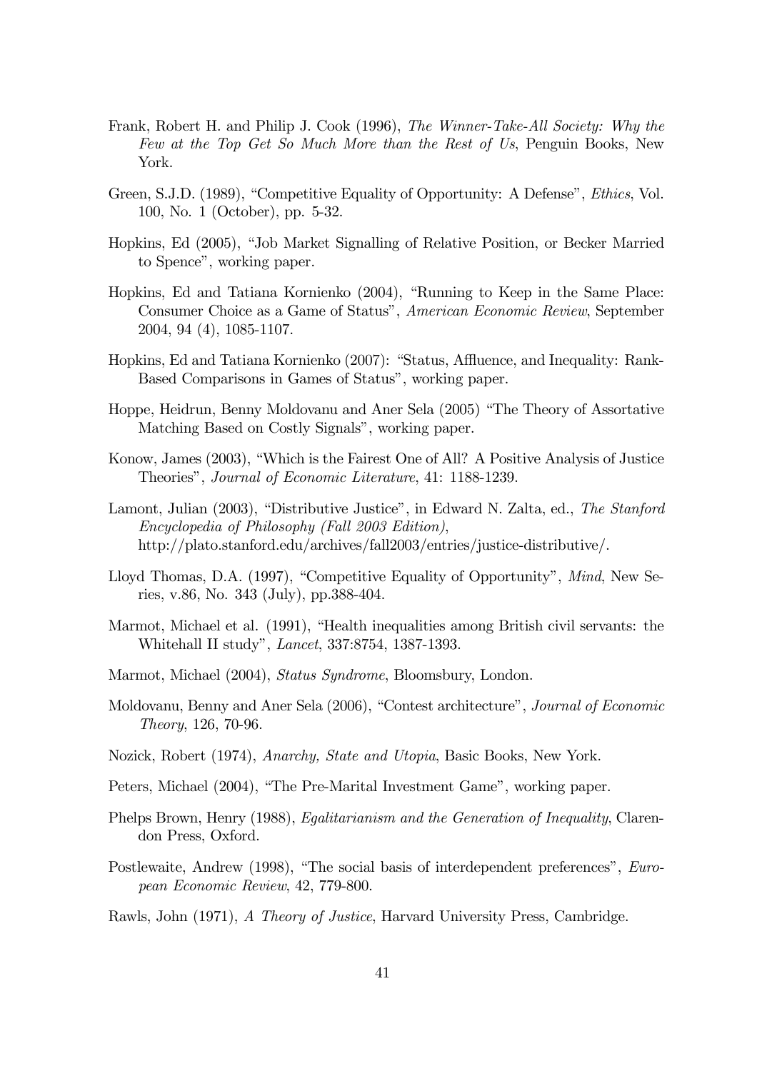Frank, Robert H. and Philip J. Cook (1996), *The Winner-Take-All Society: Why the Few at the Top Get So Much More than the Rest of Us*, Penguin Books, New York.

Green, S.J.D. (1989), "Competitive Equality of Opportunity: A Defense", *Ethics*, Vol. 100, No. 1 (October), pp. 5-32.

Hopkins, Ed (2005), "Job Market Signalling of Relative Position, or Becker Married to Spence", working paper.

Hopkins, Ed and Tatiana Kornienko (2004), "Running to Keep in the Same Place: Consumer Choice as a Game of Status", *American Economic Review*, September 2004, 94 (4), 1085-1107.

Hopkins, Ed and Tatiana Kornienko (2007): "Status, Affluence, and Inequality: Rank-Based Comparisons in Games of Status", working paper.

Hoppe, Heidrun, Benny Moldovanu and Aner Sela (2005) "The Theory of Assortative Matching Based on Costly Signals", working paper.

Konow, James (2003), "Which is the Fairest One of All? A Positive Analysis of Justice Theories", *Journal of Economic Literature*, 41: 1188-1239.

Lamont, Julian (2003), "Distributive Justice", in Edward N. Zalta, ed., *The Stanford Encyclopedia of Philosophy (Fall 2003 Edition)*, http://plato.stanford.edu/archives/fall2003/entries/justice-distributive/.

Lloyd Thomas, D.A. (1997), "Competitive Equality of Opportunity", *Mind*, New Series, v.86, No. 343 (July), pp.388-404.

Marmot, Michael et al. (1991), "Health inequalities among British civil servants: the Whitehall II study", *Lancet*, 337:8754, 1387-1393.

Marmot, Michael (2004), *Status Syndrome*, Bloomsbury, London.

Moldovanu, Benny and Aner Sela (2006), "Contest architecture", *Journal of Economic Theory*, 126, 70-96.

Nozick, Robert (1974), *Anarchy, State and Utopia*, Basic Books, New York.

Peters, Michael (2004), "The Pre-Marital Investment Game", working paper.

Phelps Brown, Henry (1988), *Egalitarianism and the Generation of Inequality*, Clarendon Press, Oxford.

Postlewaite, Andrew (1998), "The social basis of interdependent preferences", *European Economic Review*, 42, 779-800.

Rawls, John (1971), *A Theory of Justice*, Harvard University Press, Cambridge.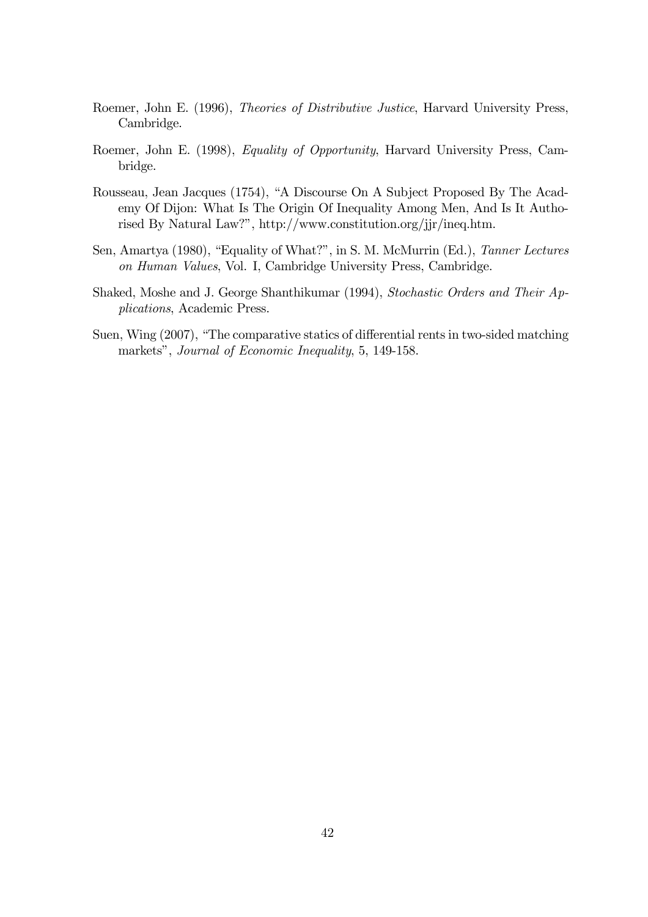Roemer, John E. (1996), *Theories of Distributive Justice*, Harvard University Press, Cambridge.

Roemer, John E. (1998), *Equality of Opportunity*, Harvard University Press, Cambridge.

Rousseau, Jean Jacques (1754), "A Discourse On A Subject Proposed By The Academy Of Dijon: What Is The Origin Of Inequality Among Men, And Is It Authorised By Natural Law?", http://www.constitution.org/jjr/ineq.htm.

Sen, Amartya (1980), "Equality of What?", in S. M. McMurrin (Ed.), *Tanner Lectures on Human Values*, Vol. I, Cambridge University Press, Cambridge.

Shaked, Moshe and J. George Shanthikumar (1994), *Stochastic Orders and Their Applications*, Academic Press.

Suen, Wing (2007), "The comparative statics of differential rents in two-sided matching markets", *Journal of Economic Inequality*, 5, 149-158.